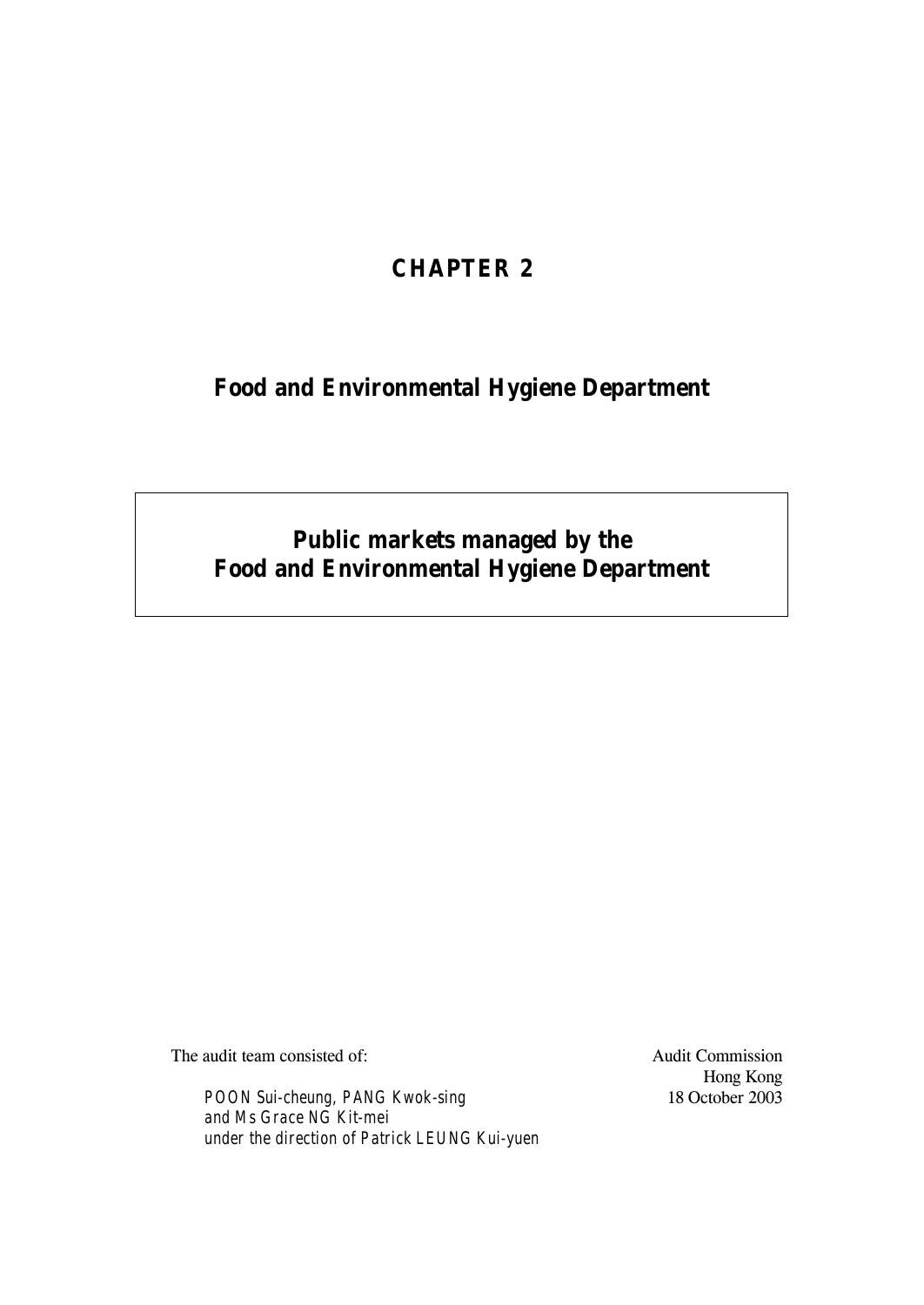# CHAPTER 2

## Food and Environmental Hygiene Department

## Public markets managed by the Food and Environmental Hygiene Department

The audit team consisted of:

*POON Sui-cheung, PANG Kwok-sing and Ms Grace NG Kit-mei under the direction of Patrick LEUNG Kui-yuen*

Audit Commission
Hong Kong
18 October 2003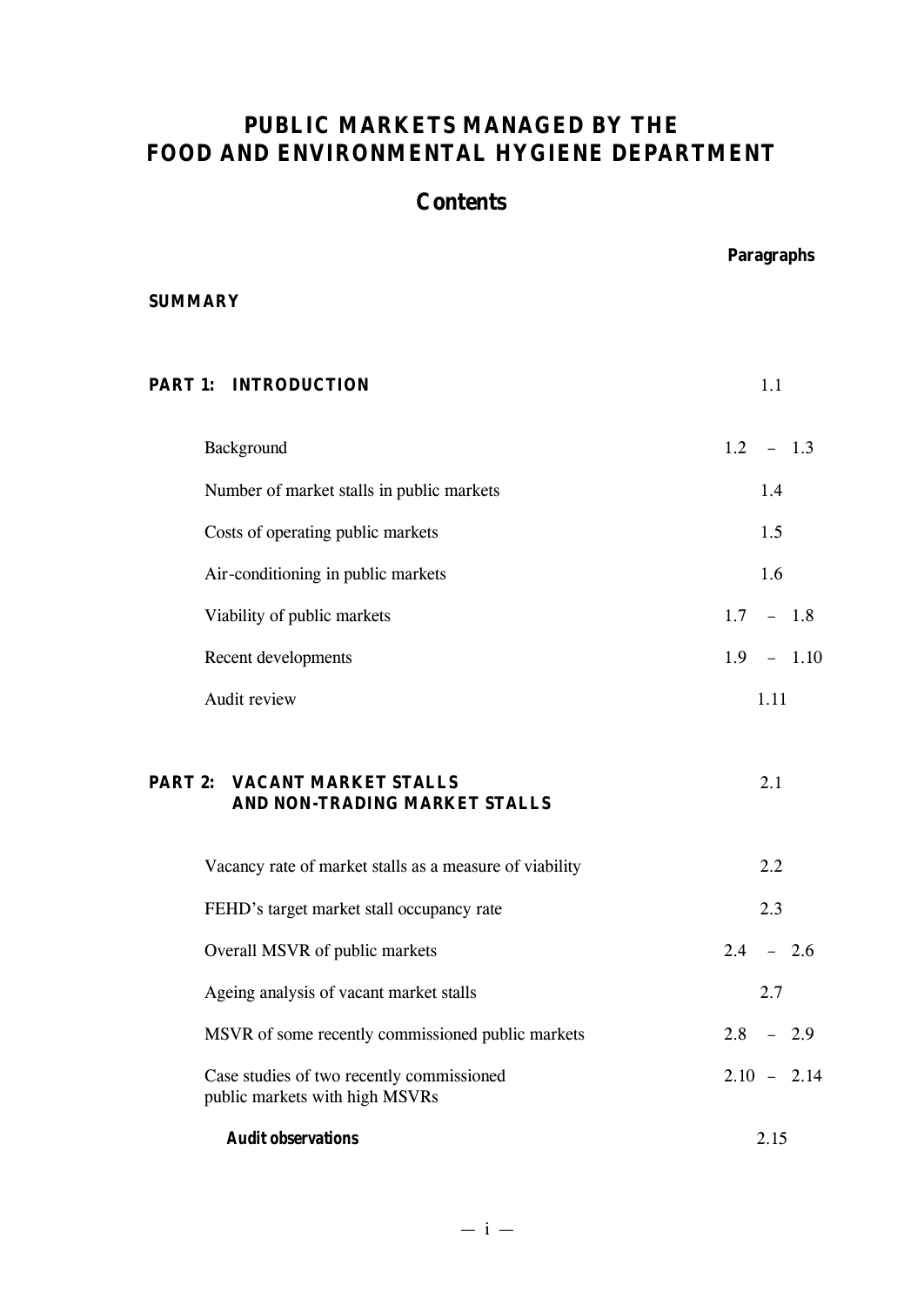# PUBLIC MARKETS MANAGED BY THE FOOD AND ENVIRONMENTAL HYGIENE DEPARTMENT

## Contents

| | Paragraphs |
|---|---|
| **SUMMARY** | |
| **PART 1: INTRODUCTION** | 1.1 |
| Background | 1.2 – 1.3 |
| Number of market stalls in public markets | 1.4 |
| Costs of operating public markets | 1.5 |
| Air-conditioning in public markets | 1.6 |
| Viability of public markets | 1.7 – 1.8 |
| Recent developments | 1.9 – 1.10 |
| Audit review | 1.11 |
| **PART 2: VACANT MARKET STALLS AND NON-TRADING MARKET STALLS** | 2.1 |
| Vacancy rate of market stalls as a measure of viability | 2.2 |
| FEHD's target market stall occupancy rate | 2.3 |
| Overall MSVR of public markets | 2.4 – 2.6 |
| Ageing analysis of vacant market stalls | 2.7 |
| MSVR of some recently commissioned public markets | 2.8 – 2.9 |
| Case studies of two recently commissioned public markets with high MSVRs | 2.10 – 2.14 |
| ***Audit observations*** | 2.15 |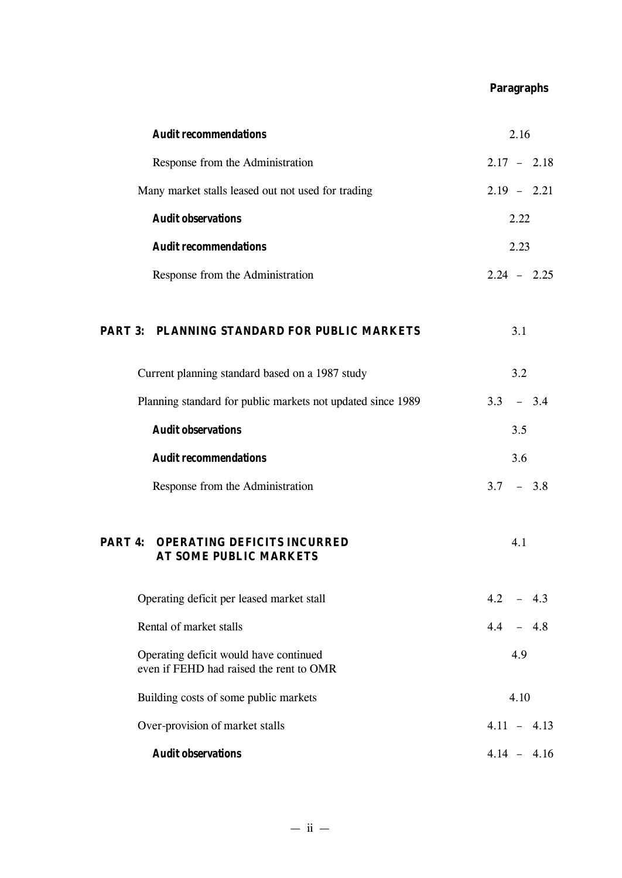| | Paragraphs |
|---|---|
| ***Audit recommendations*** | 2.16 |
| Response from the Administration | 2.17 – 2.18 |
| Many market stalls leased out not used for trading | 2.19 – 2.21 |
| ***Audit observations*** | 2.22 |
| ***Audit recommendations*** | 2.23 |
| Response from the Administration | 2.24 – 2.25 |
| **PART 3: PLANNING STANDARD FOR PUBLIC MARKETS** | 3.1 |
| Current planning standard based on a 1987 study | 3.2 |
| Planning standard for public markets not updated since 1989 | 3.3 – 3.4 |
| ***Audit observations*** | 3.5 |
| ***Audit recommendations*** | 3.6 |
| Response from the Administration | 3.7 – 3.8 |
| **PART 4: OPERATING DEFICITS INCURRED AT SOME PUBLIC MARKETS** | 4.1 |
| Operating deficit per leased market stall | 4.2 – 4.3 |
| Rental of market stalls | 4.4 – 4.8 |
| Operating deficit would have continued even if FEHD had raised the rent to OMR | 4.9 |
| Building costs of some public markets | 4.10 |
| Over-provision of market stalls | 4.11 – 4.13 |
| ***Audit observations*** | 4.14 – 4.16 |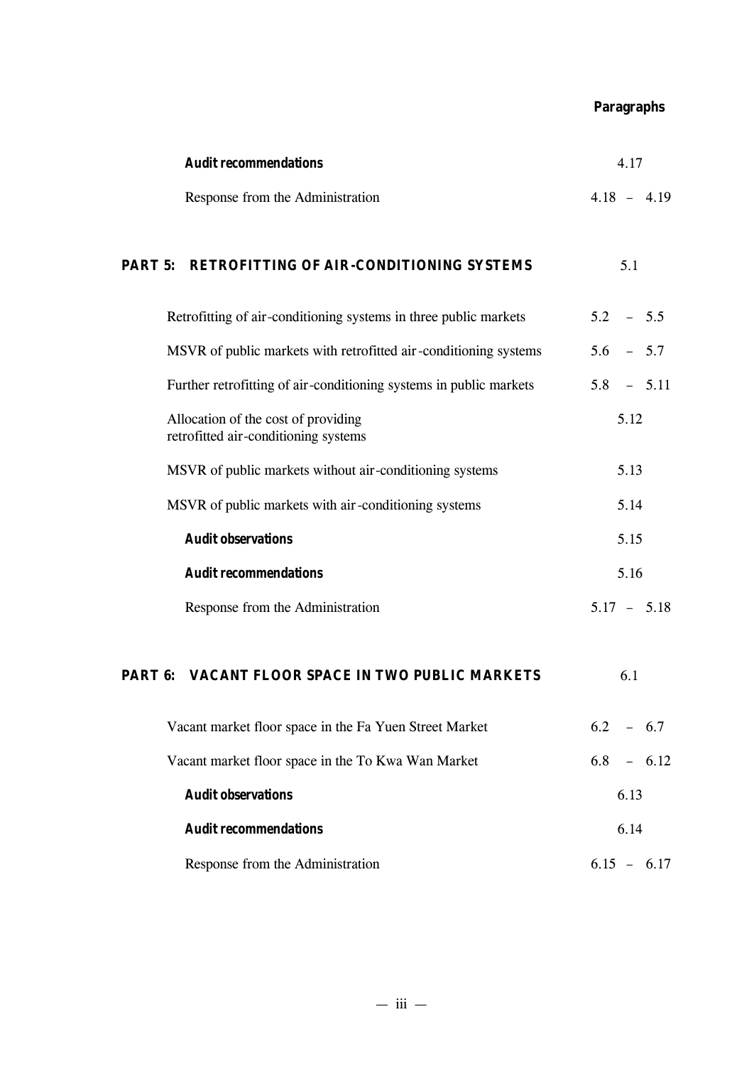| | Paragraphs |
|---|---|
| ***Audit recommendations*** | 4.17 |
| Response from the Administration | 4.18 – 4.19 |
| **PART 5: RETROFITTING OF AIR-CONDITIONING SYSTEMS** | 5.1 |
| Retrofitting of air-conditioning systems in three public markets | 5.2 – 5.5 |
| MSVR of public markets with retrofitted air-conditioning systems | 5.6 – 5.7 |
| Further retrofitting of air-conditioning systems in public markets | 5.8 – 5.11 |
| Allocation of the cost of providing retrofitted air-conditioning systems | 5.12 |
| MSVR of public markets without air-conditioning systems | 5.13 |
| MSVR of public markets with air-conditioning systems | 5.14 |
| ***Audit observations*** | 5.15 |
| ***Audit recommendations*** | 5.16 |
| Response from the Administration | 5.17 – 5.18 |
| **PART 6: VACANT FLOOR SPACE IN TWO PUBLIC MARKETS** | 6.1 |
| Vacant market floor space in the Fa Yuen Street Market | 6.2 – 6.7 |
| Vacant market floor space in the To Kwa Wan Market | 6.8 – 6.12 |
| ***Audit observations*** | 6.13 |
| ***Audit recommendations*** | 6.14 |
| Response from the Administration | 6.15 – 6.17 |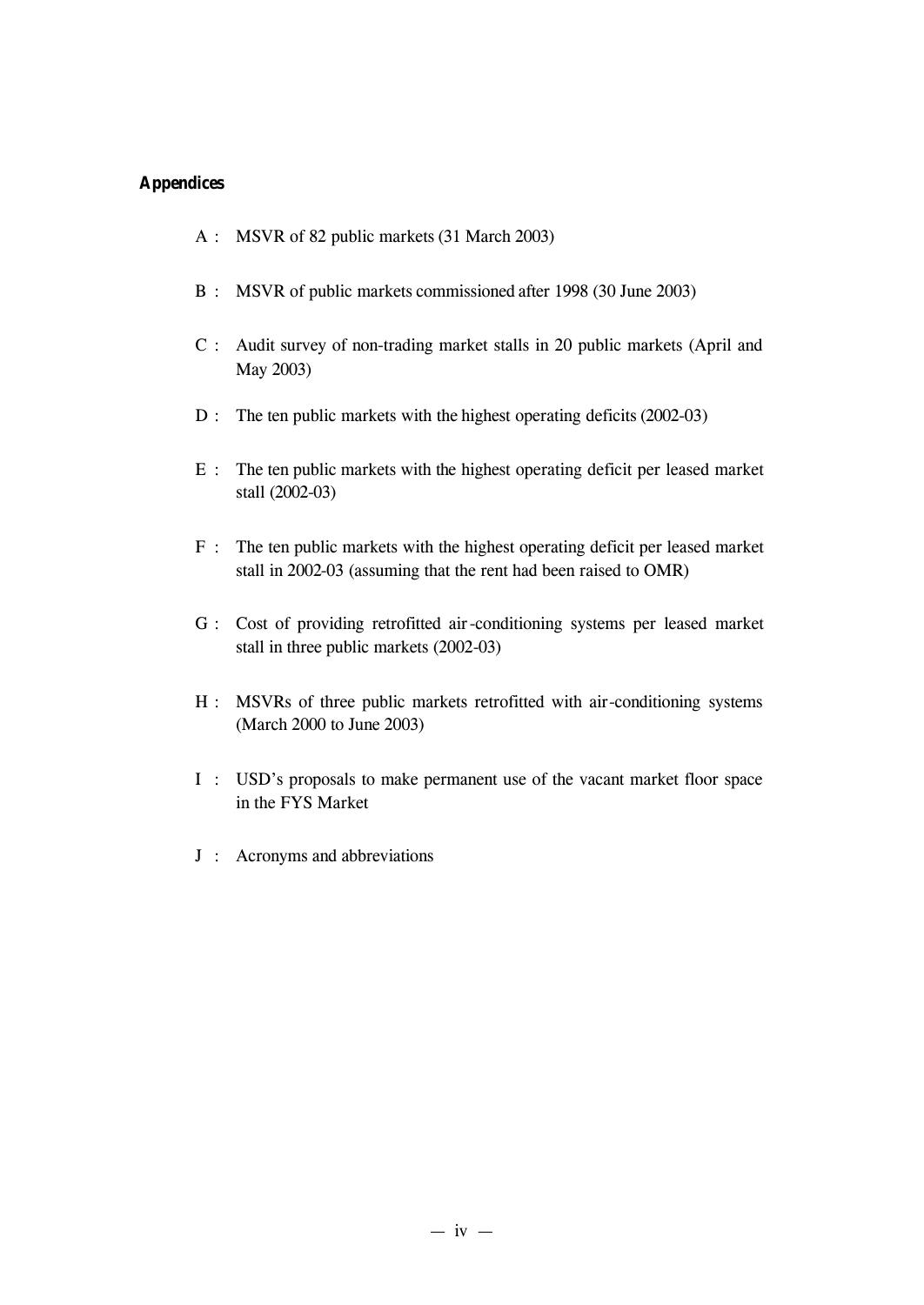**Appendices**

A : MSVR of 82 public markets (31 March 2003)

B : MSVR of public markets commissioned after 1998 (30 June 2003)

C : Audit survey of non-trading market stalls in 20 public markets (April and May 2003)

D : The ten public markets with the highest operating deficits (2002-03)

E : The ten public markets with the highest operating deficit per leased market stall (2002-03)

F : The ten public markets with the highest operating deficit per leased market stall in 2002-03 (assuming that the rent had been raised to OMR)

G : Cost of providing retrofitted air-conditioning systems per leased market stall in three public markets (2002-03)

H : MSVRs of three public markets retrofitted with air-conditioning systems (March 2000 to June 2003)

I : USD's proposals to make permanent use of the vacant market floor space in the FYS Market

J : Acronyms and abbreviations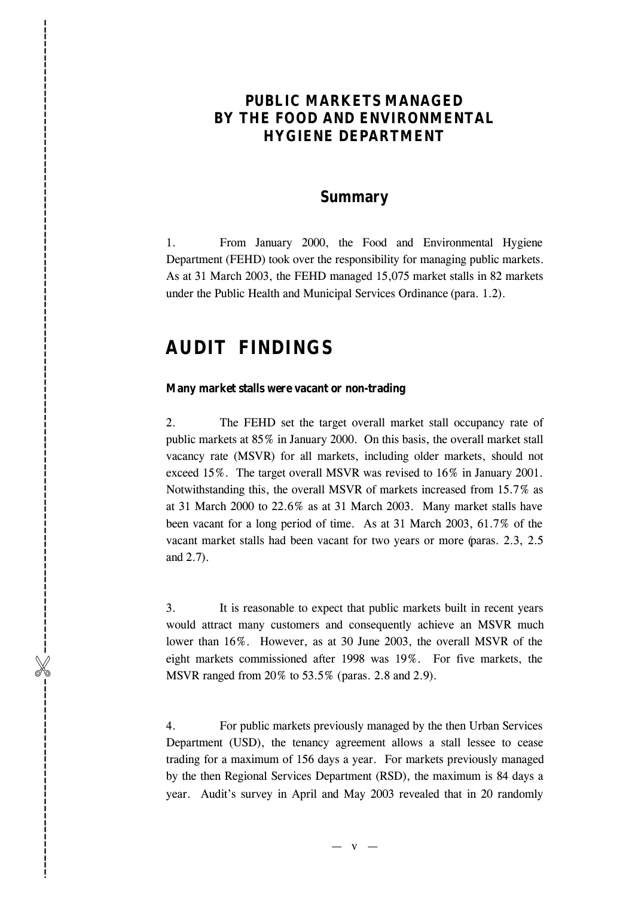# PUBLIC MARKETS MANAGED BY THE FOOD AND ENVIRONMENTAL HYGIENE DEPARTMENT

## Summary

1. From January 2000, the Food and Environmental Hygiene Department (FEHD) took over the responsibility for managing public markets. As at 31 March 2003, the FEHD managed 15,075 market stalls in 82 markets under the Public Health and Municipal Services Ordinance (para. 1.2).

# AUDIT FINDINGS

**Many market stalls were vacant or non-trading**

2. The FEHD set the target overall market stall occupancy rate of public markets at 85% in January 2000. On this basis, the overall market stall vacancy rate (MSVR) for all markets, including older markets, should not exceed 15%. The target overall MSVR was revised to 16% in January 2001. Notwithstanding this, the overall MSVR of markets increased from 15.7% as at 31 March 2000 to 22.6% as at 31 March 2003. Many market stalls have been vacant for a long period of time. As at 31 March 2003, 61.7% of the vacant market stalls had been vacant for two years or more (paras. 2.3, 2.5 and 2.7).

3. It is reasonable to expect that public markets built in recent years would attract many customers and consequently achieve an MSVR much lower than 16%. However, as at 30 June 2003, the overall MSVR of the eight markets commissioned after 1998 was 19%. For five markets, the MSVR ranged from 20% to 53.5% (paras. 2.8 and 2.9).

4. For public markets previously managed by the then Urban Services Department (USD), the tenancy agreement allows a stall lessee to cease trading for a maximum of 156 days a year. For markets previously managed by the then Regional Services Department (RSD), the maximum is 84 days a year. Audit's survey in April and May 2003 revealed that in 20 randomly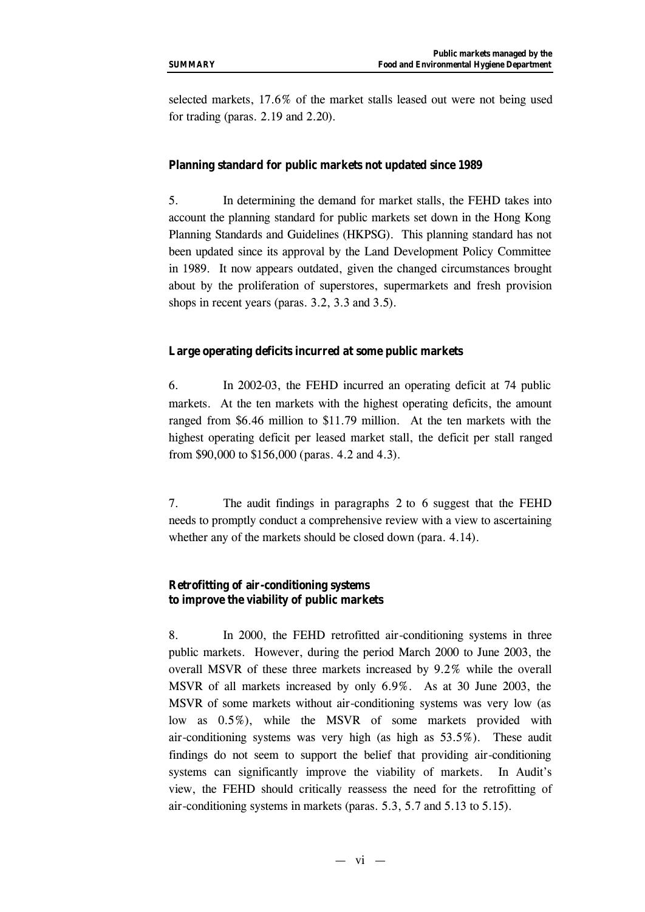selected markets, 17.6% of the market stalls leased out were not being used for trading (paras. 2.19 and 2.20).

**Planning standard for public markets not updated since 1989**

5. In determining the demand for market stalls, the FEHD takes into account the planning standard for public markets set down in the Hong Kong Planning Standards and Guidelines (HKPSG). This planning standard has not been updated since its approval by the Land Development Policy Committee in 1989. It now appears outdated, given the changed circumstances brought about by the proliferation of superstores, supermarkets and fresh provision shops in recent years (paras. 3.2, 3.3 and 3.5).

**Large operating deficits incurred at some public markets**

6. In 2002-03, the FEHD incurred an operating deficit at 74 public markets. At the ten markets with the highest operating deficits, the amount ranged from $6.46 million to $11.79 million. At the ten markets with the highest operating deficit per leased market stall, the deficit per stall ranged from $90,000 to $156,000 (paras. 4.2 and 4.3).

7. The audit findings in paragraphs 2 to 6 suggest that the FEHD needs to promptly conduct a comprehensive review with a view to ascertaining whether any of the markets should be closed down (para. 4.14).

**Retrofitting of air-conditioning systems to improve the viability of public markets**

8. In 2000, the FEHD retrofitted air-conditioning systems in three public markets. However, during the period March 2000 to June 2003, the overall MSVR of these three markets increased by 9.2% while the overall MSVR of all markets increased by only 6.9%. As at 30 June 2003, the MSVR of some markets without air-conditioning systems was very low (as low as 0.5%), while the MSVR of some markets provided with air-conditioning systems was very high (as high as 53.5%). These audit findings do not seem to support the belief that providing air-conditioning systems can significantly improve the viability of markets. In Audit's view, the FEHD should critically reassess the need for the retrofitting of air-conditioning systems in markets (paras. 5.3, 5.7 and 5.13 to 5.15).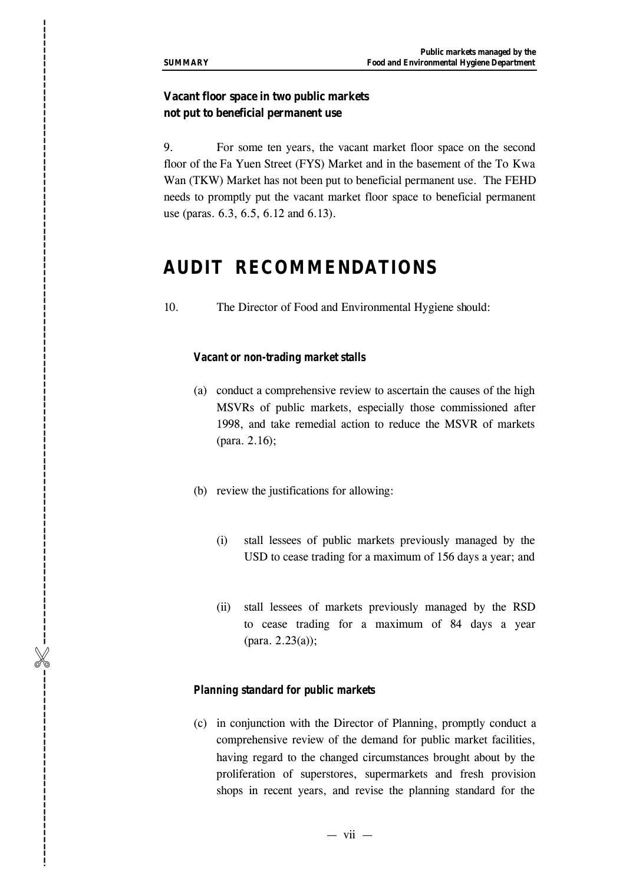**Vacant floor space in two public markets not put to beneficial permanent use**

9. For some ten years, the vacant market floor space on the second floor of the Fa Yuen Street (FYS) Market and in the basement of the To Kwa Wan (TKW) Market has not been put to beneficial permanent use. The FEHD needs to promptly put the vacant market floor space to beneficial permanent use (paras. 6.3, 6.5, 6.12 and 6.13).

# AUDIT RECOMMENDATIONS

10. The Director of Food and Environmental Hygiene should:

**Vacant or non-trading market stalls**

(a) conduct a comprehensive review to ascertain the causes of the high MSVRs of public markets, especially those commissioned after 1998, and take remedial action to reduce the MSVR of markets (para. 2.16);

(b) review the justifications for allowing:

  (i) stall lessees of public markets previously managed by the USD to cease trading for a maximum of 156 days a year; and

  (ii) stall lessees of markets previously managed by the RSD to cease trading for a maximum of 84 days a year (para. 2.23(a));

**Planning standard for public markets**

(c) in conjunction with the Director of Planning, promptly conduct a comprehensive review of the demand for public market facilities, having regard to the changed circumstances brought about by the proliferation of superstores, supermarkets and fresh provision shops in recent years, and revise the planning standard for the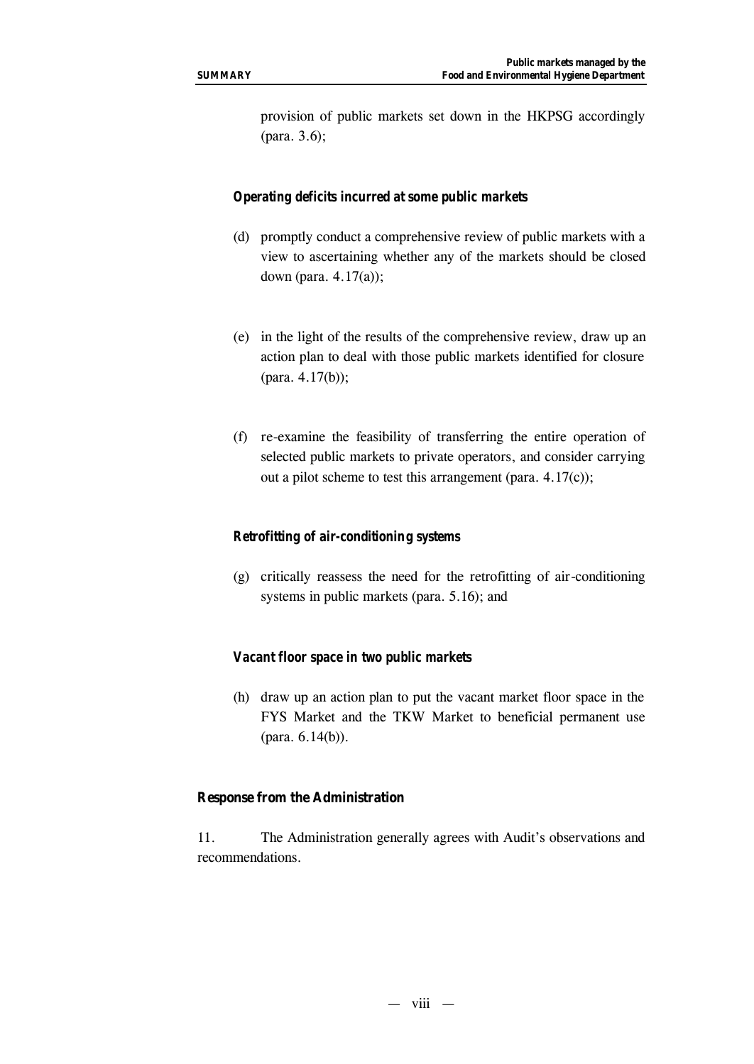provision of public markets set down in the HKPSG accordingly (para. 3.6);

***Operating deficits incurred at some public markets***

(d) promptly conduct a comprehensive review of public markets with a view to ascertaining whether any of the markets should be closed down (para. 4.17(a));

(e) in the light of the results of the comprehensive review, draw up an action plan to deal with those public markets identified for closure (para. 4.17(b));

(f) re-examine the feasibility of transferring the entire operation of selected public markets to private operators, and consider carrying out a pilot scheme to test this arrangement (para. 4.17(c));

***Retrofitting of air-conditioning systems***

(g) critically reassess the need for the retrofitting of air-conditioning systems in public markets (para. 5.16); and

***Vacant floor space in two public markets***

(h) draw up an action plan to put the vacant market floor space in the FYS Market and the TKW Market to beneficial permanent use (para. 6.14(b)).

**Response from the Administration**

11. The Administration generally agrees with Audit's observations and recommendations.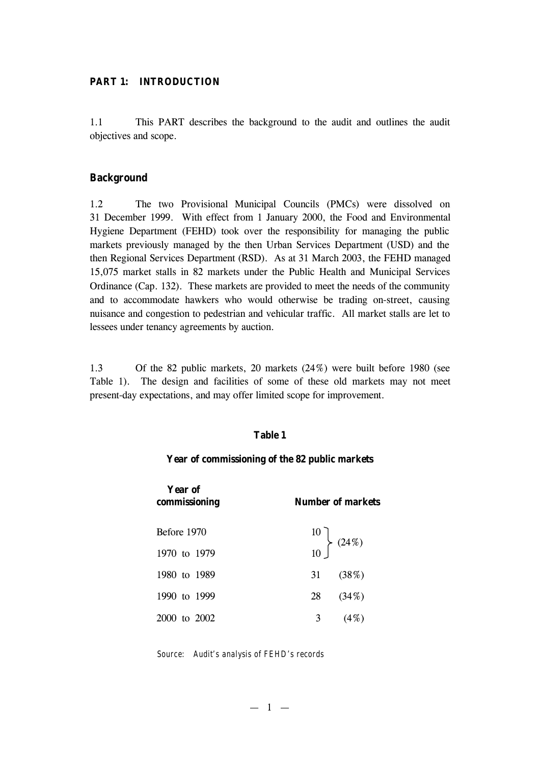## PART 1: INTRODUCTION

1.1 This PART describes the background to the audit and outlines the audit objectives and scope.

### Background

1.2 The two Provisional Municipal Councils (PMCs) were dissolved on 31 December 1999. With effect from 1 January 2000, the Food and Environmental Hygiene Department (FEHD) took over the responsibility for managing the public markets previously managed by the then Urban Services Department (USD) and the then Regional Services Department (RSD). As at 31 March 2003, the FEHD managed 15,075 market stalls in 82 markets under the Public Health and Municipal Services Ordinance (Cap. 132). These markets are provided to meet the needs of the community and to accommodate hawkers who would otherwise be trading on-street, causing nuisance and congestion to pedestrian and vehicular traffic. All market stalls are let to lessees under tenancy agreements by auction.

1.3 Of the 82 public markets, 20 markets (24%) were built before 1980 (see Table 1). The design and facilities of some of these old markets may not meet present-day expectations, and may offer limited scope for improvement.

**Table 1**

**Year of commissioning of the 82 public markets**

| Year of commissioning | Number of markets | |
|---|---|---|
| Before 1970 | 10 | (24%) |
| 1970 to 1979 | 10 | |
| 1980 to 1989 | 31 | (38%) |
| 1990 to 1999 | 28 | (34%) |
| 2000 to 2002 | 3 | (4%) |

*Source: Audit's analysis of FEHD's records*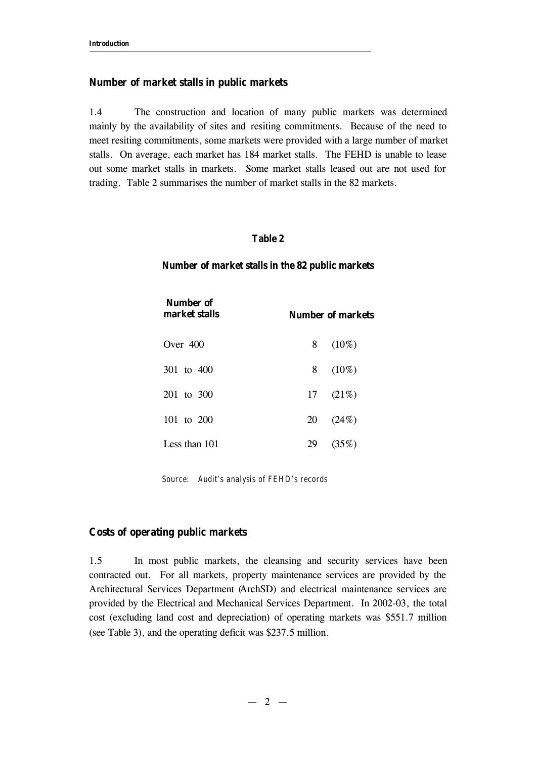## Number of market stalls in public markets

1.4 The construction and location of many public markets was determined mainly by the availability of sites and resiting commitments. Because of the need to meet resiting commitments, some markets were provided with a large number of market stalls. On average, each market has 184 market stalls. The FEHD is unable to lease out some market stalls in markets. Some market stalls leased out are not used for trading. Table 2 summarises the number of market stalls in the 82 markets.

**Table 2**

**Number of market stalls in the 82 public markets**

| Number of market stalls | Number of markets | |
|---|---|---|
| Over 400 | 8 | (10%) |
| 301 to 400 | 8 | (10%) |
| 201 to 300 | 17 | (21%) |
| 101 to 200 | 20 | (24%) |
| Less than 101 | 29 | (35%) |

*Source: Audit's analysis of FEHD's records*

## Costs of operating public markets

1.5 In most public markets, the cleansing and security services have been contracted out. For all markets, property maintenance services are provided by the Architectural Services Department (ArchSD) and electrical maintenance services are provided by the Electrical and Mechanical Services Department. In 2002-03, the total cost (excluding land cost and depreciation) of operating markets was $551.7 million (see Table 3), and the operating deficit was $237.5 million.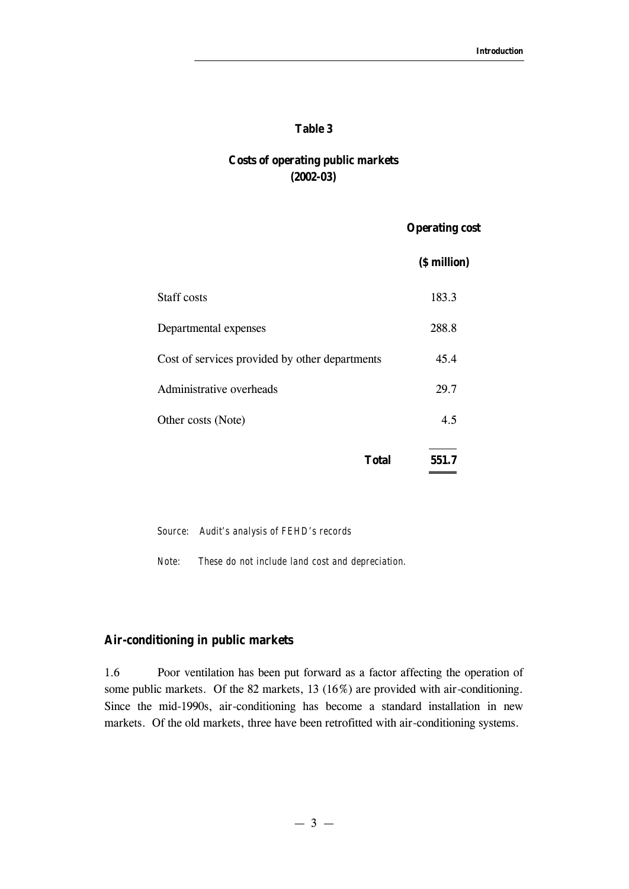**Table 3**

**Costs of operating public markets (2002-03)**

| | **Operating cost ($ million)** |
|---|---|
| Staff costs | 183.3 |
| Departmental expenses | 288.8 |
| Cost of services provided by other departments | 45.4 |
| Administrative overheads | 29.7 |
| Other costs (Note) | 4.5 |
| **Total** | **551.7** |

*Source: Audit's analysis of FEHD's records*

*Note: These do not include land cost and depreciation.*

### Air-conditioning in public markets

1.6 Poor ventilation has been put forward as a factor affecting the operation of some public markets. Of the 82 markets, 13 (16%) are provided with air-conditioning. Since the mid-1990s, air-conditioning has become a standard installation in new markets. Of the old markets, three have been retrofitted with air-conditioning systems.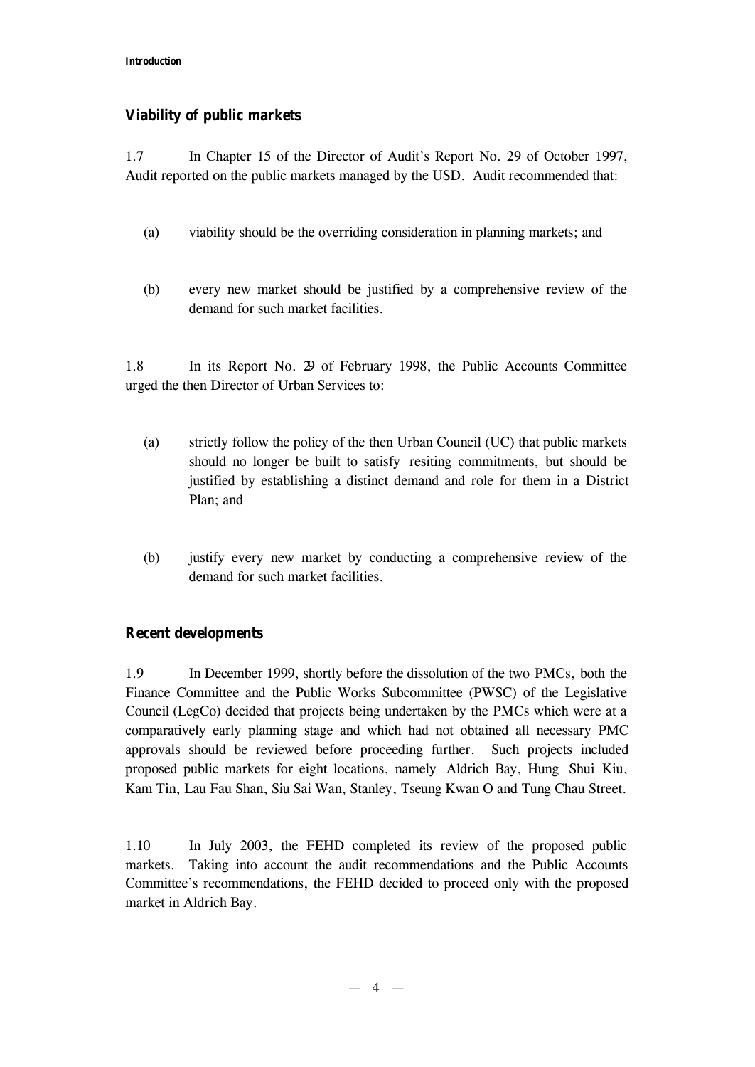### Viability of public markets

1.7 In Chapter 15 of the Director of Audit's Report No. 29 of October 1997, Audit reported on the public markets managed by the USD. Audit recommended that:

(a) viability should be the overriding consideration in planning markets; and

(b) every new market should be justified by a comprehensive review of the demand for such market facilities.

1.8 In its Report No. 29 of February 1998, the Public Accounts Committee urged the then Director of Urban Services to:

(a) strictly follow the policy of the then Urban Council (UC) that public markets should no longer be built to satisfy resiting commitments, but should be justified by establishing a distinct demand and role for them in a District Plan; and

(b) justify every new market by conducting a comprehensive review of the demand for such market facilities.

### Recent developments

1.9 In December 1999, shortly before the dissolution of the two PMCs, both the Finance Committee and the Public Works Subcommittee (PWSC) of the Legislative Council (LegCo) decided that projects being undertaken by the PMCs which were at a comparatively early planning stage and which had not obtained all necessary PMC approvals should be reviewed before proceeding further. Such projects included proposed public markets for eight locations, namely Aldrich Bay, Hung Shui Kiu, Kam Tin, Lau Fau Shan, Siu Sai Wan, Stanley, Tseung Kwan O and Tung Chau Street.

1.10 In July 2003, the FEHD completed its review of the proposed public markets. Taking into account the audit recommendations and the Public Accounts Committee's recommendations, the FEHD decided to proceed only with the proposed market in Aldrich Bay.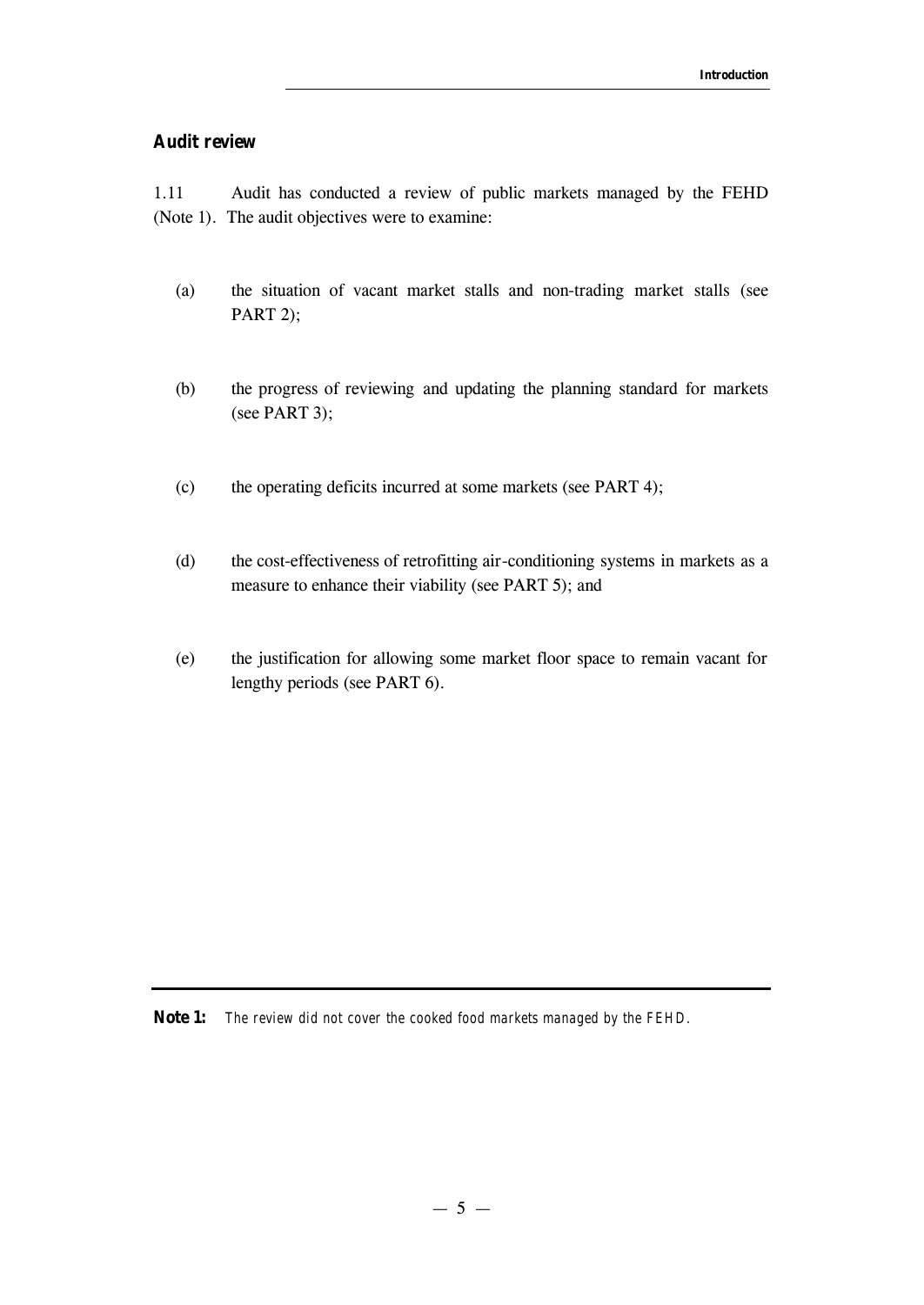## Audit review

1.11 Audit has conducted a review of public markets managed by the FEHD (Note 1). The audit objectives were to examine:

(a) the situation of vacant market stalls and non-trading market stalls (see PART 2);

(b) the progress of reviewing and updating the planning standard for markets (see PART 3);

(c) the operating deficits incurred at some markets (see PART 4);

(d) the cost-effectiveness of retrofitting air-conditioning systems in markets as a measure to enhance their viability (see PART 5); and

(e) the justification for allowing some market floor space to remain vacant for lengthy periods (see PART 6).

---

**Note 1:** *The review did not cover the cooked food markets managed by the FEHD.*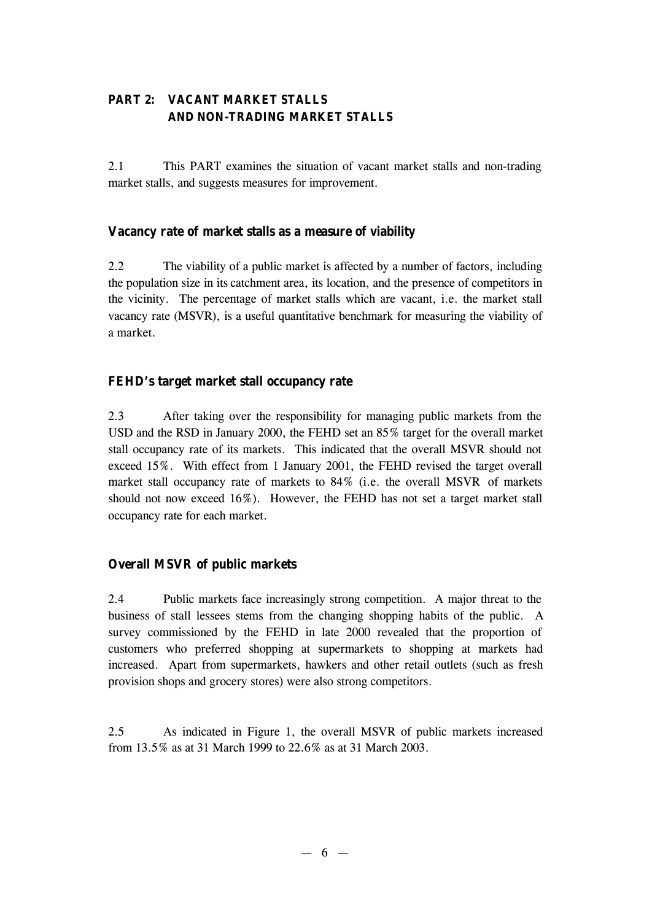## PART 2: VACANT MARKET STALLS AND NON-TRADING MARKET STALLS

2.1 This PART examines the situation of vacant market stalls and non-trading market stalls, and suggests measures for improvement.

### Vacancy rate of market stalls as a measure of viability

2.2 The viability of a public market is affected by a number of factors, including the population size in its catchment area, its location, and the presence of competitors in the vicinity. The percentage of market stalls which are vacant, i.e. the market stall vacancy rate (MSVR), is a useful quantitative benchmark for measuring the viability of a market.

### FEHD's target market stall occupancy rate

2.3 After taking over the responsibility for managing public markets from the USD and the RSD in January 2000, the FEHD set an 85% target for the overall market stall occupancy rate of its markets. This indicated that the overall MSVR should not exceed 15%. With effect from 1 January 2001, the FEHD revised the target overall market stall occupancy rate of markets to 84% (i.e. the overall MSVR of markets should not now exceed 16%). However, the FEHD has not set a target market stall occupancy rate for each market.

### Overall MSVR of public markets

2.4 Public markets face increasingly strong competition. A major threat to the business of stall lessees stems from the changing shopping habits of the public. A survey commissioned by the FEHD in late 2000 revealed that the proportion of customers who preferred shopping at supermarkets to shopping at markets had increased. Apart from supermarkets, hawkers and other retail outlets (such as fresh provision shops and grocery stores) were also strong competitors.

2.5 As indicated in Figure 1, the overall MSVR of public markets increased from 13.5% as at 31 March 1999 to 22.6% as at 31 March 2003.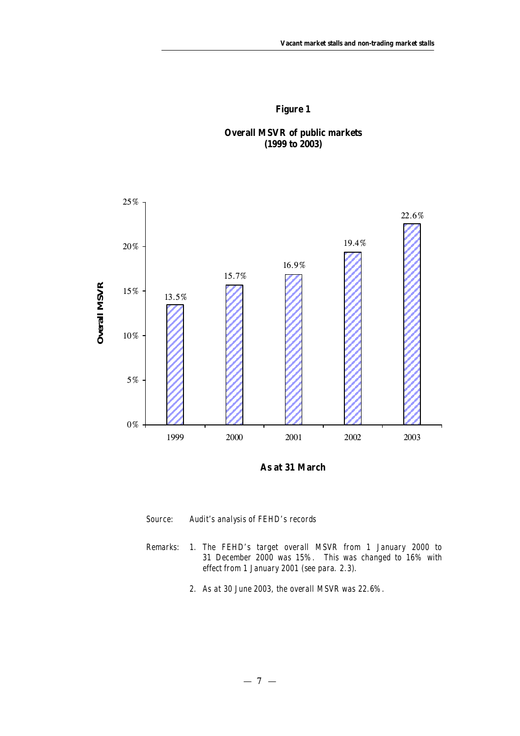**Figure 1**

**Overall MSVR of public markets (1999 to 2003)**

| As at 31 March | Overall MSVR |
| --- | --- |
| 1999 | 13.5% |
| 2000 | 15.7% |
| 2001 | 16.9% |
| 2002 | 19.4% |
| 2003 | 22.6% |

Source: Audit's analysis of FEHD's records

Remarks:
1. The FEHD's target overall MSVR from 1 January 2000 to 31 December 2000 was 15%. This was changed to 16% with effect from 1 January 2001 (see para. 2.3).
2. As at 30 June 2003, the overall MSVR was 22.6%.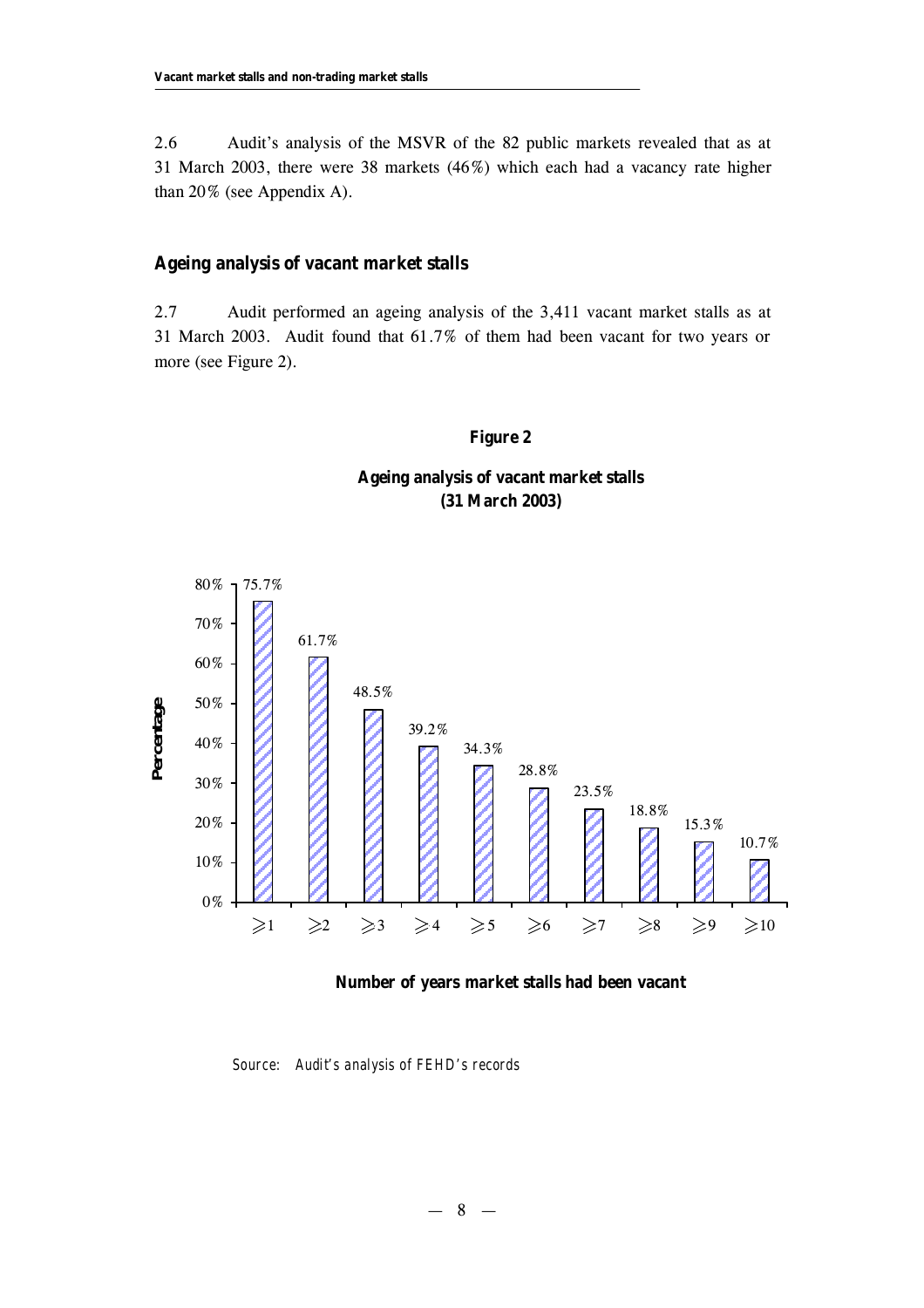2.6 Audit's analysis of the MSVR of the 82 public markets revealed that as at 31 March 2003, there were 38 markets (46%) which each had a vacancy rate higher than 20% (see Appendix A).

## Ageing analysis of vacant market stalls

2.7 Audit performed an ageing analysis of the 3,411 vacant market stalls as at 31 March 2003. Audit found that 61.7% of them had been vacant for two years or more (see Figure 2).

**Figure 2**

**Ageing analysis of vacant market stalls (31 March 2003)**

| Number of years market stalls had been vacant | Percentage |
|---|---|
| ≥1 | 75.7% |
| ≥2 | 61.7% |
| ≥3 | 48.5% |
| ≥4 | 39.2% |
| ≥5 | 34.3% |
| ≥6 | 28.8% |
| ≥7 | 23.5% |
| ≥8 | 18.8% |
| ≥9 | 15.3% |
| ≥10 | 10.7% |

Source: Audit's analysis of FEHD's records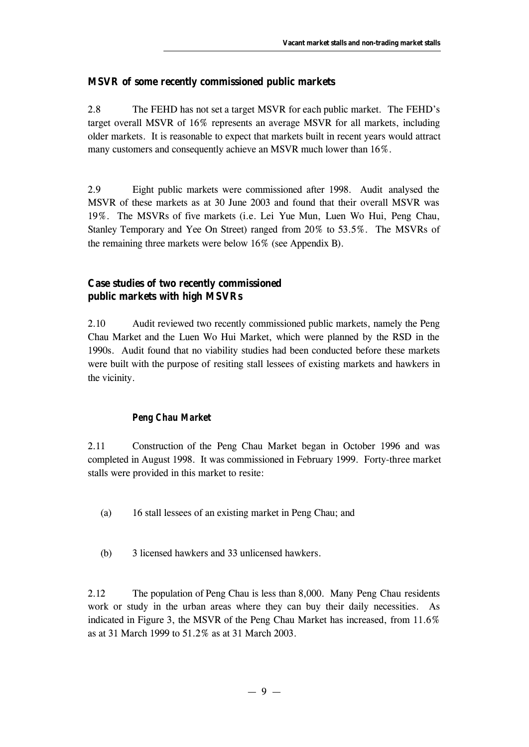### MSVR of some recently commissioned public markets

2.8 The FEHD has not set a target MSVR for each public market. The FEHD's target overall MSVR of 16% represents an average MSVR for all markets, including older markets. It is reasonable to expect that markets built in recent years would attract many customers and consequently achieve an MSVR much lower than 16%.

2.9 Eight public markets were commissioned after 1998. Audit analysed the MSVR of these markets as at 30 June 2003 and found that their overall MSVR was 19%. The MSVRs of five markets (i.e. Lei Yue Mun, Luen Wo Hui, Peng Chau, Stanley Temporary and Yee On Street) ranged from 20% to 53.5%. The MSVRs of the remaining three markets were below 16% (see Appendix B).

### Case studies of two recently commissioned public markets with high MSVRs

2.10 Audit reviewed two recently commissioned public markets, namely the Peng Chau Market and the Luen Wo Hui Market, which were planned by the RSD in the 1990s. Audit found that no viability studies had been conducted before these markets were built with the purpose of resiting stall lessees of existing markets and hawkers in the vicinity.

#### *Peng Chau Market*

2.11 Construction of the Peng Chau Market began in October 1996 and was completed in August 1998. It was commissioned in February 1999. Forty-three market stalls were provided in this market to resite:

(a) 16 stall lessees of an existing market in Peng Chau; and

(b) 3 licensed hawkers and 33 unlicensed hawkers.

2.12 The population of Peng Chau is less than 8,000. Many Peng Chau residents work or study in the urban areas where they can buy their daily necessities. As indicated in Figure 3, the MSVR of the Peng Chau Market has increased, from 11.6% as at 31 March 1999 to 51.2% as at 31 March 2003.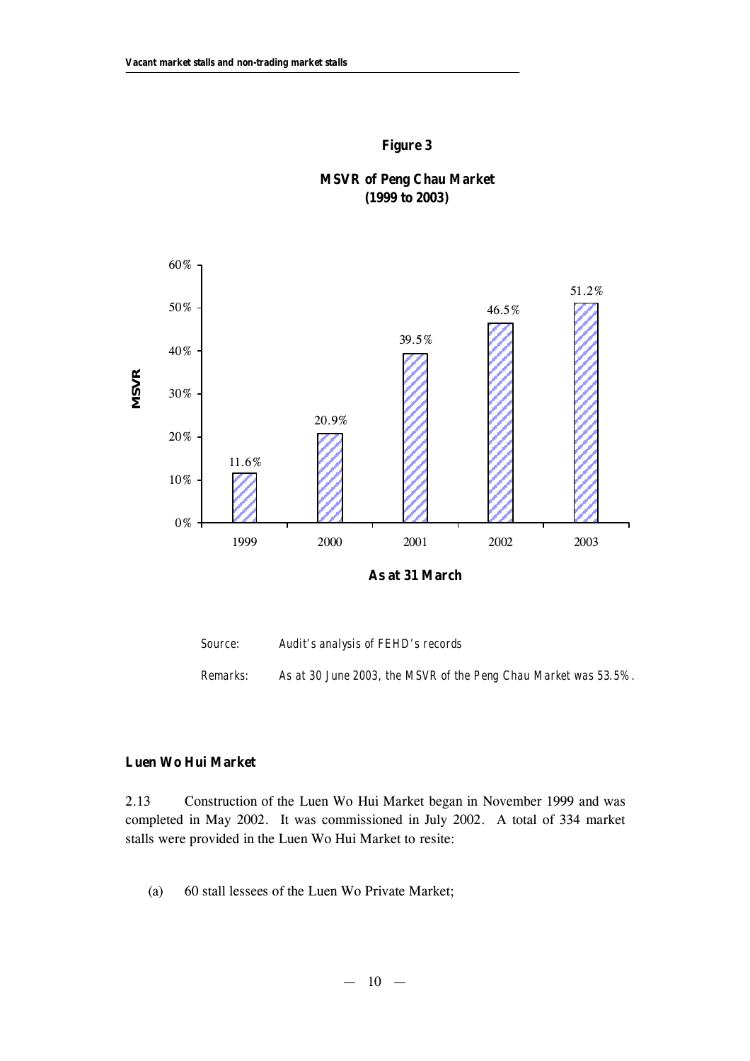**Figure 3**

**MSVR of Peng Chau Market (1999 to 2003)**

| As at 31 March | MSVR |
|---|---|
| 1999 | 11.6% |
| 2000 | 20.9% |
| 2001 | 39.5% |
| 2002 | 46.5% |
| 2003 | 51.2% |

Source: Audit's analysis of FEHD's records

Remarks: As at 30 June 2003, the MSVR of the Peng Chau Market was 53.5%.

### Luen Wo Hui Market

2.13 Construction of the Luen Wo Hui Market began in November 1999 and was completed in May 2002. It was commissioned in July 2002. A total of 334 market stalls were provided in the Luen Wo Hui Market to resite:

(a) 60 stall lessees of the Luen Wo Private Market;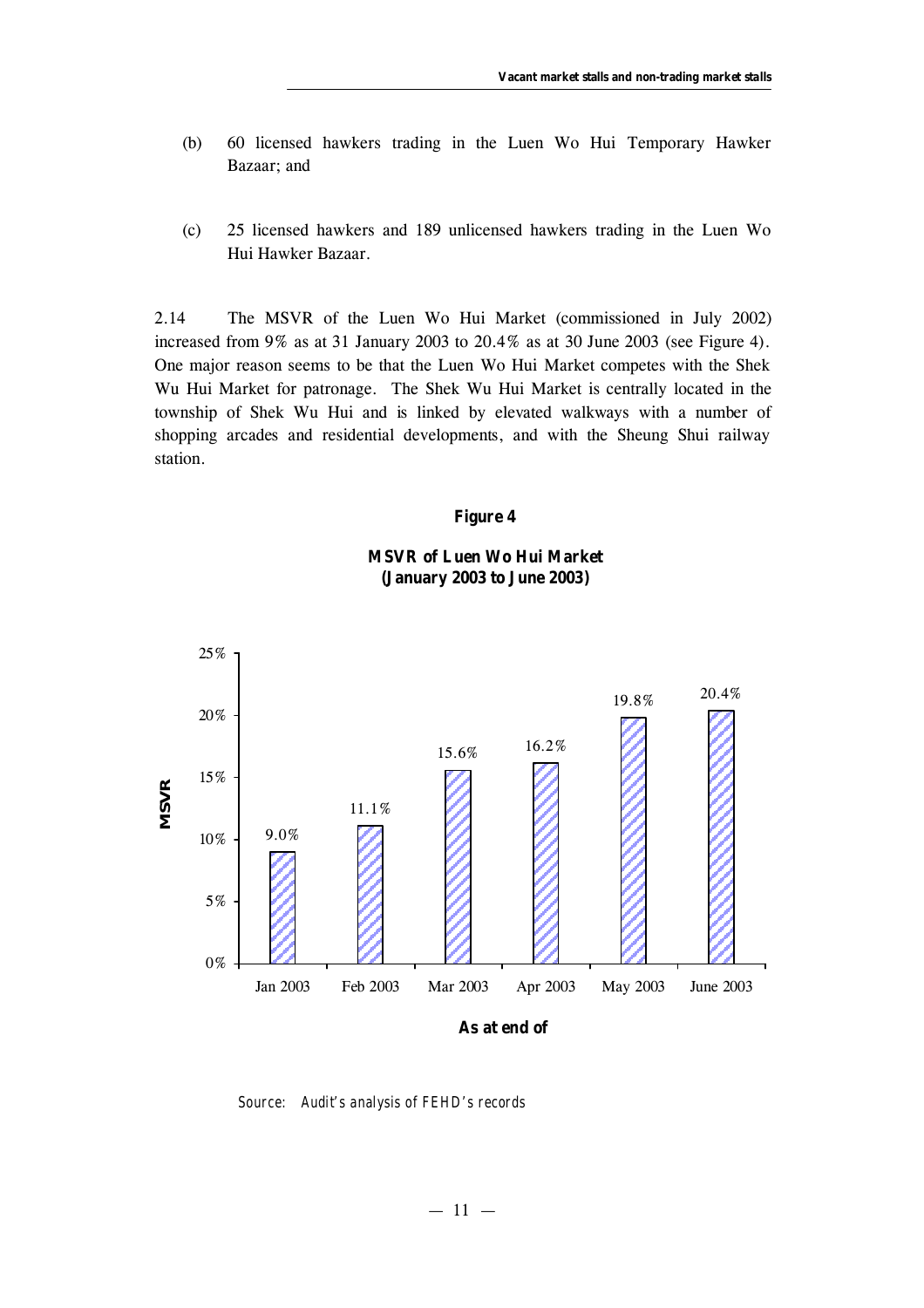(b) 60 licensed hawkers trading in the Luen Wo Hui Temporary Hawker Bazaar; and

(c) 25 licensed hawkers and 189 unlicensed hawkers trading in the Luen Wo Hui Hawker Bazaar.

2.14 The MSVR of the Luen Wo Hui Market (commissioned in July 2002) increased from 9% as at 31 January 2003 to 20.4% as at 30 June 2003 (see Figure 4). One major reason seems to be that the Luen Wo Hui Market competes with the Shek Wu Hui Market for patronage. The Shek Wu Hui Market is centrally located in the township of Shek Wu Hui and is linked by elevated walkways with a number of shopping arcades and residential developments, and with the Sheung Shui railway station.

**Figure 4**

**MSVR of Luen Wo Hui Market (January 2003 to June 2003)**

| As at end of | MSVR |
|---|---|
| Jan 2003 | 9.0% |
| Feb 2003 | 11.1% |
| Mar 2003 | 15.6% |
| Apr 2003 | 16.2% |
| May 2003 | 19.8% |
| June 2003 | 20.4% |

Source: Audit's analysis of FEHD's records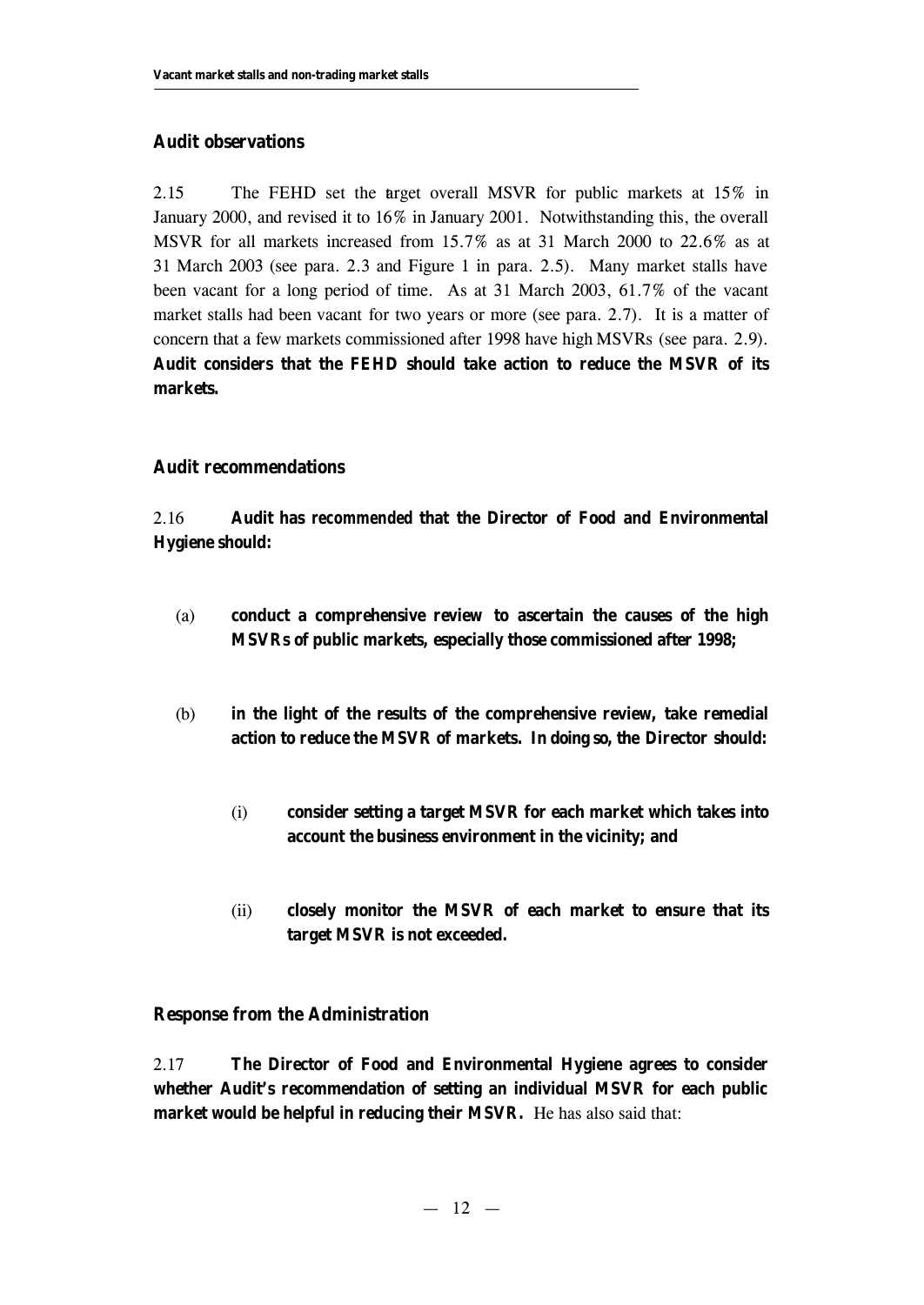### Audit observations

2.15 The FEHD set the target overall MSVR for public markets at 15% in January 2000, and revised it to 16% in January 2001. Notwithstanding this, the overall MSVR for all markets increased from 15.7% as at 31 March 2000 to 22.6% as at 31 March 2003 (see para. 2.3 and Figure 1 in para. 2.5). Many market stalls have been vacant for a long period of time. As at 31 March 2003, 61.7% of the vacant market stalls had been vacant for two years or more (see para. 2.7). It is a matter of concern that a few markets commissioned after 1998 have high MSVRs (see para. 2.9). **Audit considers that the FEHD should take action to reduce the MSVR of its markets.**

### Audit recommendations

2.16 **Audit has *recommended* that the Director of Food and Environmental Hygiene should:**

(a) **conduct a comprehensive review to ascertain the causes of the high MSVRs of public markets, especially those commissioned after 1998;**

(b) **in the light of the results of the comprehensive review, take remedial action to reduce the MSVR of markets. In doing so, the Director should:**

  (i) **consider setting a target MSVR for each market which takes into account the business environment in the vicinity; and**

  (ii) **closely monitor the MSVR of each market to ensure that its target MSVR is not exceeded.**

### Response from the Administration

2.17 **The Director of Food and Environmental Hygiene agrees to consider whether Audit's recommendation of setting an individual MSVR for each public market would be helpful in reducing their MSVR.** He has also said that: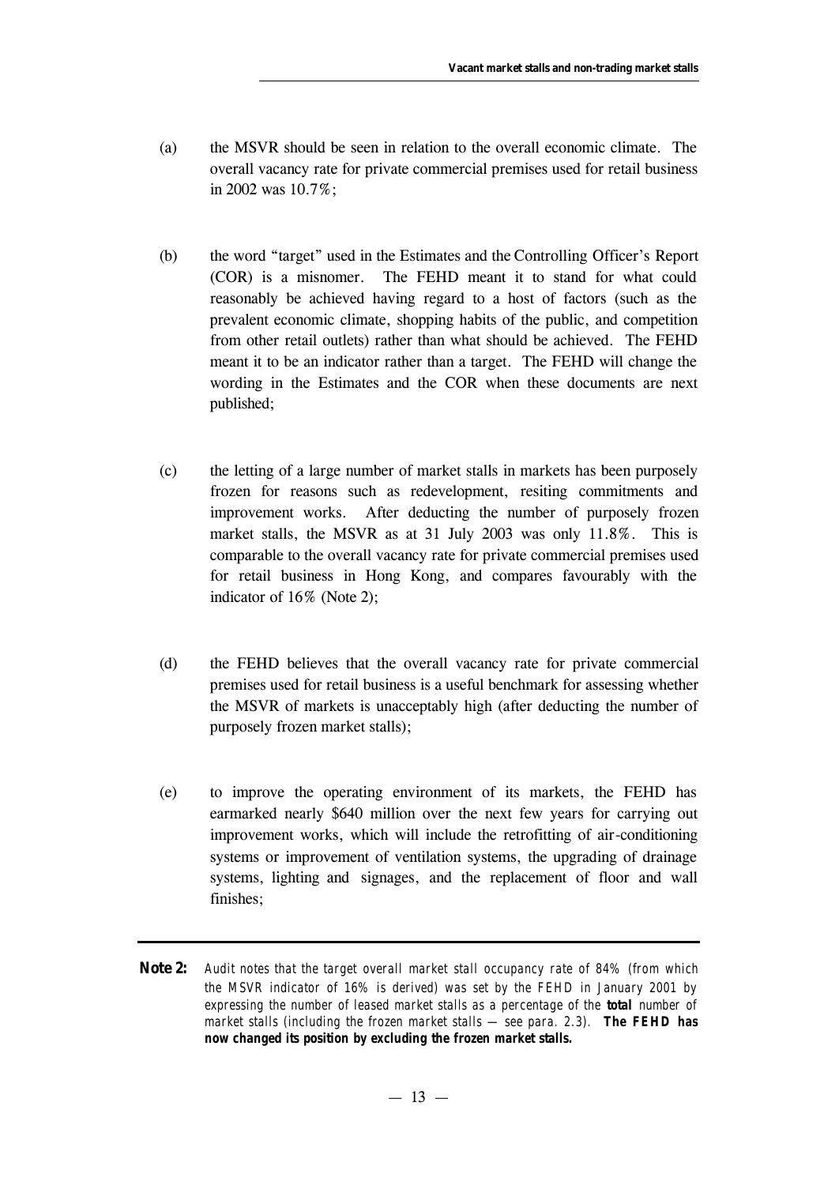(a) the MSVR should be seen in relation to the overall economic climate. The overall vacancy rate for private commercial premises used for retail business in 2002 was 10.7%;

(b) the word "target" used in the Estimates and the Controlling Officer's Report (COR) is a misnomer. The FEHD meant it to stand for what could reasonably be achieved having regard to a host of factors (such as the prevalent economic climate, shopping habits of the public, and competition from other retail outlets) rather than what should be achieved. The FEHD meant it to be an indicator rather than a target. The FEHD will change the wording in the Estimates and the COR when these documents are next published;

(c) the letting of a large number of market stalls in markets has been purposely frozen for reasons such as redevelopment, resiting commitments and improvement works. After deducting the number of purposely frozen market stalls, the MSVR as at 31 July 2003 was only 11.8%. This is comparable to the overall vacancy rate for private commercial premises used for retail business in Hong Kong, and compares favourably with the indicator of 16% (Note 2);

(d) the FEHD believes that the overall vacancy rate for private commercial premises used for retail business is a useful benchmark for assessing whether the MSVR of markets is unacceptably high (after deducting the number of purposely frozen market stalls);

(e) to improve the operating environment of its markets, the FEHD has earmarked nearly $640 million over the next few years for carrying out improvement works, which will include the retrofitting of air-conditioning systems or improvement of ventilation systems, the upgrading of drainage systems, lighting and signages, and the replacement of floor and wall finishes;

---

**Note 2:** *Audit notes that the target overall market stall occupancy rate of 84% (from which the MSVR indicator of 16% is derived) was set by the FEHD in January 2001 by expressing the number of leased market stalls as a percentage of the **total** number of market stalls (including the frozen market stalls — see para. 2.3). **The FEHD has now changed its position by excluding the frozen market stalls.***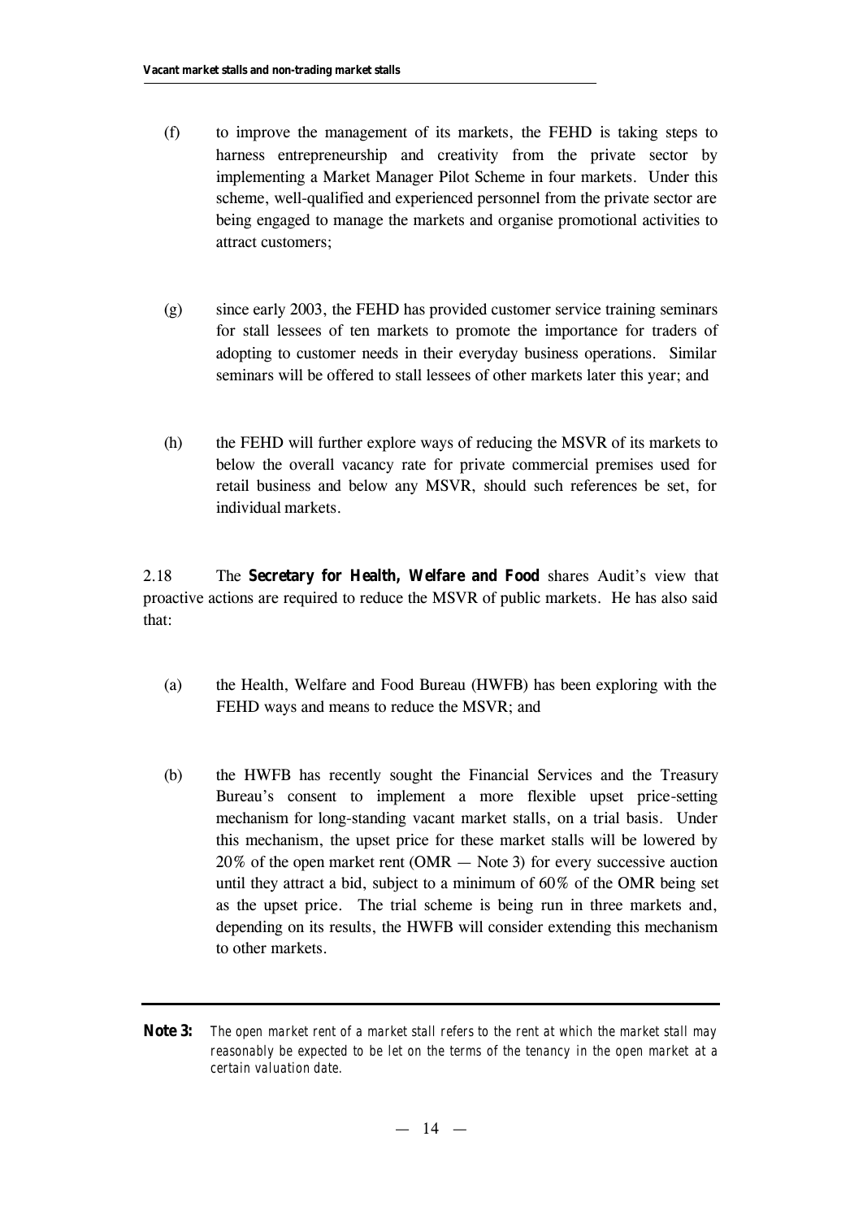(f) to improve the management of its markets, the FEHD is taking steps to harness entrepreneurship and creativity from the private sector by implementing a Market Manager Pilot Scheme in four markets. Under this scheme, well-qualified and experienced personnel from the private sector are being engaged to manage the markets and organise promotional activities to attract customers;

(g) since early 2003, the FEHD has provided customer service training seminars for stall lessees of ten markets to promote the importance for traders of adopting to customer needs in their everyday business operations. Similar seminars will be offered to stall lessees of other markets later this year; and

(h) the FEHD will further explore ways of reducing the MSVR of its markets to below the overall vacancy rate for private commercial premises used for retail business and below any MSVR, should such references be set, for individual markets.

2.18 The **Secretary for Health, Welfare and Food** shares Audit's view that proactive actions are required to reduce the MSVR of public markets. He has also said that:

(a) the Health, Welfare and Food Bureau (HWFB) has been exploring with the FEHD ways and means to reduce the MSVR; and

(b) the HWFB has recently sought the Financial Services and the Treasury Bureau's consent to implement a more flexible upset price-setting mechanism for long-standing vacant market stalls, on a trial basis. Under this mechanism, the upset price for these market stalls will be lowered by 20% of the open market rent (OMR — Note 3) for every successive auction until they attract a bid, subject to a minimum of 60% of the OMR being set as the upset price. The trial scheme is being run in three markets and, depending on its results, the HWFB will consider extending this mechanism to other markets.

---

**Note 3:** *The open market rent of a market stall refers to the rent at which the market stall may reasonably be expected to be let on the terms of the tenancy in the open market at a certain valuation date.*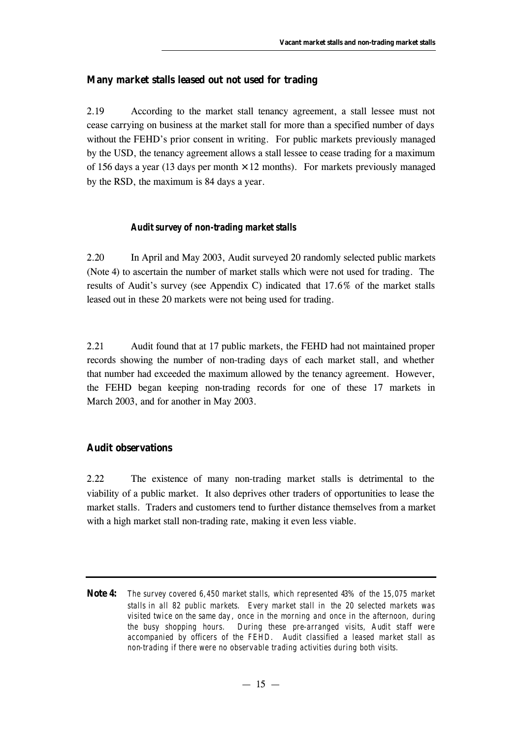## Many market stalls leased out not used for trading

2.19 According to the market stall tenancy agreement, a stall lessee must not cease carrying on business at the market stall for more than a specified number of days without the FEHD's prior consent in writing. For public markets previously managed by the USD, the tenancy agreement allows a stall lessee to cease trading for a maximum of 156 days a year (13 days per month × 12 months). For markets previously managed by the RSD, the maximum is 84 days a year.

### *Audit survey of non-trading market stalls*

2.20 In April and May 2003, Audit surveyed 20 randomly selected public markets (Note 4) to ascertain the number of market stalls which were not used for trading. The results of Audit's survey (see Appendix C) indicated that 17.6% of the market stalls leased out in these 20 markets were not being used for trading.

2.21 Audit found that at 17 public markets, the FEHD had not maintained proper records showing the number of non-trading days of each market stall, and whether that number had exceeded the maximum allowed by the tenancy agreement. However, the FEHD began keeping non-trading records for one of these 17 markets in March 2003, and for another in May 2003.

## Audit observations

2.22 The existence of many non-trading market stalls is detrimental to the viability of a public market. It also deprives other traders of opportunities to lease the market stalls. Traders and customers tend to further distance themselves from a market with a high market stall non-trading rate, making it even less viable.

---

**Note 4:** *The survey covered 6,450 market stalls, which represented 43% of the 15,075 market stalls in all 82 public markets. Every market stall in the 20 selected markets was visited twice on the same day, once in the morning and once in the afternoon, during the busy shopping hours. During these pre-arranged visits, Audit staff were accompanied by officers of the FEHD. Audit classified a leased market stall as non-trading if there were no observable trading activities during both visits.*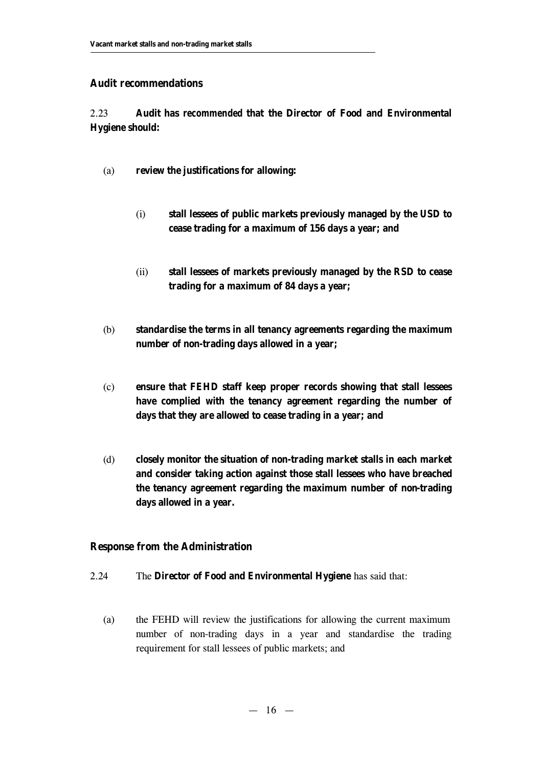### Audit recommendations

2.23 **Audit has recommended that the Director of Food and Environmental Hygiene should:**

(a) **review the justifications for allowing:**

  (i) **stall lessees of public markets previously managed by the USD to cease trading for a maximum of 156 days a year; and**

  (ii) **stall lessees of markets previously managed by the RSD to cease trading for a maximum of 84 days a year;**

(b) **standardise the terms in all tenancy agreements regarding the maximum number of non-trading days allowed in a year;**

(c) **ensure that FEHD staff keep proper records showing that stall lessees have complied with the tenancy agreement regarding the number of days that they are allowed to cease trading in a year; and**

(d) **closely monitor the situation of non-trading market stalls in each market and consider taking action against those stall lessees who have breached the tenancy agreement regarding the maximum number of non-trading days allowed in a year.**

### Response from the Administration

2.24 The **Director of Food and Environmental Hygiene** has said that:

(a) the FEHD will review the justifications for allowing the current maximum number of non-trading days in a year and standardise the trading requirement for stall lessees of public markets; and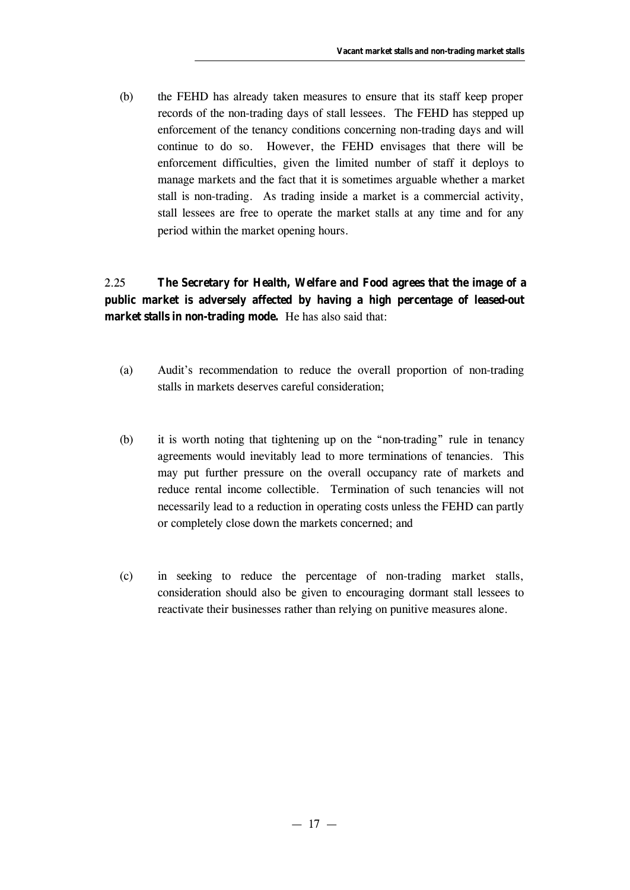(b) the FEHD has already taken measures to ensure that its staff keep proper records of the non-trading days of stall lessees. The FEHD has stepped up enforcement of the tenancy conditions concerning non-trading days and will continue to do so. However, the FEHD envisages that there will be enforcement difficulties, given the limited number of staff it deploys to manage markets and the fact that it is sometimes arguable whether a market stall is non-trading. As trading inside a market is a commercial activity, stall lessees are free to operate the market stalls at any time and for any period within the market opening hours.

2.25 **The Secretary for Health, Welfare and Food agrees that the image of a public market is adversely affected by having a high percentage of leased-out market stalls in non-trading mode.** He has also said that:

(a) Audit's recommendation to reduce the overall proportion of non-trading stalls in markets deserves careful consideration;

(b) it is worth noting that tightening up on the "non-trading" rule in tenancy agreements would inevitably lead to more terminations of tenancies. This may put further pressure on the overall occupancy rate of markets and reduce rental income collectible. Termination of such tenancies will not necessarily lead to a reduction in operating costs unless the FEHD can partly or completely close down the markets concerned; and

(c) in seeking to reduce the percentage of non-trading market stalls, consideration should also be given to encouraging dormant stall lessees to reactivate their businesses rather than relying on punitive measures alone.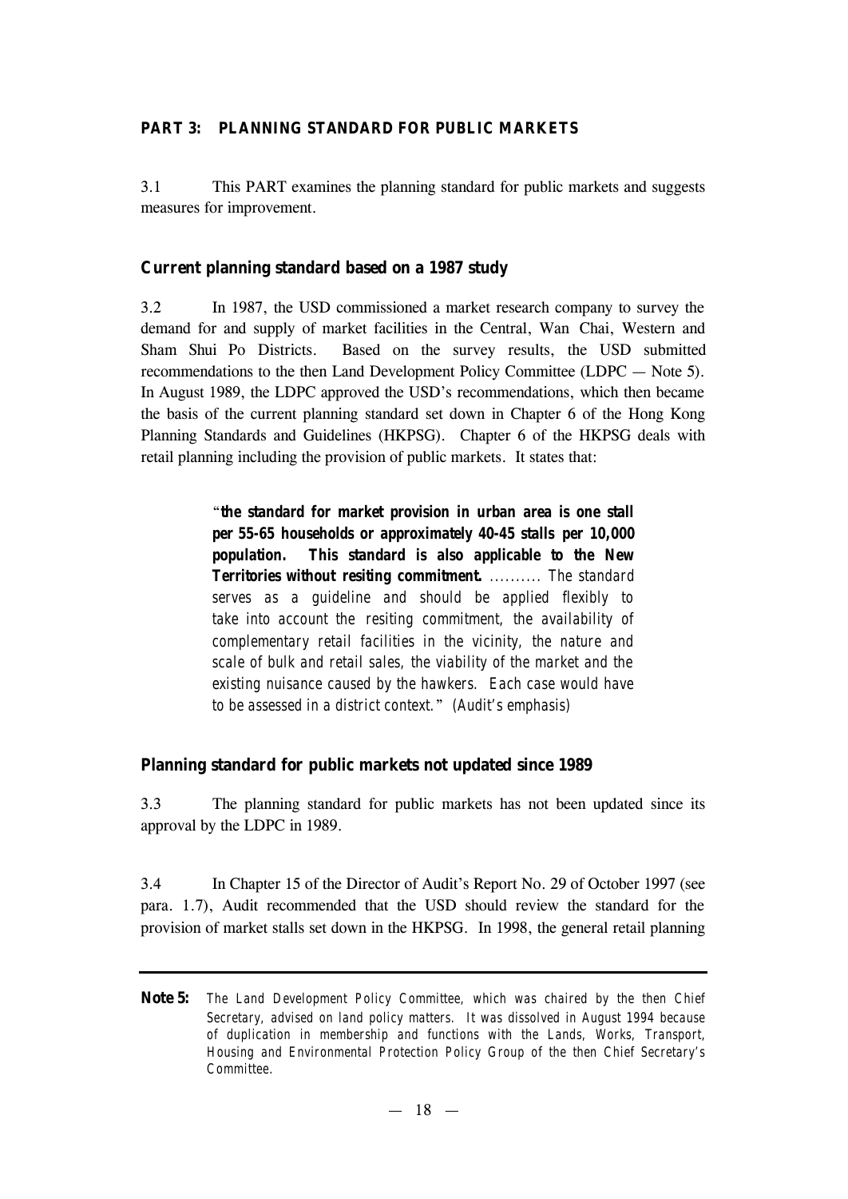## PART 3: PLANNING STANDARD FOR PUBLIC MARKETS

3.1 This PART examines the planning standard for public markets and suggests measures for improvement.

### Current planning standard based on a 1987 study

3.2 In 1987, the USD commissioned a market research company to survey the demand for and supply of market facilities in the Central, Wan Chai, Western and Sham Shui Po Districts. Based on the survey results, the USD submitted recommendations to the then Land Development Policy Committee (LDPC — Note 5). In August 1989, the LDPC approved the USD's recommendations, which then became the basis of the current planning standard set down in Chapter 6 of the Hong Kong Planning Standards and Guidelines (HKPSG). Chapter 6 of the HKPSG deals with retail planning including the provision of public markets. It states that:

> "**the standard for market provision in urban area is one stall per 55-65 households or approximately 40-45 stalls per 10,000 population. This standard is also applicable to the New Territories without resiting commitment.** .......... *The standard serves as a guideline and should be applied flexibly to take into account the resiting commitment, the availability of complementary retail facilities in the vicinity, the nature and scale of bulk and retail sales, the viability of the market and the existing nuisance caused by the hawkers. Each case would have to be assessed in a district context.*" *(Audit's emphasis)*

### Planning standard for public markets not updated since 1989

3.3 The planning standard for public markets has not been updated since its approval by the LDPC in 1989.

3.4 In Chapter 15 of the Director of Audit's Report No. 29 of October 1997 (see para. 1.7), Audit recommended that the USD should review the standard for the provision of market stalls set down in the HKPSG. In 1998, the general retail planning

---

**Note 5:** *The Land Development Policy Committee, which was chaired by the then Chief Secretary, advised on land policy matters. It was dissolved in August 1994 because of duplication in membership and functions with the Lands, Works, Transport, Housing and Environmental Protection Policy Group of the then Chief Secretary's Committee.*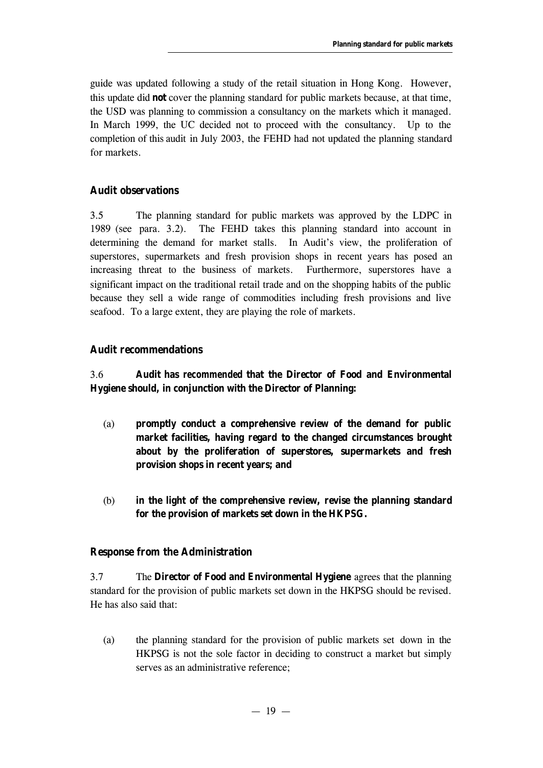guide was updated following a study of the retail situation in Hong Kong. However, this update did **not** cover the planning standard for public markets because, at that time, the USD was planning to commission a consultancy on the markets which it managed. In March 1999, the UC decided not to proceed with the consultancy. Up to the completion of this audit in July 2003, the FEHD had not updated the planning standard for markets.

### Audit observations

3.5 The planning standard for public markets was approved by the LDPC in 1989 (see para. 3.2). The FEHD takes this planning standard into account in determining the demand for market stalls. In Audit's view, the proliferation of superstores, supermarkets and fresh provision shops in recent years has posed an increasing threat to the business of markets. Furthermore, superstores have a significant impact on the traditional retail trade and on the shopping habits of the public because they sell a wide range of commodities including fresh provisions and live seafood. To a large extent, they are playing the role of markets.

### Audit recommendations

3.6 **Audit has *recommended* that the Director of Food and Environmental Hygiene should, in conjunction with the Director of Planning:**

- (a) **promptly conduct a comprehensive review of the demand for public market facilities, having regard to the changed circumstances brought about by the proliferation of superstores, supermarkets and fresh provision shops in recent years; and**

- (b) **in the light of the comprehensive review, revise the planning standard for the provision of markets set down in the HKPSG.**

### Response from the Administration

3.7 The **Director of Food and Environmental Hygiene** agrees that the planning standard for the provision of public markets set down in the HKPSG should be revised. He has also said that:

- (a) the planning standard for the provision of public markets set down in the HKPSG is not the sole factor in deciding to construct a market but simply serves as an administrative reference;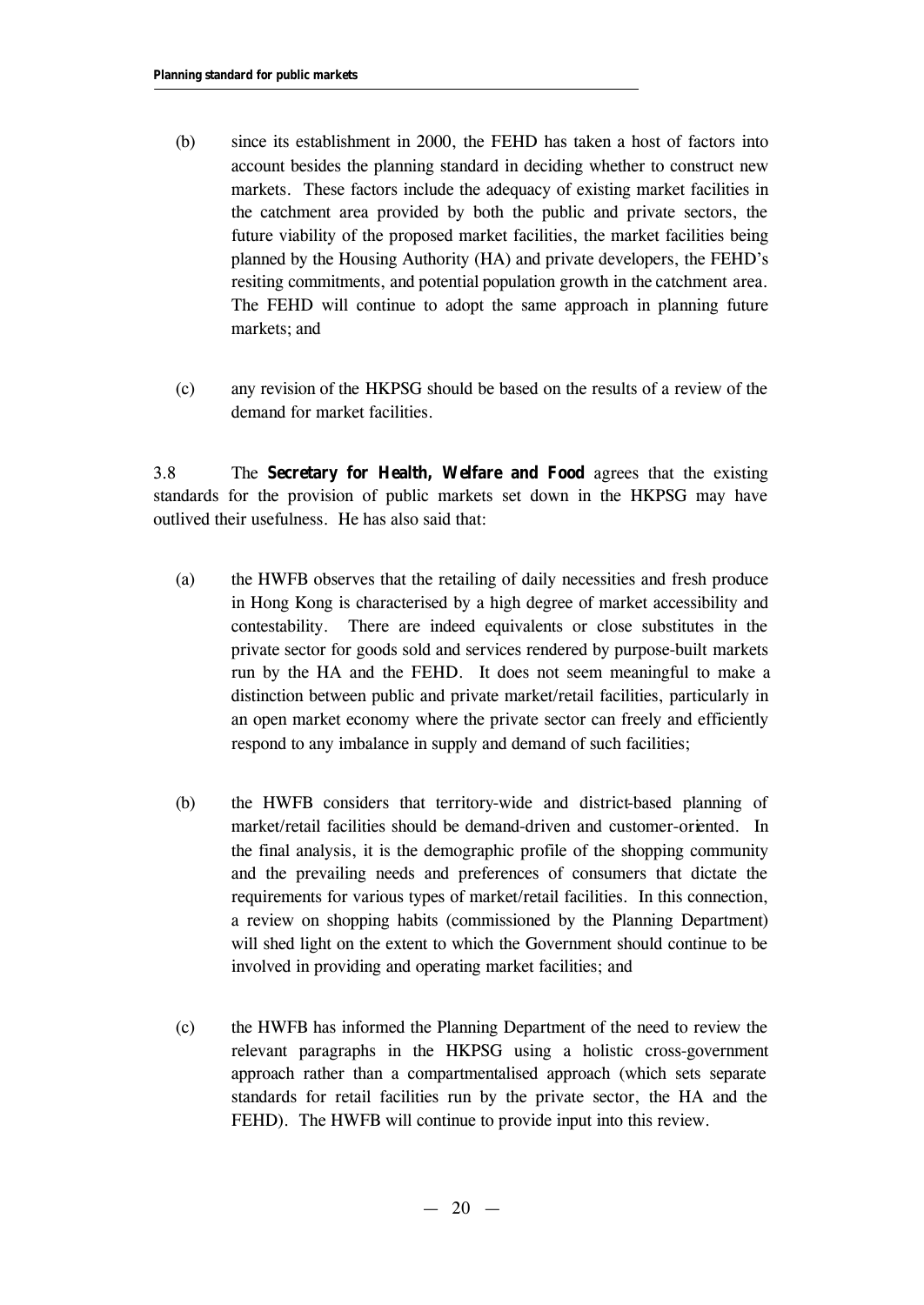(b) since its establishment in 2000, the FEHD has taken a host of factors into account besides the planning standard in deciding whether to construct new markets. These factors include the adequacy of existing market facilities in the catchment area provided by both the public and private sectors, the future viability of the proposed market facilities, the market facilities being planned by the Housing Authority (HA) and private developers, the FEHD's resiting commitments, and potential population growth in the catchment area. The FEHD will continue to adopt the same approach in planning future markets; and

(c) any revision of the HKPSG should be based on the results of a review of the demand for market facilities.

3.8 The **Secretary for Health, Welfare and Food** agrees that the existing standards for the provision of public markets set down in the HKPSG may have outlived their usefulness. He has also said that:

(a) the HWFB observes that the retailing of daily necessities and fresh produce in Hong Kong is characterised by a high degree of market accessibility and contestability. There are indeed equivalents or close substitutes in the private sector for goods sold and services rendered by purpose-built markets run by the HA and the FEHD. It does not seem meaningful to make a distinction between public and private market/retail facilities, particularly in an open market economy where the private sector can freely and efficiently respond to any imbalance in supply and demand of such facilities;

(b) the HWFB considers that territory-wide and district-based planning of market/retail facilities should be demand-driven and customer-oriented. In the final analysis, it is the demographic profile of the shopping community and the prevailing needs and preferences of consumers that dictate the requirements for various types of market/retail facilities. In this connection, a review on shopping habits (commissioned by the Planning Department) will shed light on the extent to which the Government should continue to be involved in providing and operating market facilities; and

(c) the HWFB has informed the Planning Department of the need to review the relevant paragraphs in the HKPSG using a holistic cross-government approach rather than a compartmentalised approach (which sets separate standards for retail facilities run by the private sector, the HA and the FEHD). The HWFB will continue to provide input into this review.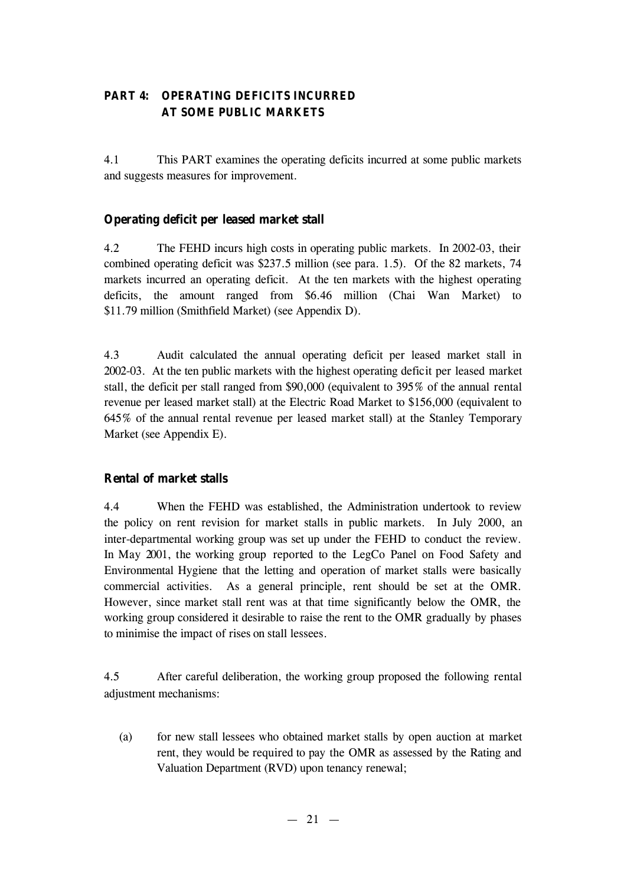## PART 4: OPERATING DEFICITS INCURRED AT SOME PUBLIC MARKETS

4.1 This PART examines the operating deficits incurred at some public markets and suggests measures for improvement.

### Operating deficit per leased market stall

4.2 The FEHD incurs high costs in operating public markets. In 2002-03, their combined operating deficit was $237.5 million (see para. 1.5). Of the 82 markets, 74 markets incurred an operating deficit. At the ten markets with the highest operating deficits, the amount ranged from $6.46 million (Chai Wan Market) to $11.79 million (Smithfield Market) (see Appendix D).

4.3 Audit calculated the annual operating deficit per leased market stall in 2002-03. At the ten public markets with the highest operating deficit per leased market stall, the deficit per stall ranged from $90,000 (equivalent to 395% of the annual rental revenue per leased market stall) at the Electric Road Market to $156,000 (equivalent to 645% of the annual rental revenue per leased market stall) at the Stanley Temporary Market (see Appendix E).

### Rental of market stalls

4.4 When the FEHD was established, the Administration undertook to review the policy on rent revision for market stalls in public markets. In July 2000, an inter-departmental working group was set up under the FEHD to conduct the review. In May 2001, the working group reported to the LegCo Panel on Food Safety and Environmental Hygiene that the letting and operation of market stalls were basically commercial activities. As a general principle, rent should be set at the OMR. However, since market stall rent was at that time significantly below the OMR, the working group considered it desirable to raise the rent to the OMR gradually by phases to minimise the impact of rises on stall lessees.

4.5 After careful deliberation, the working group proposed the following rental adjustment mechanisms:

(a) for new stall lessees who obtained market stalls by open auction at market rent, they would be required to pay the OMR as assessed by the Rating and Valuation Department (RVD) upon tenancy renewal;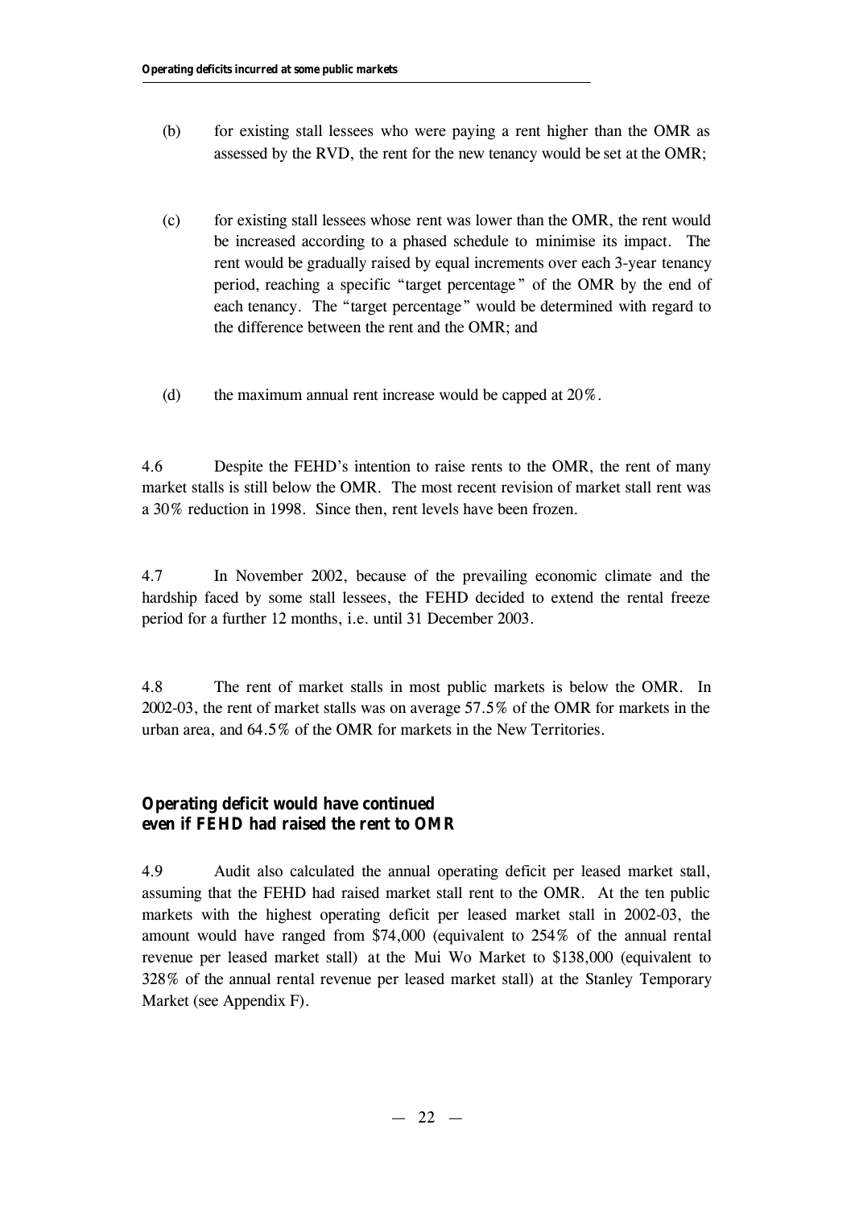(b) for existing stall lessees who were paying a rent higher than the OMR as assessed by the RVD, the rent for the new tenancy would be set at the OMR;

(c) for existing stall lessees whose rent was lower than the OMR, the rent would be increased according to a phased schedule to minimise its impact. The rent would be gradually raised by equal increments over each 3-year tenancy period, reaching a specific "target percentage" of the OMR by the end of each tenancy. The "target percentage" would be determined with regard to the difference between the rent and the OMR; and

(d) the maximum annual rent increase would be capped at 20%.

4.6 Despite the FEHD's intention to raise rents to the OMR, the rent of many market stalls is still below the OMR. The most recent revision of market stall rent was a 30% reduction in 1998. Since then, rent levels have been frozen.

4.7 In November 2002, because of the prevailing economic climate and the hardship faced by some stall lessees, the FEHD decided to extend the rental freeze period for a further 12 months, i.e. until 31 December 2003.

4.8 The rent of market stalls in most public markets is below the OMR. In 2002-03, the rent of market stalls was on average 57.5% of the OMR for markets in the urban area, and 64.5% of the OMR for markets in the New Territories.

### Operating deficit would have continued even if FEHD had raised the rent to OMR

4.9 Audit also calculated the annual operating deficit per leased market stall, assuming that the FEHD had raised market stall rent to the OMR. At the ten public markets with the highest operating deficit per leased market stall in 2002-03, the amount would have ranged from $74,000 (equivalent to 254% of the annual rental revenue per leased market stall) at the Mui Wo Market to $138,000 (equivalent to 328% of the annual rental revenue per leased market stall) at the Stanley Temporary Market (see Appendix F).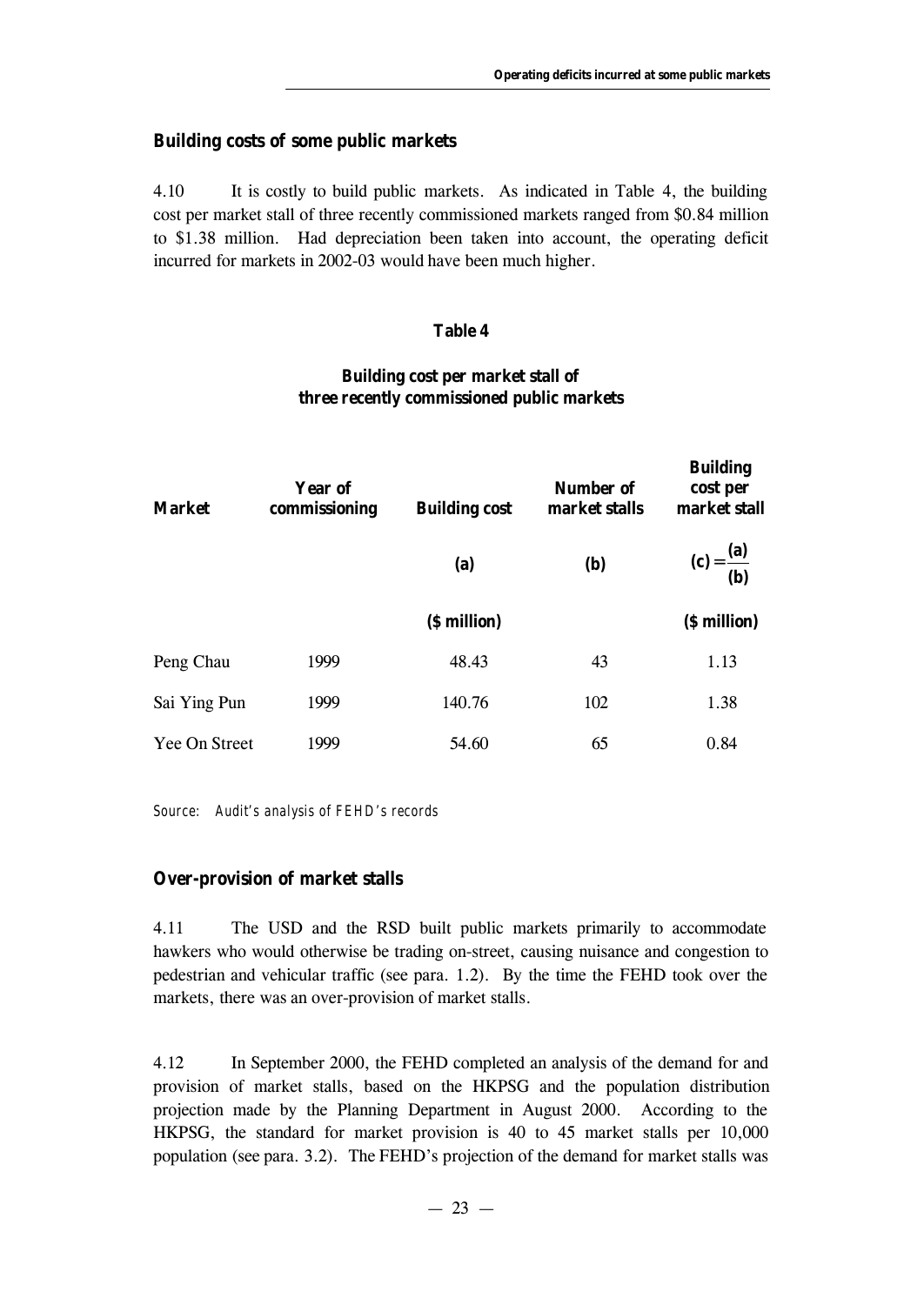## Building costs of some public markets

4.10 It is costly to build public markets. As indicated in Table 4, the building cost per market stall of three recently commissioned markets ranged from $0.84 million to $1.38 million. Had depreciation been taken into account, the operating deficit incurred for markets in 2002-03 would have been much higher.

**Table 4**

**Building cost per market stall of three recently commissioned public markets**

| Market | Year of commissioning | Building cost | Number of market stalls | Building cost per market stall |
|---|---|---|---|---|
| | | (a) | (b) | $(c) = \frac{(a)}{(b)}$ |
| | | ($ million) | | ($ million) |
| Peng Chau | 1999 | 48.43 | 43 | 1.13 |
| Sai Ying Pun | 1999 | 140.76 | 102 | 1.38 |
| Yee On Street | 1999 | 54.60 | 65 | 0.84 |

*Source: Audit's analysis of FEHD's records*

## Over-provision of market stalls

4.11 The USD and the RSD built public markets primarily to accommodate hawkers who would otherwise be trading on-street, causing nuisance and congestion to pedestrian and vehicular traffic (see para. 1.2). By the time the FEHD took over the markets, there was an over-provision of market stalls.

4.12 In September 2000, the FEHD completed an analysis of the demand for and provision of market stalls, based on the HKPSG and the population distribution projection made by the Planning Department in August 2000. According to the HKPSG, the standard for market provision is 40 to 45 market stalls per 10,000 population (see para. 3.2). The FEHD's projection of the demand for market stalls was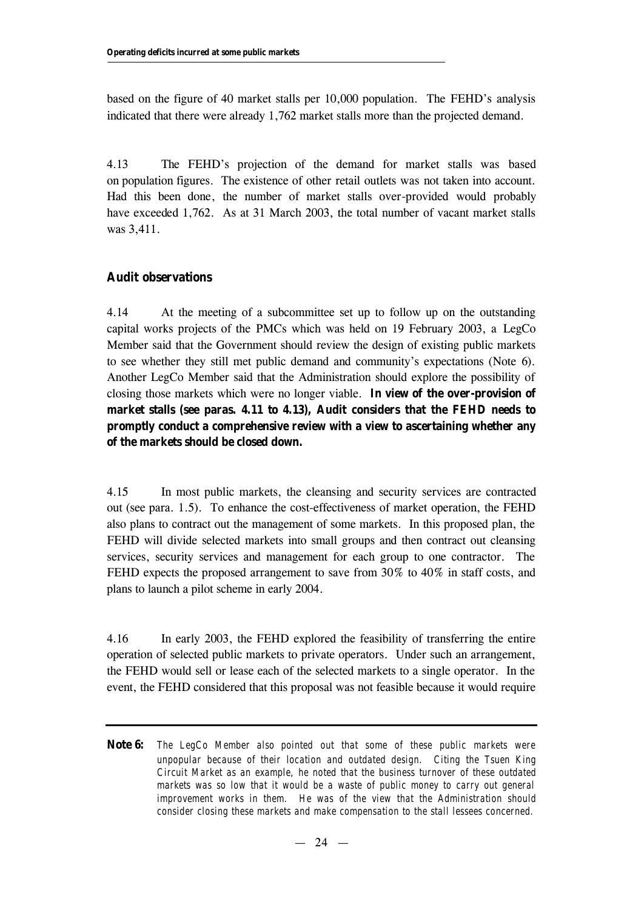based on the figure of 40 market stalls per 10,000 population. The FEHD's analysis indicated that there were already 1,762 market stalls more than the projected demand.

4.13 The FEHD's projection of the demand for market stalls was based on population figures. The existence of other retail outlets was not taken into account. Had this been done, the number of market stalls over-provided would probably have exceeded 1,762. As at 31 March 2003, the total number of vacant market stalls was 3,411.

### Audit observations

4.14 At the meeting of a subcommittee set up to follow up on the outstanding capital works projects of the PMCs which was held on 19 February 2003, a LegCo Member said that the Government should review the design of existing public markets to see whether they still met public demand and community's expectations (Note 6). Another LegCo Member said that the Administration should explore the possibility of closing those markets which were no longer viable. **In view of the over-provision of market stalls (see paras. 4.11 to 4.13), Audit considers that the FEHD needs to promptly conduct a comprehensive review with a view to ascertaining whether any of the markets should be closed down.**

4.15 In most public markets, the cleansing and security services are contracted out (see para. 1.5). To enhance the cost-effectiveness of market operation, the FEHD also plans to contract out the management of some markets. In this proposed plan, the FEHD will divide selected markets into small groups and then contract out cleansing services, security services and management for each group to one contractor. The FEHD expects the proposed arrangement to save from 30% to 40% in staff costs, and plans to launch a pilot scheme in early 2004.

4.16 In early 2003, the FEHD explored the feasibility of transferring the entire operation of selected public markets to private operators. Under such an arrangement, the FEHD would sell or lease each of the selected markets to a single operator. In the event, the FEHD considered that this proposal was not feasible because it would require

---

**Note 6:** *The LegCo Member also pointed out that some of these public markets were unpopular because of their location and outdated design. Citing the Tsuen King Circuit Market as an example, he noted that the business turnover of these outdated markets was so low that it would be a waste of public money to carry out general improvement works in them. He was of the view that the Administration should consider closing these markets and make compensation to the stall lessees concerned.*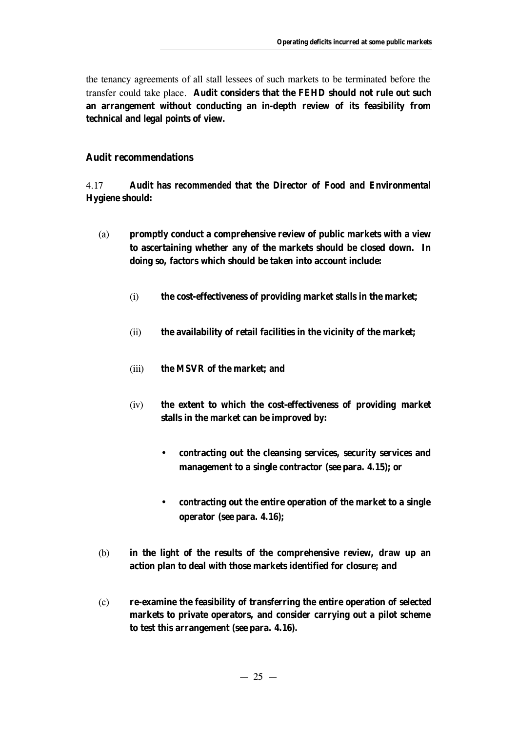the tenancy agreements of all stall lessees of such markets to be terminated before the transfer could take place. **Audit considers that the FEHD should not rule out such an arrangement without conducting an in-depth review of its feasibility from technical and legal points of view.**

### Audit recommendations

4.17 **Audit has *recommended* that the Director of Food and Environmental Hygiene should:**

(a) **promptly conduct a comprehensive review of public markets with a view to ascertaining whether any of the markets should be closed down. In doing so, factors which should be taken into account include:**

   (i) **the cost-effectiveness of providing market stalls in the market;**

   (ii) **the availability of retail facilities in the vicinity of the market;**

   (iii) **the MSVR of the market; and**

   (iv) **the extent to which the cost-effectiveness of providing market stalls in the market can be improved by:**

   - **contracting out the cleansing services, security services and management to a single contractor (see para. 4.15); or**

   - **contracting out the entire operation of the market to a single operator (see para. 4.16);**

(b) **in the light of the results of the comprehensive review, draw up an action plan to deal with those markets identified for closure; and**

(c) **re-examine the feasibility of transferring the entire operation of selected markets to private operators, and consider carrying out a pilot scheme to test this arrangement (see para. 4.16).**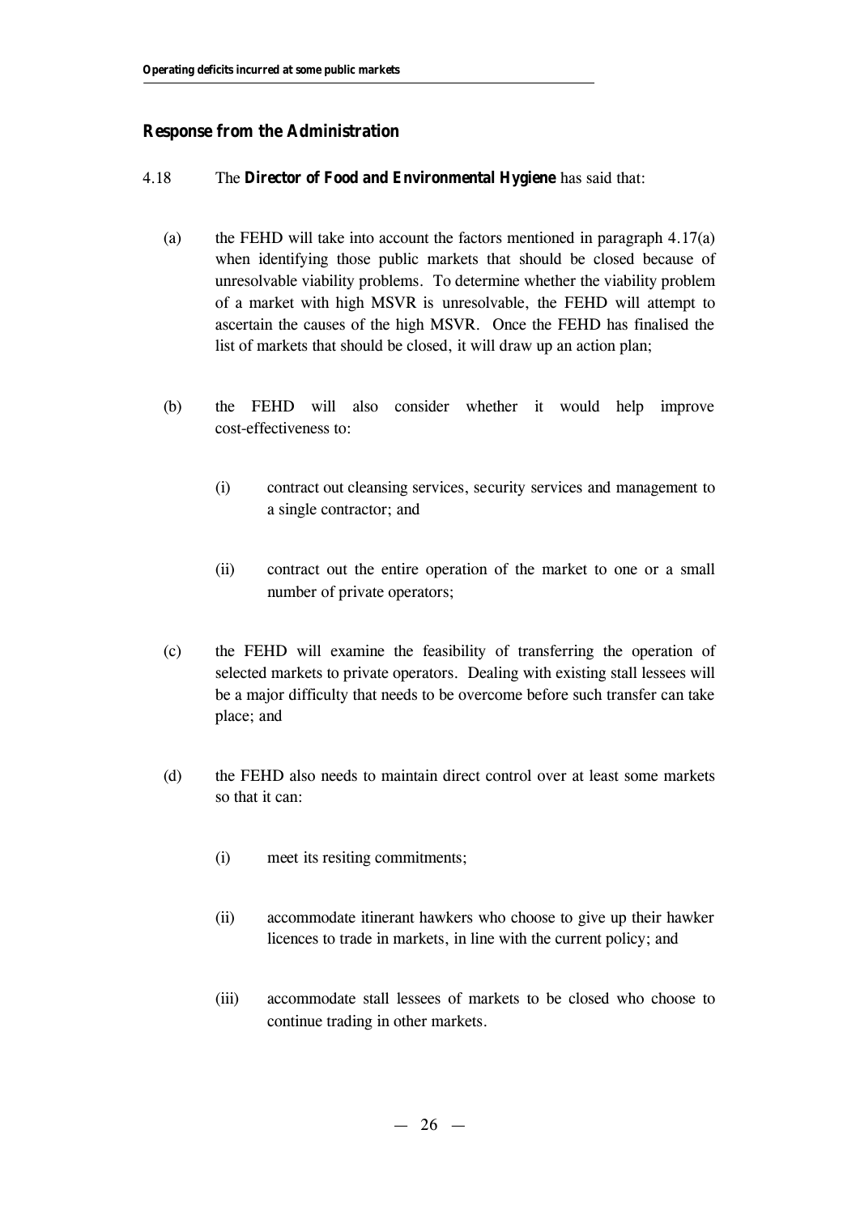## Response from the Administration

4.18 The **Director of Food and Environmental Hygiene** has said that:

(a) the FEHD will take into account the factors mentioned in paragraph 4.17(a) when identifying those public markets that should be closed because of unresolvable viability problems. To determine whether the viability problem of a market with high MSVR is unresolvable, the FEHD will attempt to ascertain the causes of the high MSVR. Once the FEHD has finalised the list of markets that should be closed, it will draw up an action plan;

(b) the FEHD will also consider whether it would help improve cost-effectiveness to:

   (i) contract out cleansing services, security services and management to a single contractor; and

   (ii) contract out the entire operation of the market to one or a small number of private operators;

(c) the FEHD will examine the feasibility of transferring the operation of selected markets to private operators. Dealing with existing stall lessees will be a major difficulty that needs to be overcome before such transfer can take place; and

(d) the FEHD also needs to maintain direct control over at least some markets so that it can:

   (i) meet its resiting commitments;

   (ii) accommodate itinerant hawkers who choose to give up their hawker licences to trade in markets, in line with the current policy; and

   (iii) accommodate stall lessees of markets to be closed who choose to continue trading in other markets.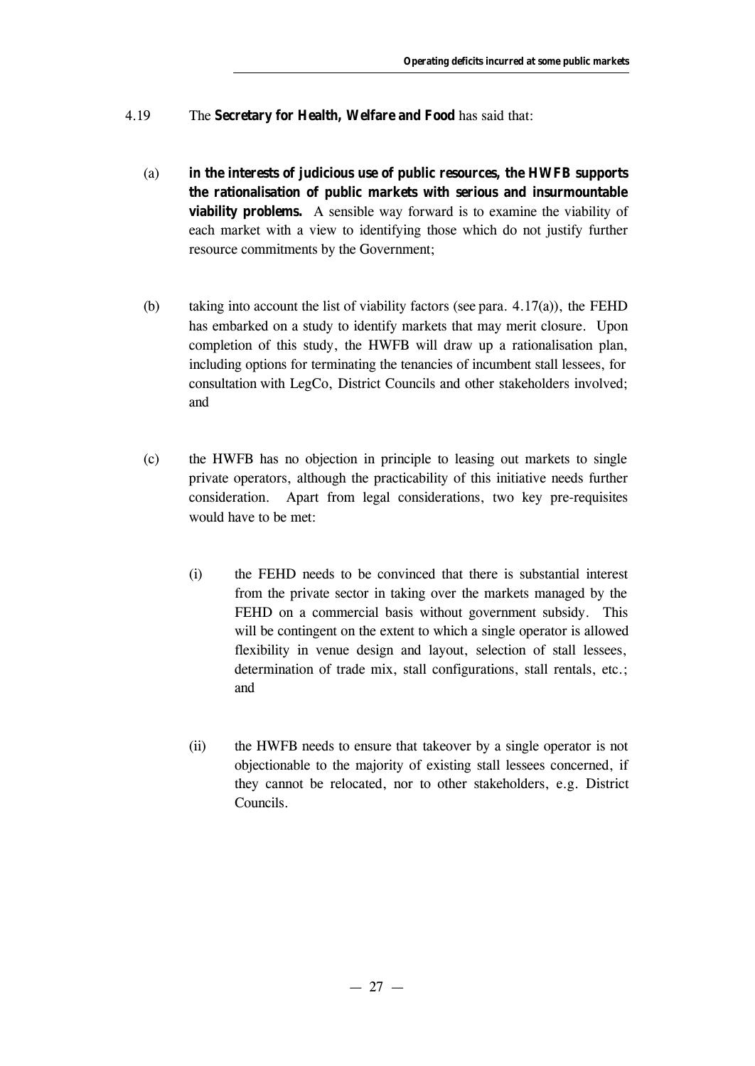4.19 The **Secretary for Health, Welfare and Food** has said that:

(a) **in the interests of judicious use of public resources, the HWFB supports the rationalisation of public markets with serious and insurmountable viability problems.** A sensible way forward is to examine the viability of each market with a view to identifying those which do not justify further resource commitments by the Government;

(b) taking into account the list of viability factors (see para. 4.17(a)), the FEHD has embarked on a study to identify markets that may merit closure. Upon completion of this study, the HWFB will draw up a rationalisation plan, including options for terminating the tenancies of incumbent stall lessees, for consultation with LegCo, District Councils and other stakeholders involved; and

(c) the HWFB has no objection in principle to leasing out markets to single private operators, although the practicability of this initiative needs further consideration. Apart from legal considerations, two key pre-requisites would have to be met:

   (i) the FEHD needs to be convinced that there is substantial interest from the private sector in taking over the markets managed by the FEHD on a commercial basis without government subsidy. This will be contingent on the extent to which a single operator is allowed flexibility in venue design and layout, selection of stall lessees, determination of trade mix, stall configurations, stall rentals, etc.; and

   (ii) the HWFB needs to ensure that takeover by a single operator is not objectionable to the majority of existing stall lessees concerned, if they cannot be relocated, nor to other stakeholders, e.g. District Councils.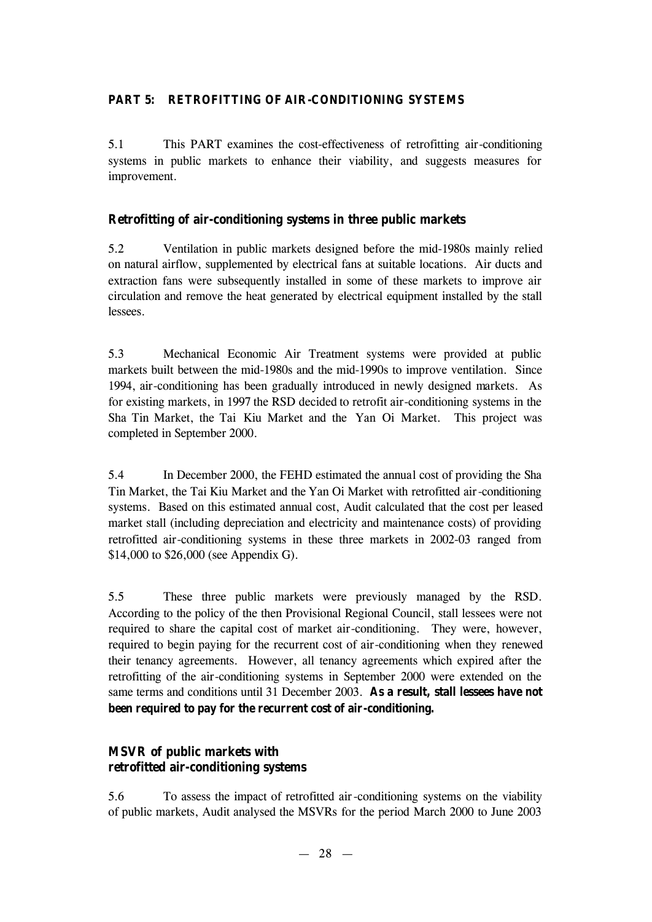## PART 5: RETROFITTING OF AIR-CONDITIONING SYSTEMS

5.1 This PART examines the cost-effectiveness of retrofitting air-conditioning systems in public markets to enhance their viability, and suggests measures for improvement.

### Retrofitting of air-conditioning systems in three public markets

5.2 Ventilation in public markets designed before the mid-1980s mainly relied on natural airflow, supplemented by electrical fans at suitable locations. Air ducts and extraction fans were subsequently installed in some of these markets to improve air circulation and remove the heat generated by electrical equipment installed by the stall lessees.

5.3 Mechanical Economic Air Treatment systems were provided at public markets built between the mid-1980s and the mid-1990s to improve ventilation. Since 1994, air-conditioning has been gradually introduced in newly designed markets. As for existing markets, in 1997 the RSD decided to retrofit air-conditioning systems in the Sha Tin Market, the Tai Kiu Market and the Yan Oi Market. This project was completed in September 2000.

5.4 In December 2000, the FEHD estimated the annual cost of providing the Sha Tin Market, the Tai Kiu Market and the Yan Oi Market with retrofitted air-conditioning systems. Based on this estimated annual cost, Audit calculated that the cost per leased market stall (including depreciation and electricity and maintenance costs) of providing retrofitted air-conditioning systems in these three markets in 2002-03 ranged from $14,000 to $26,000 (see Appendix G).

5.5 These three public markets were previously managed by the RSD. According to the policy of the then Provisional Regional Council, stall lessees were not required to share the capital cost of market air-conditioning. They were, however, required to begin paying for the recurrent cost of air-conditioning when they renewed their tenancy agreements. However, all tenancy agreements which expired after the retrofitting of the air-conditioning systems in September 2000 were extended on the same terms and conditions until 31 December 2003. **As a result, stall lessees have not been required to pay for the recurrent cost of air-conditioning.**

### MSVR of public markets with retrofitted air-conditioning systems

5.6 To assess the impact of retrofitted air-conditioning systems on the viability of public markets, Audit analysed the MSVRs for the period March 2000 to June 2003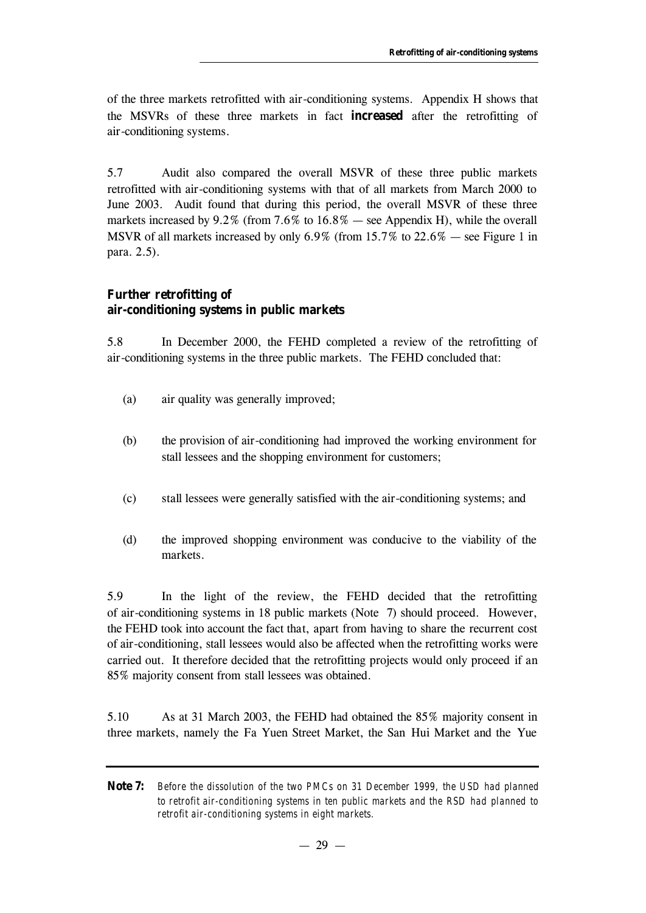of the three markets retrofitted with air-conditioning systems. Appendix H shows that the MSVRs of these three markets in fact **increased** after the retrofitting of air-conditioning systems.

5.7 Audit also compared the overall MSVR of these three public markets retrofitted with air-conditioning systems with that of all markets from March 2000 to June 2003. Audit found that during this period, the overall MSVR of these three markets increased by 9.2% (from 7.6% to 16.8% — see Appendix H), while the overall MSVR of all markets increased by only 6.9% (from 15.7% to 22.6% — see Figure 1 in para. 2.5).

### Further retrofitting of air-conditioning systems in public markets

5.8 In December 2000, the FEHD completed a review of the retrofitting of air-conditioning systems in the three public markets. The FEHD concluded that:

(a) air quality was generally improved;

(b) the provision of air-conditioning had improved the working environment for stall lessees and the shopping environment for customers;

(c) stall lessees were generally satisfied with the air-conditioning systems; and

(d) the improved shopping environment was conducive to the viability of the markets.

5.9 In the light of the review, the FEHD decided that the retrofitting of air-conditioning systems in 18 public markets (Note 7) should proceed. However, the FEHD took into account the fact that, apart from having to share the recurrent cost of air-conditioning, stall lessees would also be affected when the retrofitting works were carried out. It therefore decided that the retrofitting projects would only proceed if an 85% majority consent from stall lessees was obtained.

5.10 As at 31 March 2003, the FEHD had obtained the 85% majority consent in three markets, namely the Fa Yuen Street Market, the San Hui Market and the Yue

---

**Note 7:** *Before the dissolution of the two PMCs on 31 December 1999, the USD had planned to retrofit air-conditioning systems in ten public markets and the RSD had planned to retrofit air-conditioning systems in eight markets.*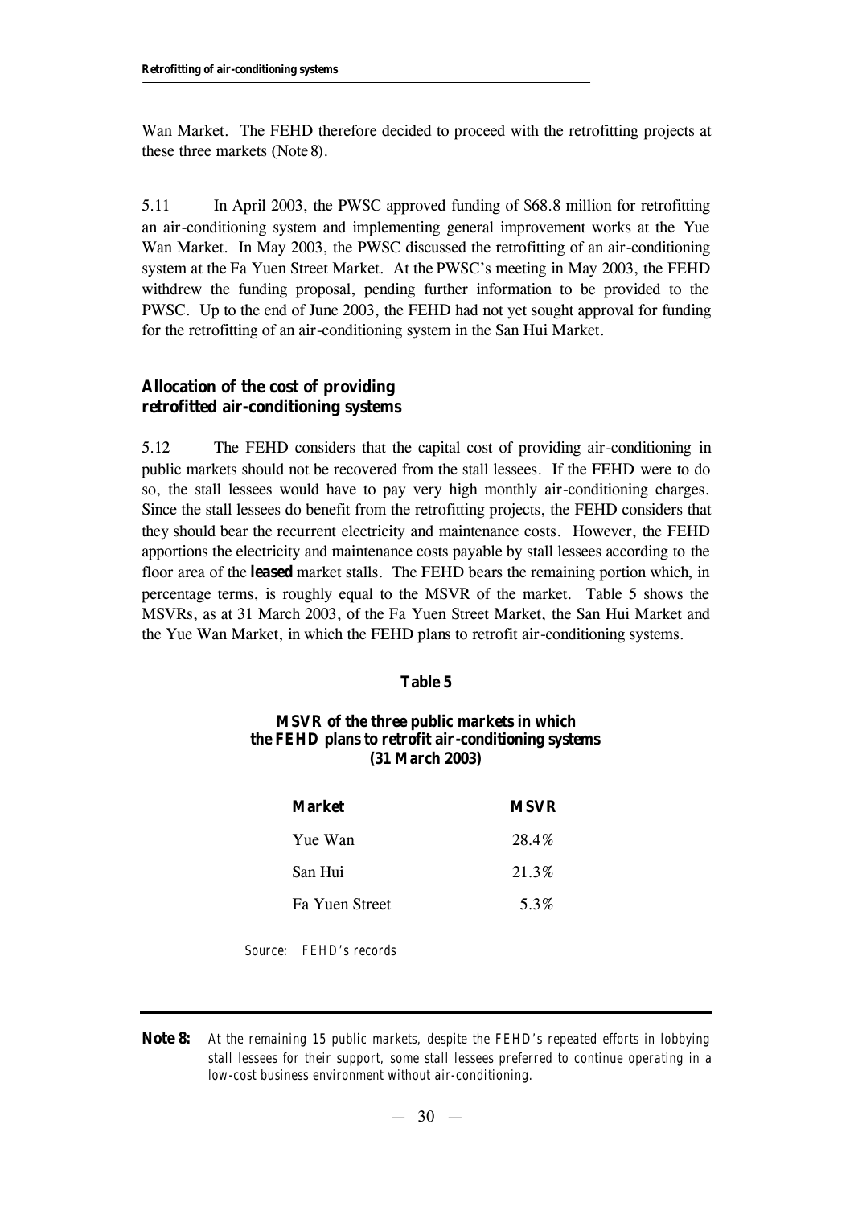Wan Market. The FEHD therefore decided to proceed with the retrofitting projects at these three markets (Note 8).

5.11 In April 2003, the PWSC approved funding of $68.8 million for retrofitting an air-conditioning system and implementing general improvement works at the Yue Wan Market. In May 2003, the PWSC discussed the retrofitting of an air-conditioning system at the Fa Yuen Street Market. At the PWSC's meeting in May 2003, the FEHD withdrew the funding proposal, pending further information to be provided to the PWSC. Up to the end of June 2003, the FEHD had not yet sought approval for funding for the retrofitting of an air-conditioning system in the San Hui Market.

### Allocation of the cost of providing retrofitted air-conditioning systems

5.12 The FEHD considers that the capital cost of providing air-conditioning in public markets should not be recovered from the stall lessees. If the FEHD were to do so, the stall lessees would have to pay very high monthly air-conditioning charges. Since the stall lessees do benefit from the retrofitting projects, the FEHD considers that they should bear the recurrent electricity and maintenance costs. However, the FEHD apportions the electricity and maintenance costs payable by stall lessees according to the floor area of the ***leased*** market stalls. The FEHD bears the remaining portion which, in percentage terms, is roughly equal to the MSVR of the market. Table 5 shows the MSVRs, as at 31 March 2003, of the Fa Yuen Street Market, the San Hui Market and the Yue Wan Market, in which the FEHD plans to retrofit air-conditioning systems.

**Table 5**

**MSVR of the three public markets in which the FEHD plans to retrofit air-conditioning systems (31 March 2003)**

| Market | MSVR |
|---|---|
| Yue Wan | 28.4% |
| San Hui | 21.3% |
| Fa Yuen Street | 5.3% |

*Source: FEHD's records*

---

**Note 8:** *At the remaining 15 public markets, despite the FEHD's repeated efforts in lobbying stall lessees for their support, some stall lessees preferred to continue operating in a low-cost business environment without air-conditioning.*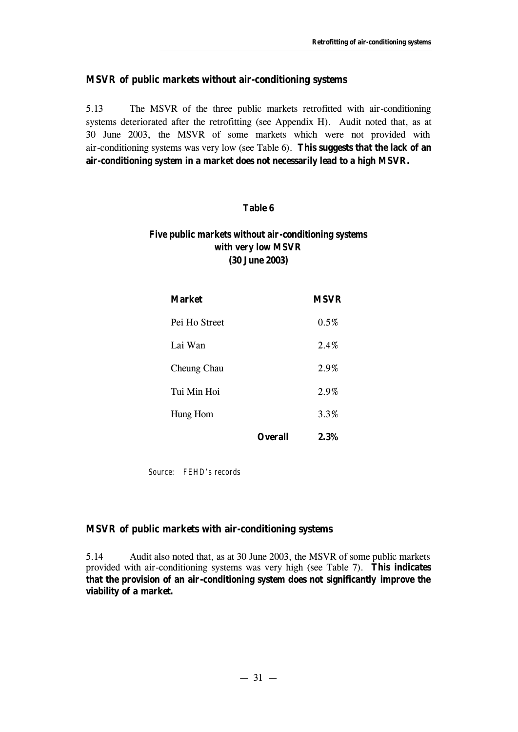### MSVR of public markets without air-conditioning systems

5.13 The MSVR of the three public markets retrofitted with air-conditioning systems deteriorated after the retrofitting (see Appendix H). Audit noted that, as at 30 June 2003, the MSVR of some markets which were not provided with air-conditioning systems was very low (see Table 6). **This suggests that the lack of an air-conditioning system in a market does not necessarily lead to a high MSVR.**

**Table 6**

**Five public markets without air-conditioning systems with very low MSVR (30 June 2003)**

| Market | MSVR |
| --- | --- |
| Pei Ho Street | 0.5% |
| Lai Wan | 2.4% |
| Cheung Chau | 2.9% |
| Tui Min Hoi | 2.9% |
| Hung Hom | 3.3% |
| **Overall** | **2.3%** |

*Source: FEHD's records*

### MSVR of public markets with air-conditioning systems

5.14 Audit also noted that, as at 30 June 2003, the MSVR of some public markets provided with air-conditioning systems was very high (see Table 7). **This indicates that the provision of an air-conditioning system does not significantly improve the viability of a market.**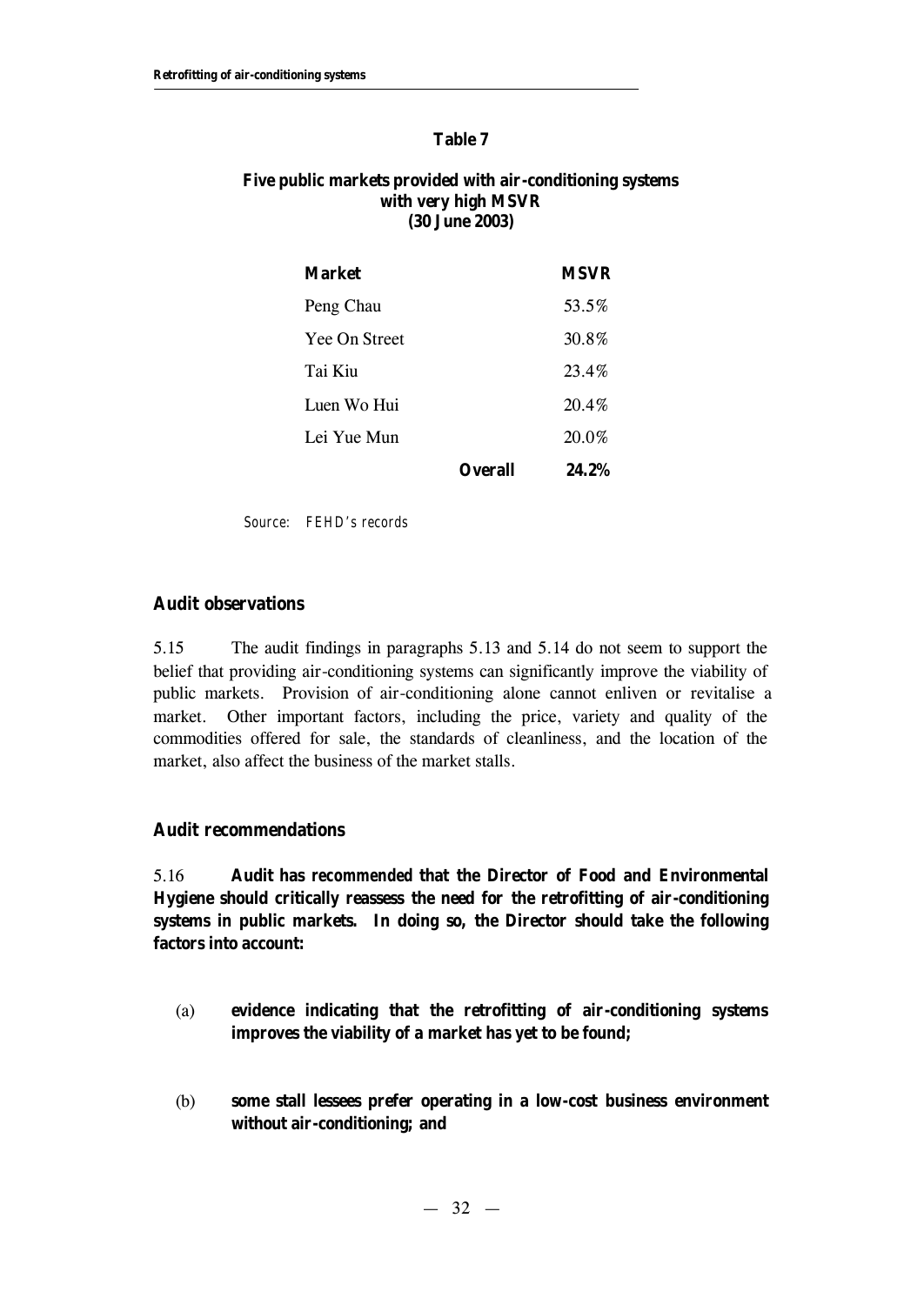**Table 7**

**Five public markets provided with air-conditioning systems with very high MSVR (30 June 2003)**

| Market | MSVR |
|---|---|
| Peng Chau | 53.5% |
| Yee On Street | 30.8% |
| Tai Kiu | 23.4% |
| Luen Wo Hui | 20.4% |
| Lei Yue Mun | 20.0% |
| **Overall** | **24.2%** |

*Source: FEHD's records*

### Audit observations

5.15 The audit findings in paragraphs 5.13 and 5.14 do not seem to support the belief that providing air-conditioning systems can significantly improve the viability of public markets. Provision of air-conditioning alone cannot enliven or revitalise a market. Other important factors, including the price, variety and quality of the commodities offered for sale, the standards of cleanliness, and the location of the market, also affect the business of the market stalls.

### Audit recommendations

5.16 **Audit has *recommended* that the Director of Food and Environmental Hygiene should critically reassess the need for the retrofitting of air-conditioning systems in public markets. In doing so, the Director should take the following factors into account:**

(a) **evidence indicating that the retrofitting of air-conditioning systems improves the viability of a market has yet to be found;**

(b) **some stall lessees prefer operating in a low-cost business environment without air-conditioning; and**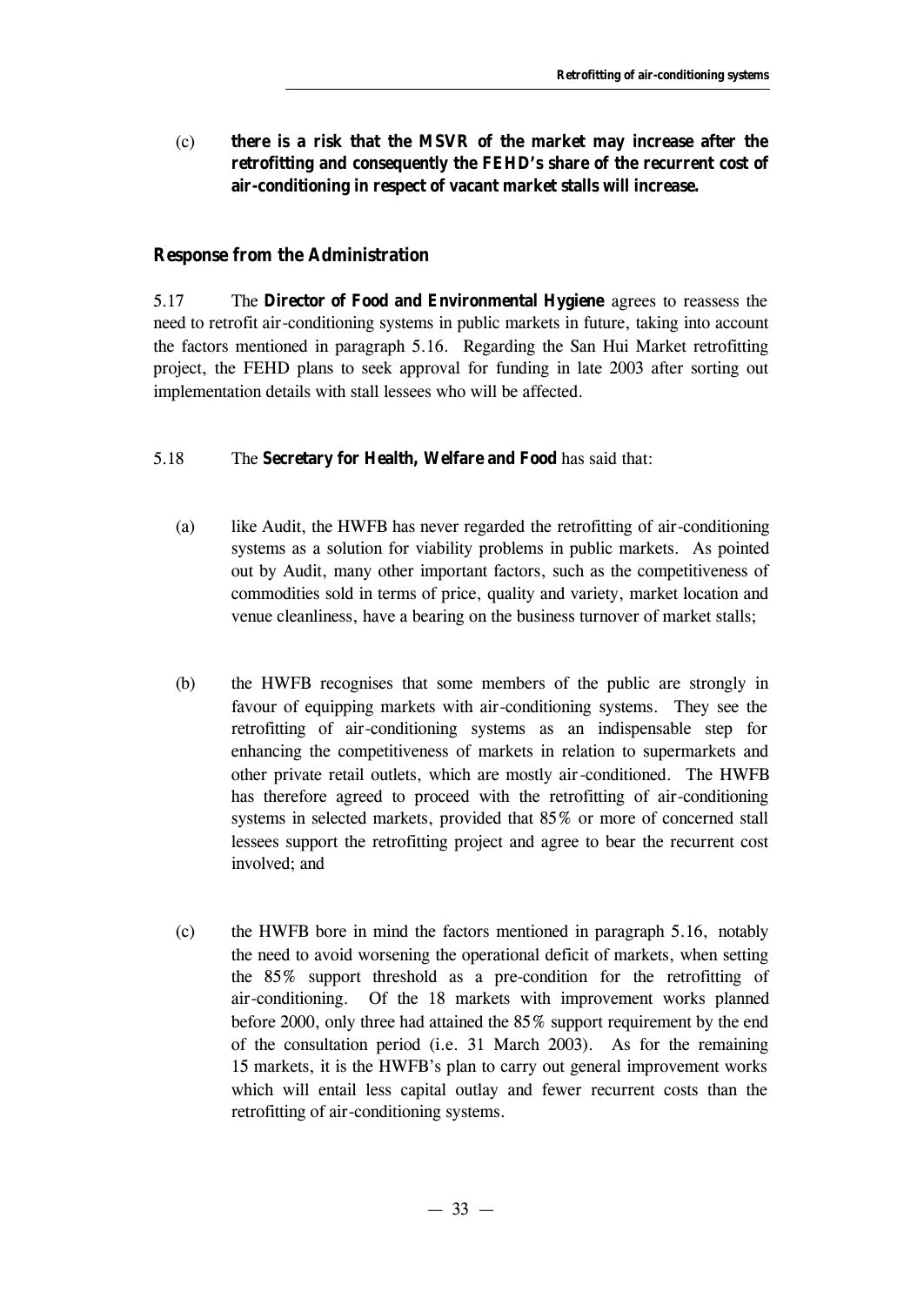(c) **there is a risk that the MSVR of the market may increase after the retrofitting and consequently the FEHD's share of the recurrent cost of air-conditioning in respect of vacant market stalls will increase.**

### Response from the Administration

5.17 The **Director of Food and Environmental Hygiene** agrees to reassess the need to retrofit air-conditioning systems in public markets in future, taking into account the factors mentioned in paragraph 5.16. Regarding the San Hui Market retrofitting project, the FEHD plans to seek approval for funding in late 2003 after sorting out implementation details with stall lessees who will be affected.

5.18 The **Secretary for Health, Welfare and Food** has said that:

(a) like Audit, the HWFB has never regarded the retrofitting of air-conditioning systems as a solution for viability problems in public markets. As pointed out by Audit, many other important factors, such as the competitiveness of commodities sold in terms of price, quality and variety, market location and venue cleanliness, have a bearing on the business turnover of market stalls;

(b) the HWFB recognises that some members of the public are strongly in favour of equipping markets with air-conditioning systems. They see the retrofitting of air-conditioning systems as an indispensable step for enhancing the competitiveness of markets in relation to supermarkets and other private retail outlets, which are mostly air-conditioned. The HWFB has therefore agreed to proceed with the retrofitting of air-conditioning systems in selected markets, provided that 85% or more of concerned stall lessees support the retrofitting project and agree to bear the recurrent cost involved; and

(c) the HWFB bore in mind the factors mentioned in paragraph 5.16, notably the need to avoid worsening the operational deficit of markets, when setting the 85% support threshold as a pre-condition for the retrofitting of air-conditioning. Of the 18 markets with improvement works planned before 2000, only three had attained the 85% support requirement by the end of the consultation period (i.e. 31 March 2003). As for the remaining 15 markets, it is the HWFB's plan to carry out general improvement works which will entail less capital outlay and fewer recurrent costs than the retrofitting of air-conditioning systems.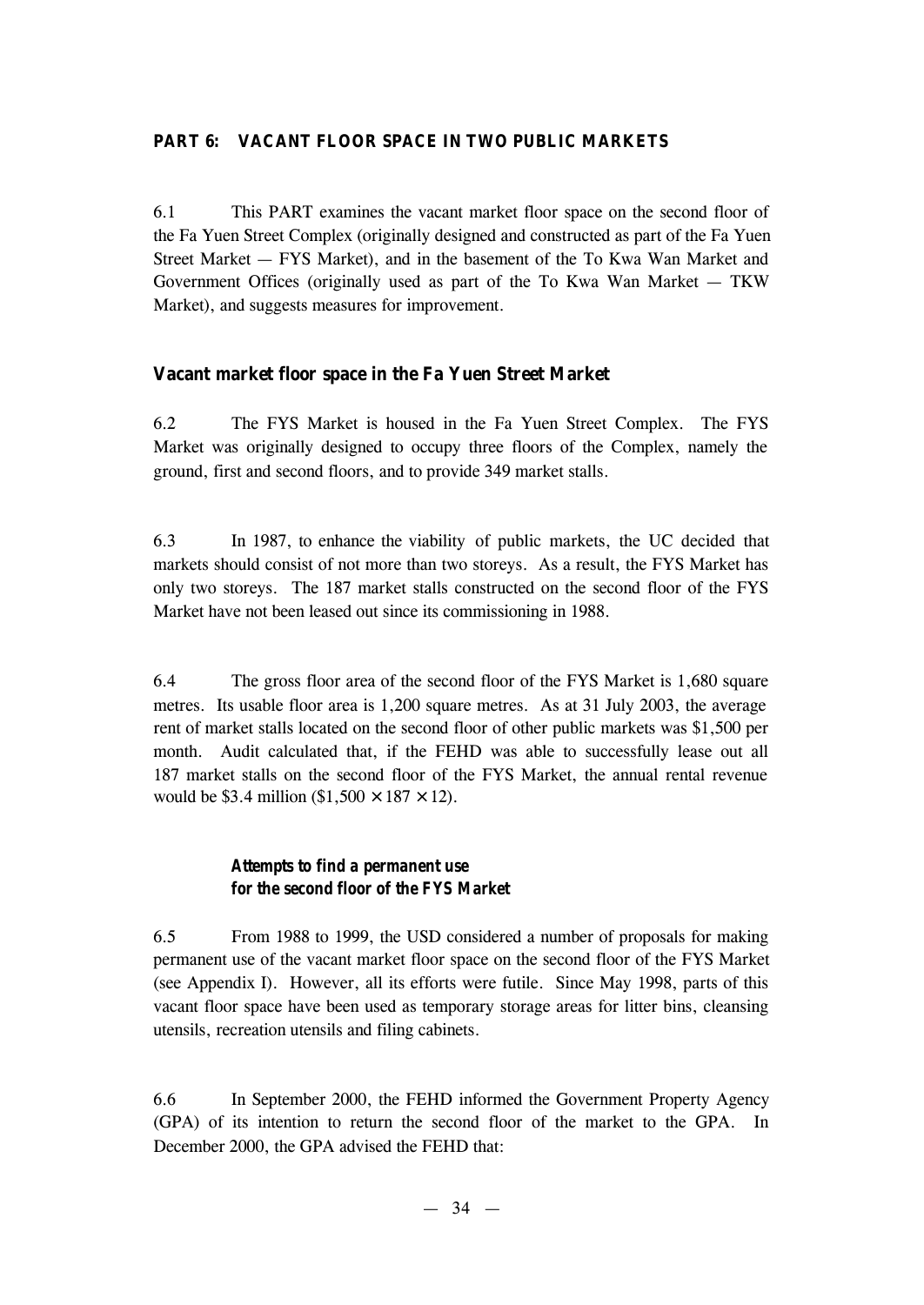## PART 6: VACANT FLOOR SPACE IN TWO PUBLIC MARKETS

6.1 This PART examines the vacant market floor space on the second floor of the Fa Yuen Street Complex (originally designed and constructed as part of the Fa Yuen Street Market — FYS Market), and in the basement of the To Kwa Wan Market and Government Offices (originally used as part of the To Kwa Wan Market — TKW Market), and suggests measures for improvement.

### Vacant market floor space in the Fa Yuen Street Market

6.2 The FYS Market is housed in the Fa Yuen Street Complex. The FYS Market was originally designed to occupy three floors of the Complex, namely the ground, first and second floors, and to provide 349 market stalls.

6.3 In 1987, to enhance the viability of public markets, the UC decided that markets should consist of not more than two storeys. As a result, the FYS Market has only two storeys. The 187 market stalls constructed on the second floor of the FYS Market have not been leased out since its commissioning in 1988.

6.4 The gross floor area of the second floor of the FYS Market is 1,680 square metres. Its usable floor area is 1,200 square metres. As at 31 July 2003, the average rent of market stalls located on the second floor of other public markets was $1,500 per month. Audit calculated that, if the FEHD was able to successfully lease out all 187 market stalls on the second floor of the FYS Market, the annual rental revenue would be $3.4 million ($1,500 × 187 × 12).

#### *Attempts to find a permanent use for the second floor of the FYS Market*

6.5 From 1988 to 1999, the USD considered a number of proposals for making permanent use of the vacant market floor space on the second floor of the FYS Market (see Appendix I). However, all its efforts were futile. Since May 1998, parts of this vacant floor space have been used as temporary storage areas for litter bins, cleansing utensils, recreation utensils and filing cabinets.

6.6 In September 2000, the FEHD informed the Government Property Agency (GPA) of its intention to return the second floor of the market to the GPA. In December 2000, the GPA advised the FEHD that: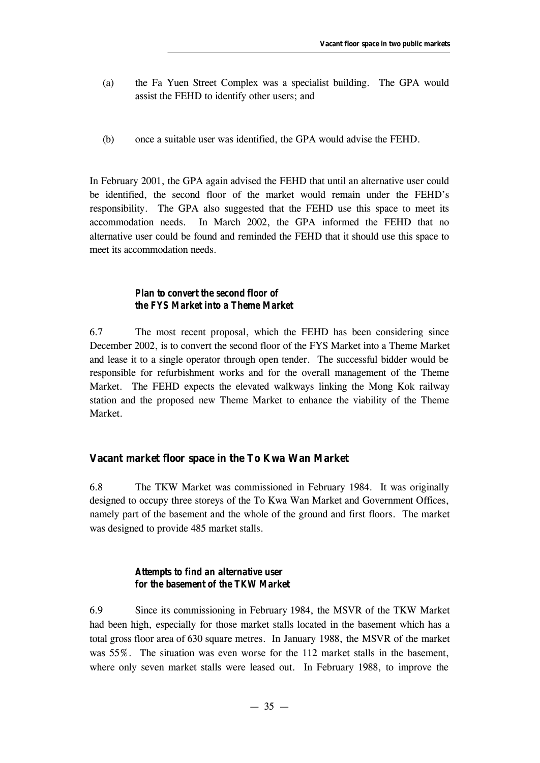(a) the Fa Yuen Street Complex was a specialist building. The GPA would assist the FEHD to identify other users; and

(b) once a suitable user was identified, the GPA would advise the FEHD.

In February 2001, the GPA again advised the FEHD that until an alternative user could be identified, the second floor of the market would remain under the FEHD's responsibility. The GPA also suggested that the FEHD use this space to meet its accommodation needs. In March 2002, the GPA informed the FEHD that no alternative user could be found and reminded the FEHD that it should use this space to meet its accommodation needs.

#### *Plan to convert the second floor of the FYS Market into a Theme Market*

6.7 The most recent proposal, which the FEHD has been considering since December 2002, is to convert the second floor of the FYS Market into a Theme Market and lease it to a single operator through open tender. The successful bidder would be responsible for refurbishment works and for the overall management of the Theme Market. The FEHD expects the elevated walkways linking the Mong Kok railway station and the proposed new Theme Market to enhance the viability of the Theme Market.

### Vacant market floor space in the To Kwa Wan Market

6.8 The TKW Market was commissioned in February 1984. It was originally designed to occupy three storeys of the To Kwa Wan Market and Government Offices, namely part of the basement and the whole of the ground and first floors. The market was designed to provide 485 market stalls.

#### *Attempts to find an alternative user for the basement of the TKW Market*

6.9 Since its commissioning in February 1984, the MSVR of the TKW Market had been high, especially for those market stalls located in the basement which has a total gross floor area of 630 square metres. In January 1988, the MSVR of the market was 55%. The situation was even worse for the 112 market stalls in the basement, where only seven market stalls were leased out. In February 1988, to improve the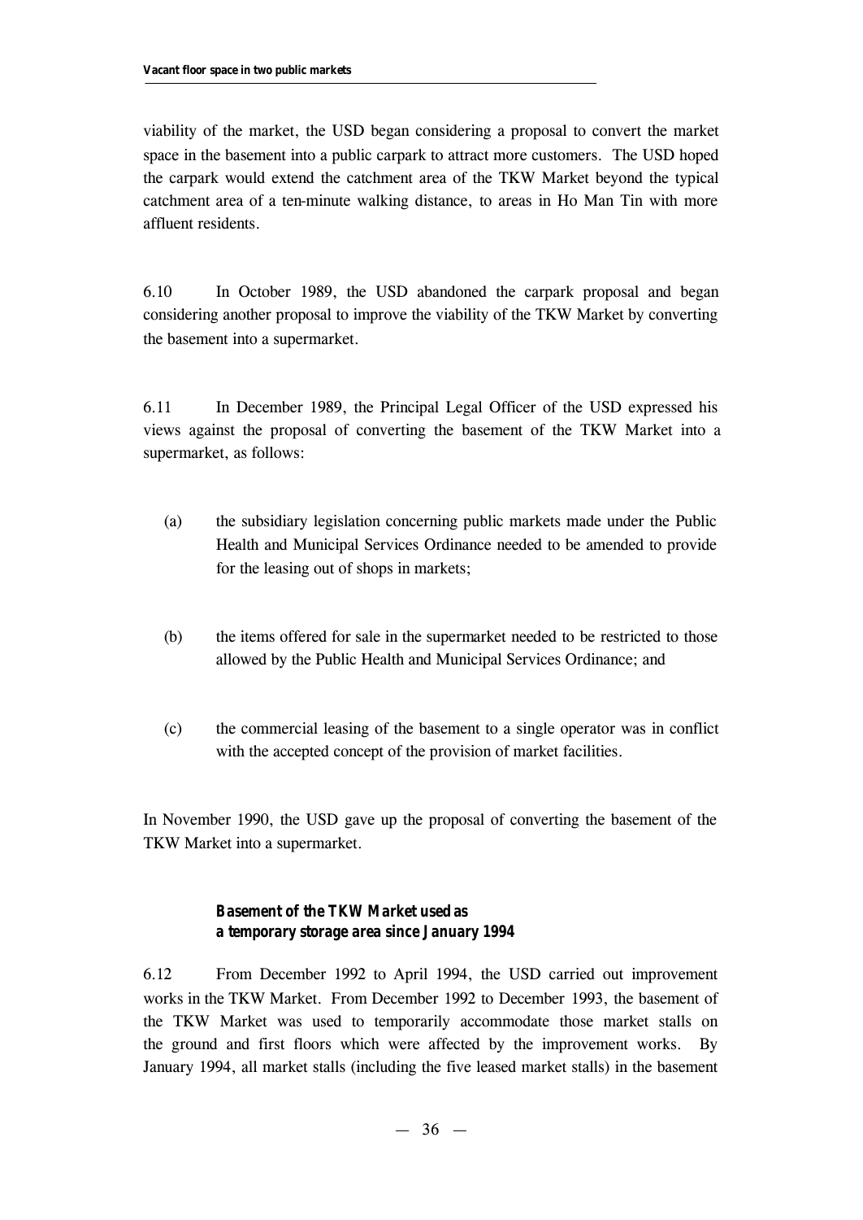viability of the market, the USD began considering a proposal to convert the market space in the basement into a public carpark to attract more customers. The USD hoped the carpark would extend the catchment area of the TKW Market beyond the typical catchment area of a ten-minute walking distance, to areas in Ho Man Tin with more affluent residents.

6.10 In October 1989, the USD abandoned the carpark proposal and began considering another proposal to improve the viability of the TKW Market by converting the basement into a supermarket.

6.11 In December 1989, the Principal Legal Officer of the USD expressed his views against the proposal of converting the basement of the TKW Market into a supermarket, as follows:

(a) the subsidiary legislation concerning public markets made under the Public Health and Municipal Services Ordinance needed to be amended to provide for the leasing out of shops in markets;

(b) the items offered for sale in the supermarket needed to be restricted to those allowed by the Public Health and Municipal Services Ordinance; and

(c) the commercial leasing of the basement to a single operator was in conflict with the accepted concept of the provision of market facilities.

In November 1990, the USD gave up the proposal of converting the basement of the TKW Market into a supermarket.

**Basement of the TKW Market used as a temporary storage area since January 1994**

6.12 From December 1992 to April 1994, the USD carried out improvement works in the TKW Market. From December 1992 to December 1993, the basement of the TKW Market was used to temporarily accommodate those market stalls on the ground and first floors which were affected by the improvement works. By January 1994, all market stalls (including the five leased market stalls) in the basement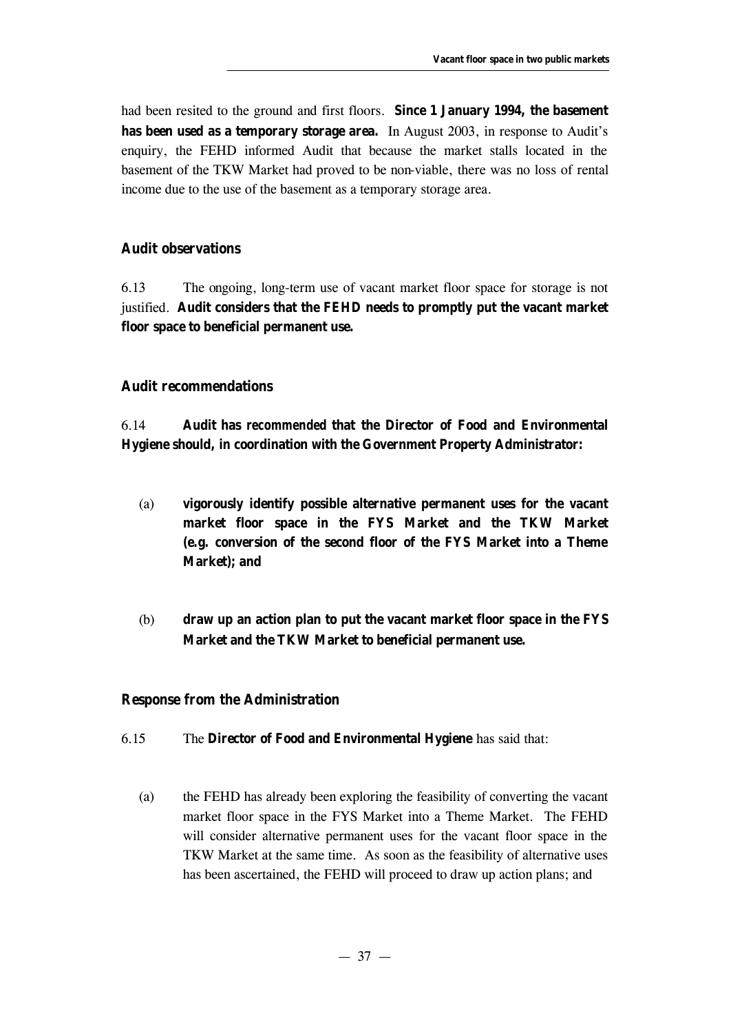had been resited to the ground and first floors. **Since 1 January 1994, the basement has been used as a temporary storage area.** In August 2003, in response to Audit's enquiry, the FEHD informed Audit that because the market stalls located in the basement of the TKW Market had proved to be non-viable, there was no loss of rental income due to the use of the basement as a temporary storage area.

### Audit observations

6.13 The ongoing, long-term use of vacant market floor space for storage is not justified. **Audit considers that the FEHD needs to promptly put the vacant market floor space to beneficial permanent use.**

### Audit recommendations

6.14 **Audit has *recommended* that the Director of Food and Environmental Hygiene should, in coordination with the Government Property Administrator:**

(a) **vigorously identify possible alternative permanent uses for the vacant market floor space in the FYS Market and the TKW Market (e.g. conversion of the second floor of the FYS Market into a Theme Market); and**

(b) **draw up an action plan to put the vacant market floor space in the FYS Market and the TKW Market to beneficial permanent use.**

### Response from the Administration

6.15 The **Director of Food and Environmental Hygiene** has said that:

(a) the FEHD has already been exploring the feasibility of converting the vacant market floor space in the FYS Market into a Theme Market. The FEHD will consider alternative permanent uses for the vacant floor space in the TKW Market at the same time. As soon as the feasibility of alternative uses has been ascertained, the FEHD will proceed to draw up action plans; and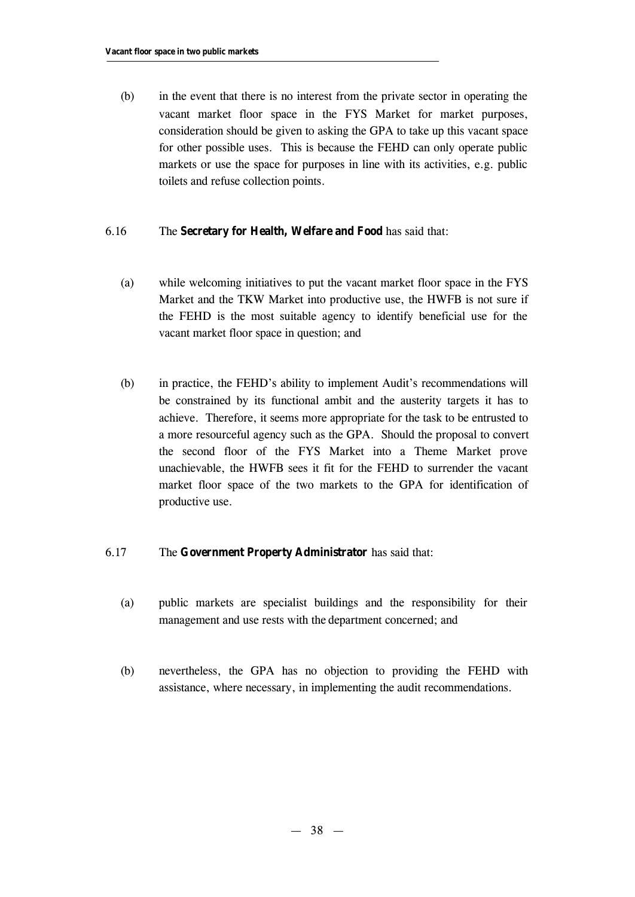(b) in the event that there is no interest from the private sector in operating the vacant market floor space in the FYS Market for market purposes, consideration should be given to asking the GPA to take up this vacant space for other possible uses. This is because the FEHD can only operate public markets or use the space for purposes in line with its activities, e.g. public toilets and refuse collection points.

6.16 The **Secretary for Health, Welfare and Food** has said that:

(a) while welcoming initiatives to put the vacant market floor space in the FYS Market and the TKW Market into productive use, the HWFB is not sure if the FEHD is the most suitable agency to identify beneficial use for the vacant market floor space in question; and

(b) in practice, the FEHD's ability to implement Audit's recommendations will be constrained by its functional ambit and the austerity targets it has to achieve. Therefore, it seems more appropriate for the task to be entrusted to a more resourceful agency such as the GPA. Should the proposal to convert the second floor of the FYS Market into a Theme Market prove unachievable, the HWFB sees it fit for the FEHD to surrender the vacant market floor space of the two markets to the GPA for identification of productive use.

6.17 The **Government Property Administrator** has said that:

(a) public markets are specialist buildings and the responsibility for their management and use rests with the department concerned; and

(b) nevertheless, the GPA has no objection to providing the FEHD with assistance, where necessary, in implementing the audit recommendations.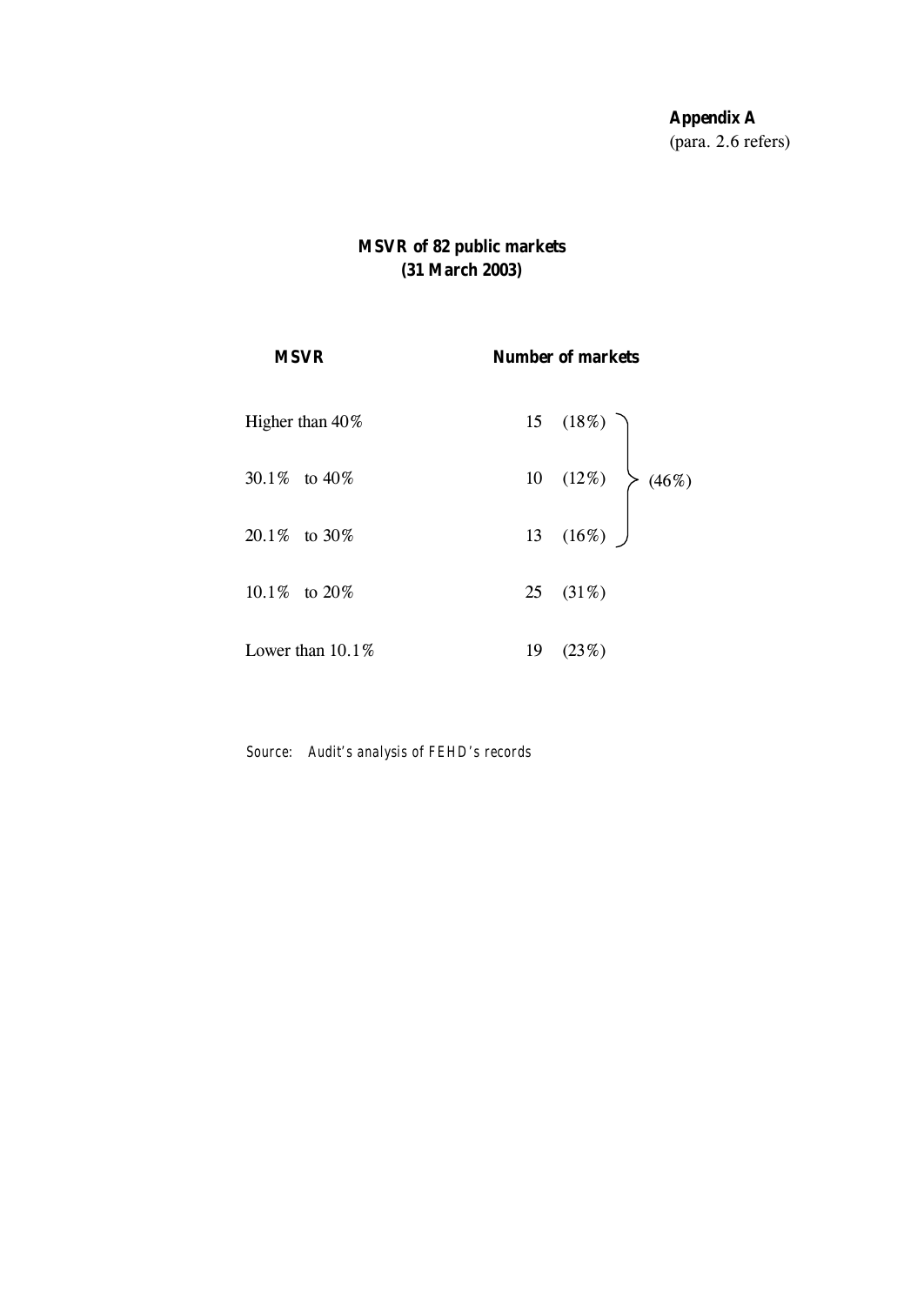**Appendix A**
(para. 2.6 refers)

## MSVR of 82 public markets
## (31 March 2003)

| MSVR | Number of markets | |
|---|---|---|
| Higher than 40% | 15 (18%) | (46%) |
| 30.1% to 40% | 10 (12%) | |
| 20.1% to 30% | 13 (16%) | |
| 10.1% to 20% | 25 (31%) | |
| Lower than 10.1% | 19 (23%) | |

*Source: Audit's analysis of FEHD's records*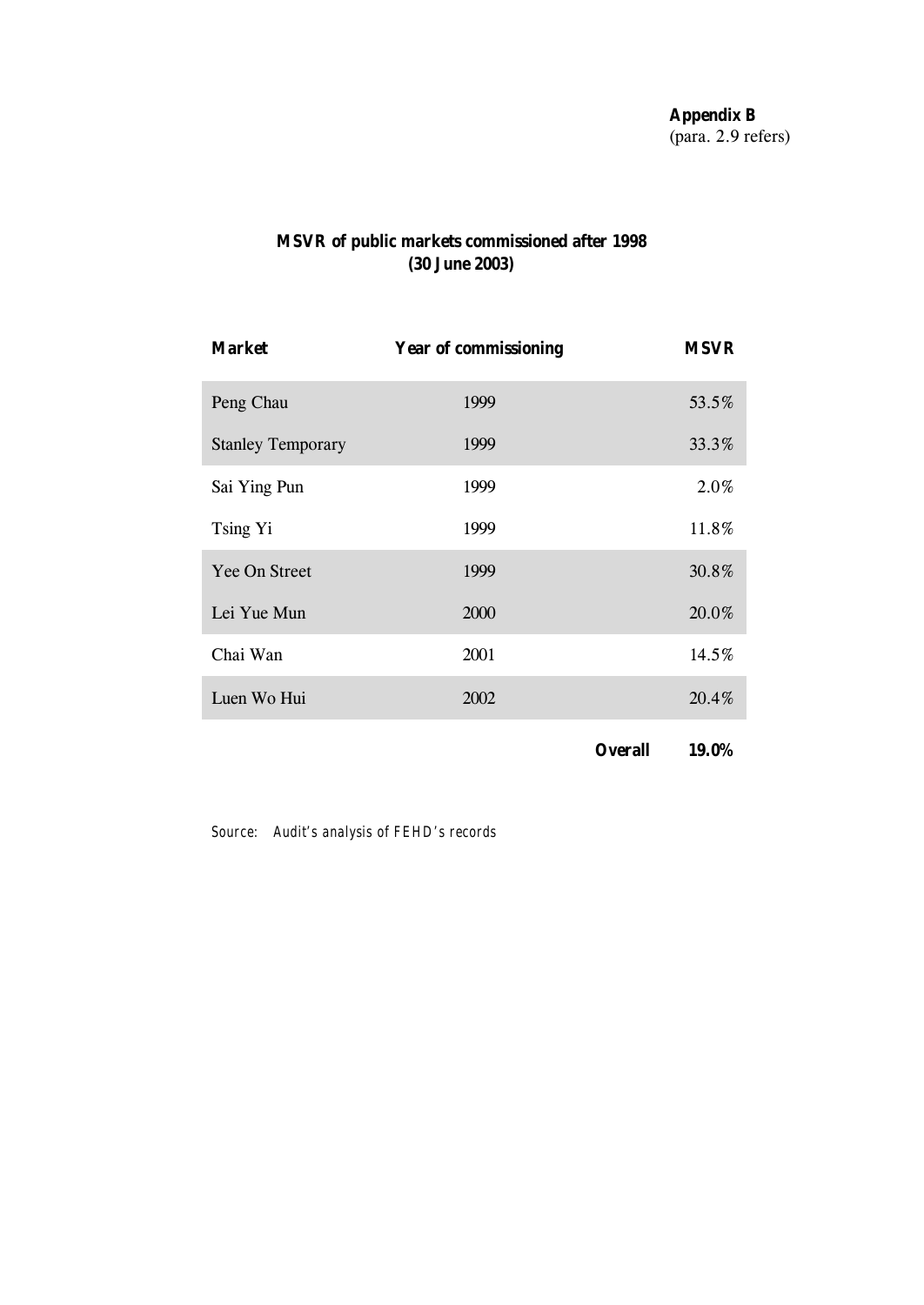**Appendix B**
(para. 2.9 refers)

## MSVR of public markets commissioned after 1998 (30 June 2003)

| Market | Year of commissioning | MSVR |
|---|---|---|
| Peng Chau | 1999 | 53.5% |
| Stanley Temporary | 1999 | 33.3% |
| Sai Ying Pun | 1999 | 2.0% |
| Tsing Yi | 1999 | 11.8% |
| Yee On Street | 1999 | 30.8% |
| Lei Yue Mun | 2000 | 20.0% |
| Chai Wan | 2001 | 14.5% |
| Luen Wo Hui | 2002 | 20.4% |
| | **Overall** | **19.0%** |

*Source: Audit's analysis of FEHD's records*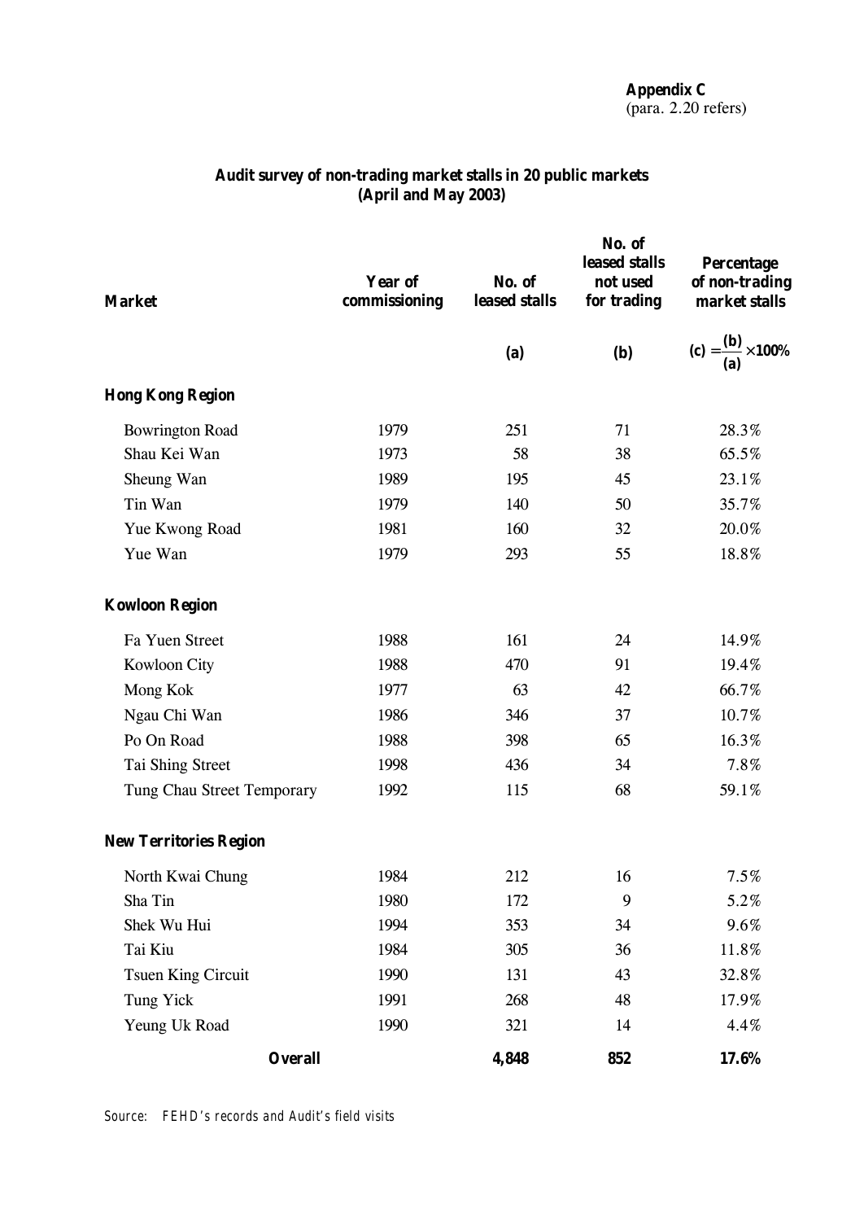**Appendix C**
(para. 2.20 refers)

## Audit survey of non-trading market stalls in 20 public markets (April and May 2003)

| Market | Year of commissioning | No. of leased stalls | No. of leased stalls not used for trading | Percentage of non-trading market stalls |
|---|---|---|---|---|
| | | (a) | (b) | $(c) = \frac{(b)}{(a)} \times 100\%$ |
| **Hong Kong Region** | | | | |
| Bowrington Road | 1979 | 251 | 71 | 28.3% |
| Shau Kei Wan | 1973 | 58 | 38 | 65.5% |
| Sheung Wan | 1989 | 195 | 45 | 23.1% |
| Tin Wan | 1979 | 140 | 50 | 35.7% |
| Yue Kwong Road | 1981 | 160 | 32 | 20.0% |
| Yue Wan | 1979 | 293 | 55 | 18.8% |
| **Kowloon Region** | | | | |
| Fa Yuen Street | 1988 | 161 | 24 | 14.9% |
| Kowloon City | 1988 | 470 | 91 | 19.4% |
| Mong Kok | 1977 | 63 | 42 | 66.7% |
| Ngau Chi Wan | 1986 | 346 | 37 | 10.7% |
| Po On Road | 1988 | 398 | 65 | 16.3% |
| Tai Shing Street | 1998 | 436 | 34 | 7.8% |
| Tung Chau Street Temporary | 1992 | 115 | 68 | 59.1% |
| **New Territories Region** | | | | |
| North Kwai Chung | 1984 | 212 | 16 | 7.5% |
| Sha Tin | 1980 | 172 | 9 | 5.2% |
| Shek Wu Hui | 1994 | 353 | 34 | 9.6% |
| Tai Kiu | 1984 | 305 | 36 | 11.8% |
| Tsuen King Circuit | 1990 | 131 | 43 | 32.8% |
| Tung Yick | 1991 | 268 | 48 | 17.9% |
| Yeung Uk Road | 1990 | 321 | 14 | 4.4% |
| **Overall** | | **4,848** | **852** | **17.6%** |

*Source: FEHD's records and Audit's field visits*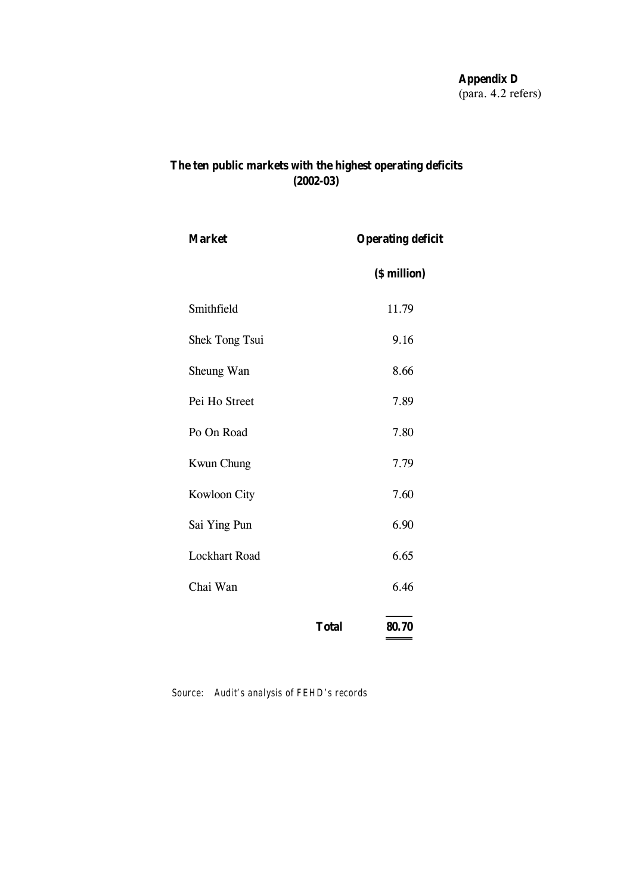**Appendix D**
(para. 4.2 refers)

**The ten public markets with the highest operating deficits (2002-03)**

| **Market** | **Operating deficit** |
|---|---|
| | **($ million)** |
| Smithfield | 11.79 |
| Shek Tong Tsui | 9.16 |
| Sheung Wan | 8.66 |
| Pei Ho Street | 7.89 |
| Po On Road | 7.80 |
| Kwun Chung | 7.79 |
| Kowloon City | 7.60 |
| Sai Ying Pun | 6.90 |
| Lockhart Road | 6.65 |
| Chai Wan | 6.46 |
| **Total** | **80.70** |

*Source: Audit's analysis of FEHD's records*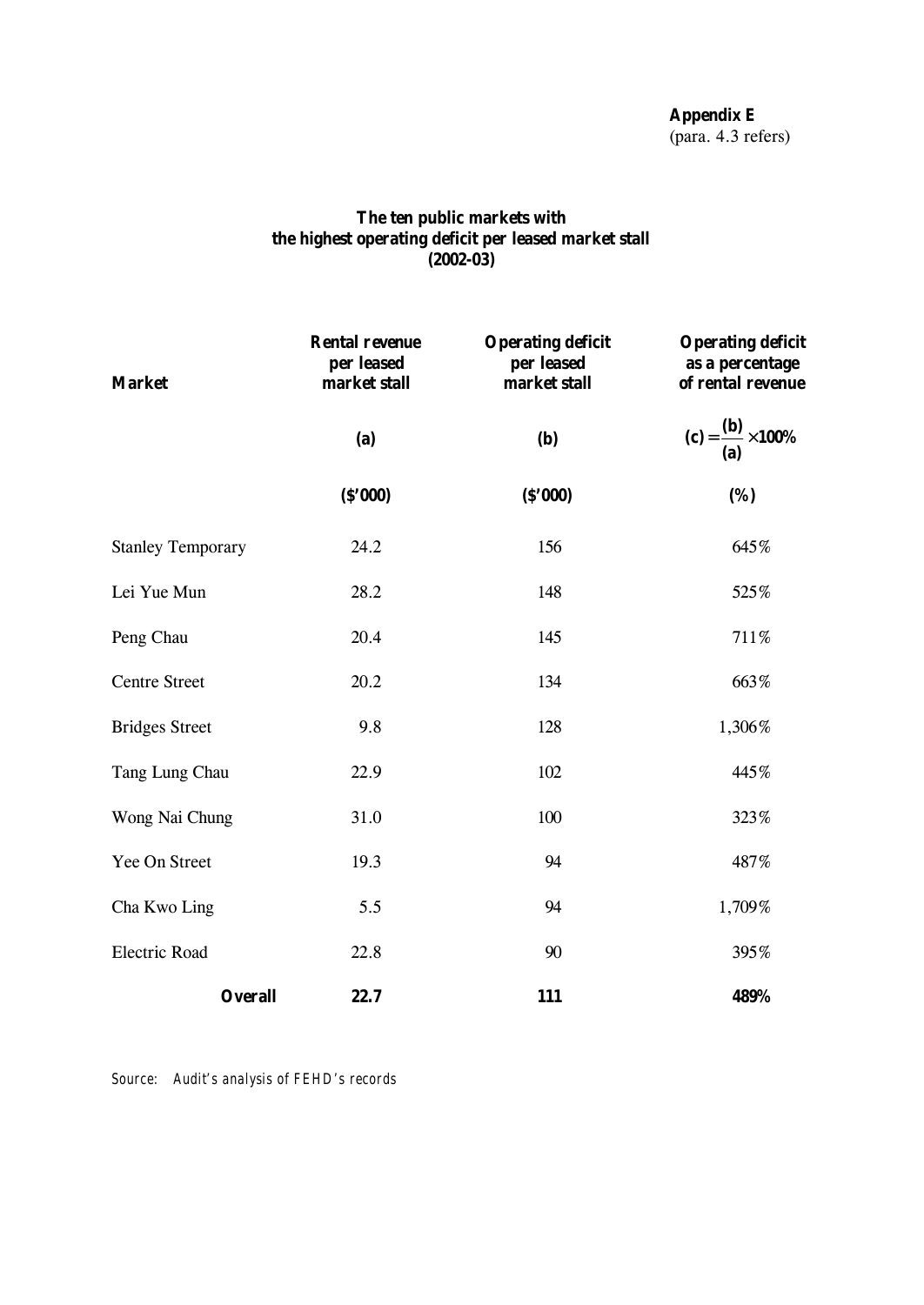**Appendix E**
(para. 4.3 refers)

**The ten public markets with the highest operating deficit per leased market stall (2002-03)**

| Market | Rental revenue per leased market stall | Operating deficit per leased market stall | Operating deficit as a percentage of rental revenue |
|---|---|---|---|
| | (a) | (b) | $(c) = \frac{(b)}{(a)} \times 100\%$ |
| | ($'000) | ($'000) | (%) |
| Stanley Temporary | 24.2 | 156 | 645% |
| Lei Yue Mun | 28.2 | 148 | 525% |
| Peng Chau | 20.4 | 145 | 711% |
| Centre Street | 20.2 | 134 | 663% |
| Bridges Street | 9.8 | 128 | 1,306% |
| Tang Lung Chau | 22.9 | 102 | 445% |
| Wong Nai Chung | 31.0 | 100 | 323% |
| Yee On Street | 19.3 | 94 | 487% |
| Cha Kwo Ling | 5.5 | 94 | 1,709% |
| Electric Road | 22.8 | 90 | 395% |
| **Overall** | **22.7** | **111** | **489%** |

*Source: Audit's analysis of FEHD's records*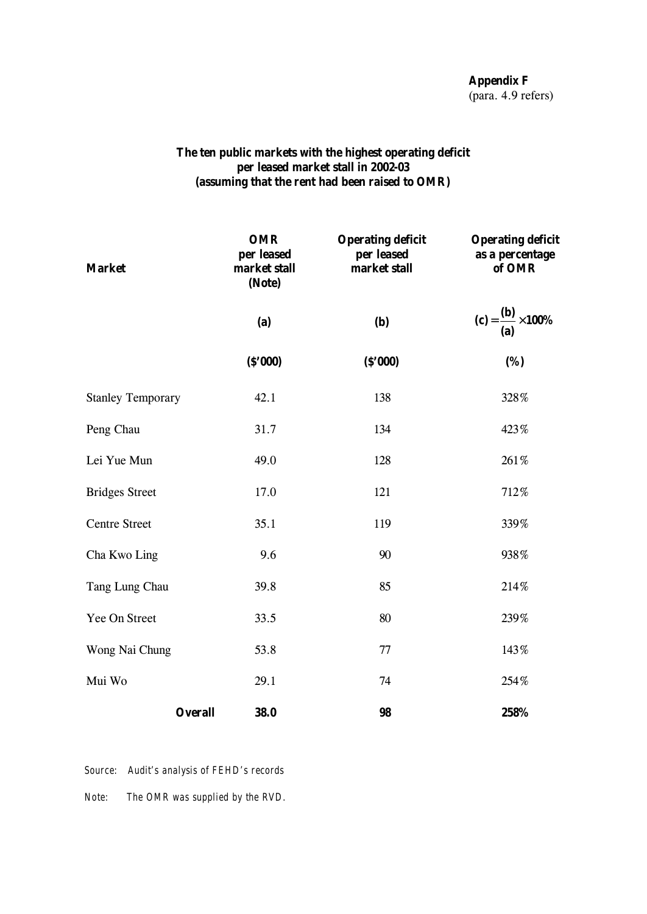**Appendix F**
(para. 4.9 refers)

**The ten public markets with the highest operating deficit per leased market stall in 2002-03 (assuming that the rent had been raised to OMR)**

| Market | OMR per leased market stall (Note) | Operating deficit per leased market stall | Operating deficit as a percentage of OMR |
|---|---|---|---|
| | (a) | (b) | $(c) = \frac{(b)}{(a)} \times 100\%$ |
| | ($'000) | ($'000) | (%) |
| Stanley Temporary | 42.1 | 138 | 328% |
| Peng Chau | 31.7 | 134 | 423% |
| Lei Yue Mun | 49.0 | 128 | 261% |
| Bridges Street | 17.0 | 121 | 712% |
| Centre Street | 35.1 | 119 | 339% |
| Cha Kwo Ling | 9.6 | 90 | 938% |
| Tang Lung Chau | 39.8 | 85 | 214% |
| Yee On Street | 33.5 | 80 | 239% |
| Wong Nai Chung | 53.8 | 77 | 143% |
| Mui Wo | 29.1 | 74 | 254% |
| **Overall** | **38.0** | **98** | **258%** |

Source: Audit's analysis of FEHD's records

Note: The OMR was supplied by the RVD.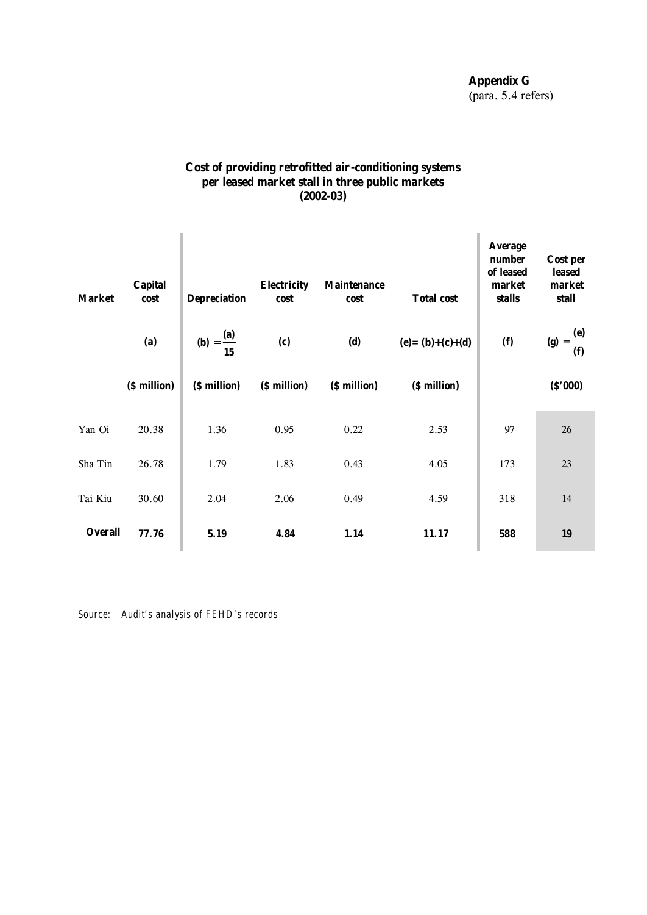**Appendix G**
(para. 5.4 refers)

**Cost of providing retrofitted air-conditioning systems per leased market stall in three public markets (2002-03)**

| Market | Capital cost | Depreciation | Electricity cost | Maintenance cost | Total cost | Average number of leased market stalls | Cost per leased market stall |
|---|---|---|---|---|---|---|---|
| | (a) | (b) $= \frac{(a)}{15}$ | (c) | (d) | (e)= (b)+(c)+(d) | (f) | (g) $= \frac{(e)}{(f)}$ |
| | ($ million) | ($ million) | ($ million) | ($ million) | ($ million) | | ($'000) |
| Yan Oi | 20.38 | 1.36 | 0.95 | 0.22 | 2.53 | 97 | 26 |
| Sha Tin | 26.78 | 1.79 | 1.83 | 0.43 | 4.05 | 173 | 23 |
| Tai Kiu | 30.60 | 2.04 | 2.06 | 0.49 | 4.59 | 318 | 14 |
| **Overall** | **77.76** | **5.19** | **4.84** | **1.14** | **11.17** | **588** | **19** |

*Source: Audit's analysis of FEHD's records*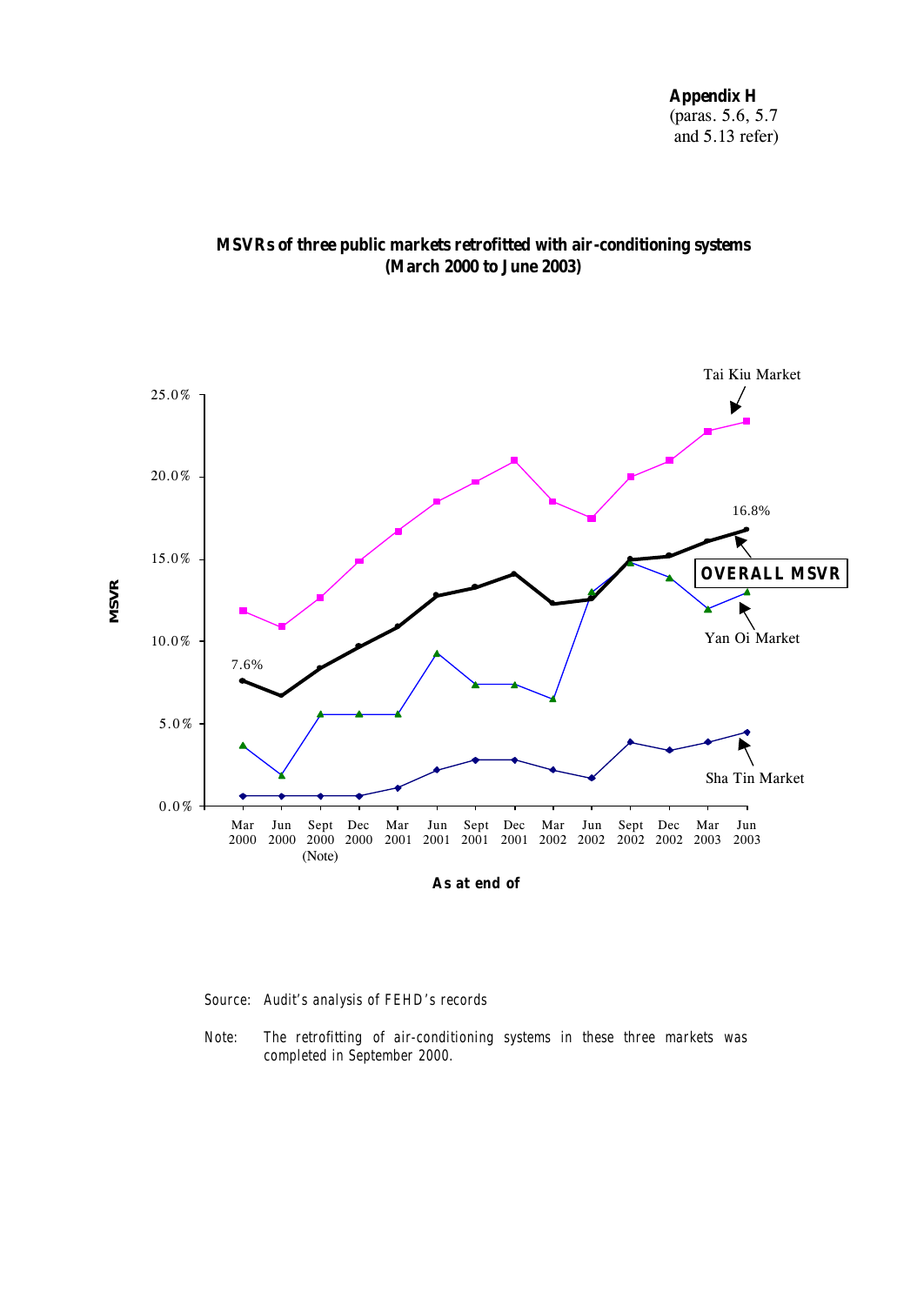**Appendix H**
(paras. 5.6, 5.7 and 5.13 refer)

**MSVRs of three public markets retrofitted with air-conditioning systems (March 2000 to June 2003)**

Source: Audit's analysis of FEHD's records

Note: The retrofitting of air-conditioning systems in these three markets was completed in September 2000.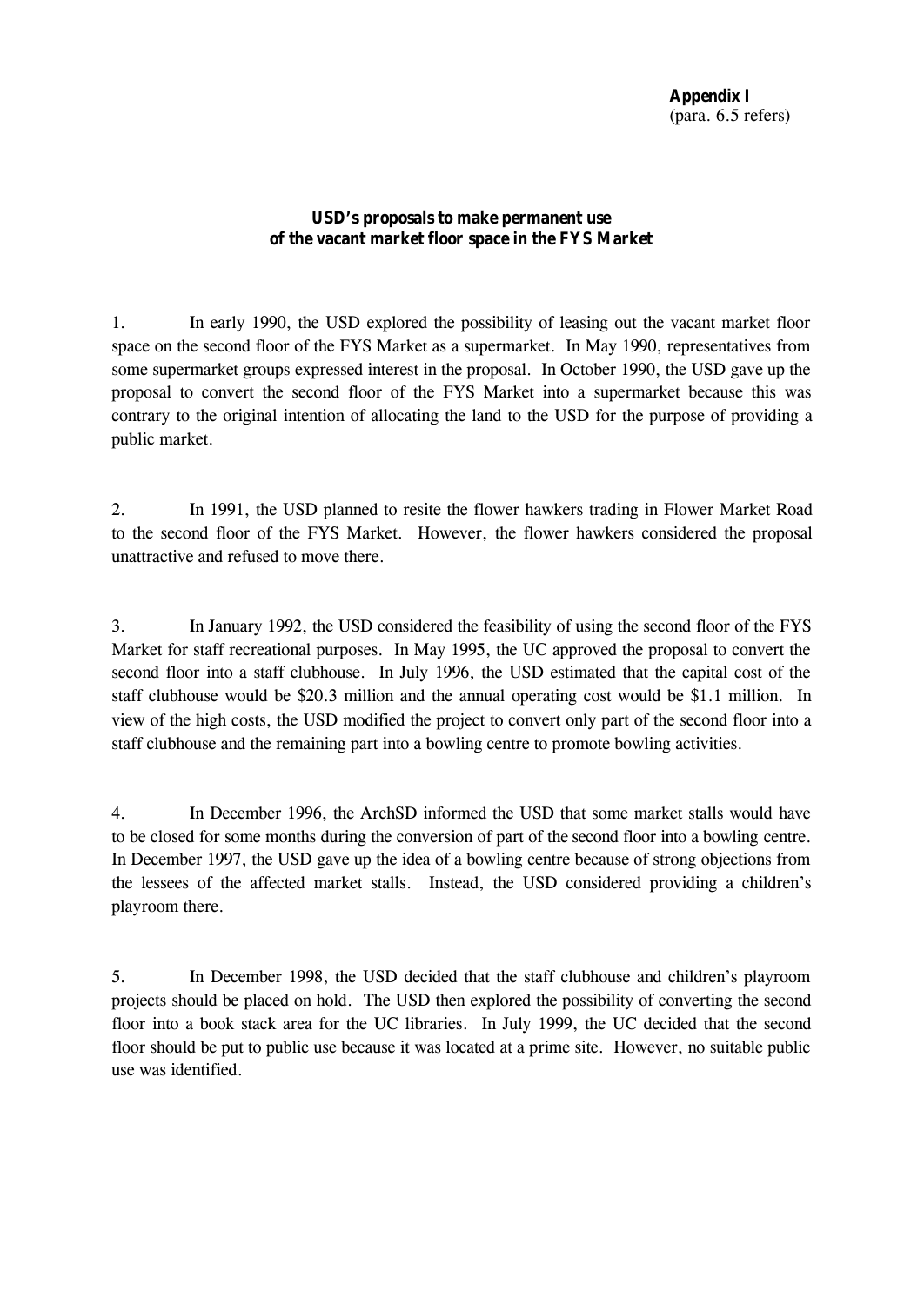**Appendix I**
(para. 6.5 refers)

**USD's proposals to make permanent use of the vacant market floor space in the FYS Market**

1. In early 1990, the USD explored the possibility of leasing out the vacant market floor space on the second floor of the FYS Market as a supermarket. In May 1990, representatives from some supermarket groups expressed interest in the proposal. In October 1990, the USD gave up the proposal to convert the second floor of the FYS Market into a supermarket because this was contrary to the original intention of allocating the land to the USD for the purpose of providing a public market.

2. In 1991, the USD planned to resite the flower hawkers trading in Flower Market Road to the second floor of the FYS Market. However, the flower hawkers considered the proposal unattractive and refused to move there.

3. In January 1992, the USD considered the feasibility of using the second floor of the FYS Market for staff recreational purposes. In May 1995, the UC approved the proposal to convert the second floor into a staff clubhouse. In July 1996, the USD estimated that the capital cost of the staff clubhouse would be $20.3 million and the annual operating cost would be $1.1 million. In view of the high costs, the USD modified the project to convert only part of the second floor into a staff clubhouse and the remaining part into a bowling centre to promote bowling activities.

4. In December 1996, the ArchSD informed the USD that some market stalls would have to be closed for some months during the conversion of part of the second floor into a bowling centre. In December 1997, the USD gave up the idea of a bowling centre because of strong objections from the lessees of the affected market stalls. Instead, the USD considered providing a children's playroom there.

5. In December 1998, the USD decided that the staff clubhouse and children's playroom projects should be placed on hold. The USD then explored the possibility of converting the second floor into a book stack area for the UC libraries. In July 1999, the UC decided that the second floor should be put to public use because it was located at a prime site. However, no suitable public use was identified.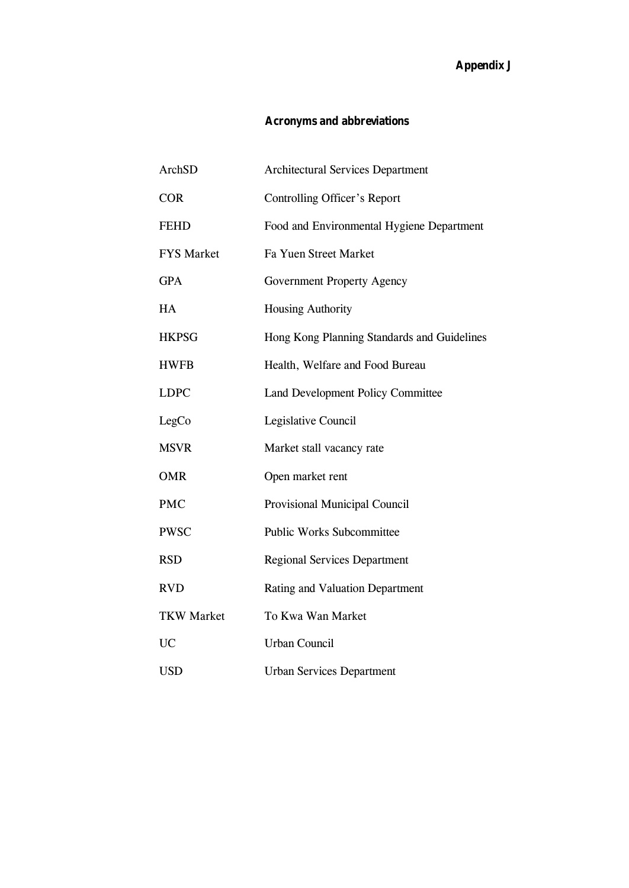**Appendix J**

## Acronyms and abbreviations

| | |
|---|---|
| ArchSD | Architectural Services Department |
| COR | Controlling Officer’s Report |
| FEHD | Food and Environmental Hygiene Department |
| FYS Market | Fa Yuen Street Market |
| GPA | Government Property Agency |
| HA | Housing Authority |
| HKPSG | Hong Kong Planning Standards and Guidelines |
| HWFB | Health, Welfare and Food Bureau |
| LDPC | Land Development Policy Committee |
| LegCo | Legislative Council |
| MSVR | Market stall vacancy rate |
| OMR | Open market rent |
| PMC | Provisional Municipal Council |
| PWSC | Public Works Subcommittee |
| RSD | Regional Services Department |
| RVD | Rating and Valuation Department |
| TKW Market | To Kwa Wan Market |
| UC | Urban Council |
| USD | Urban Services Department |